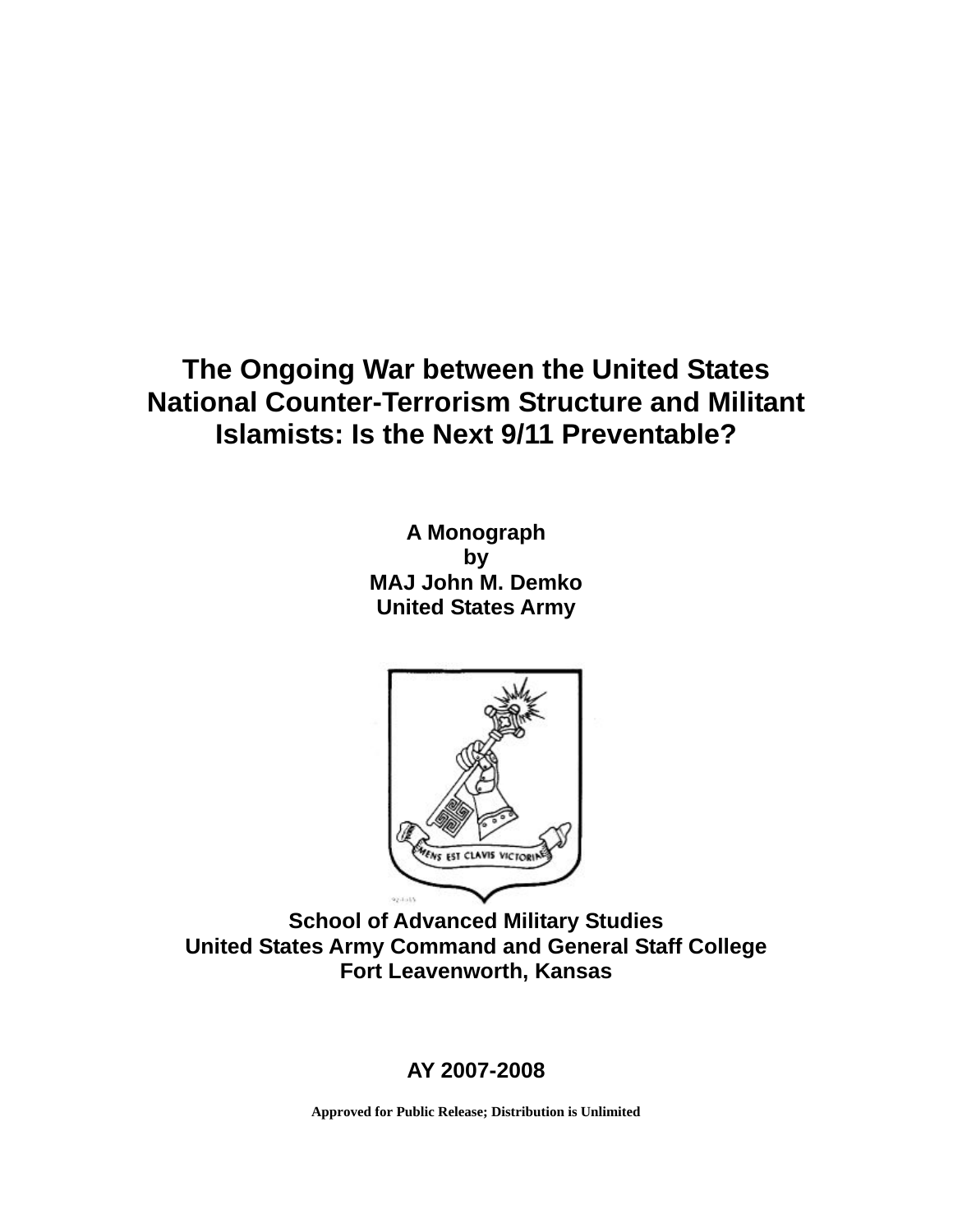# The Ongoing War between the United States National Counter-Terrorism Structure and Militant Islamists: Is the Next 9/11 Preventable?

**A Monograph**
**by**
**MAJ John M. Demko**
**United States Army**

**School of Advanced Military Studies**
**United States Army Command and General Staff College**
**Fort Leavenworth, Kansas**

**AY 2007-2008**

**Approved for Public Release; Distribution is Unlimited**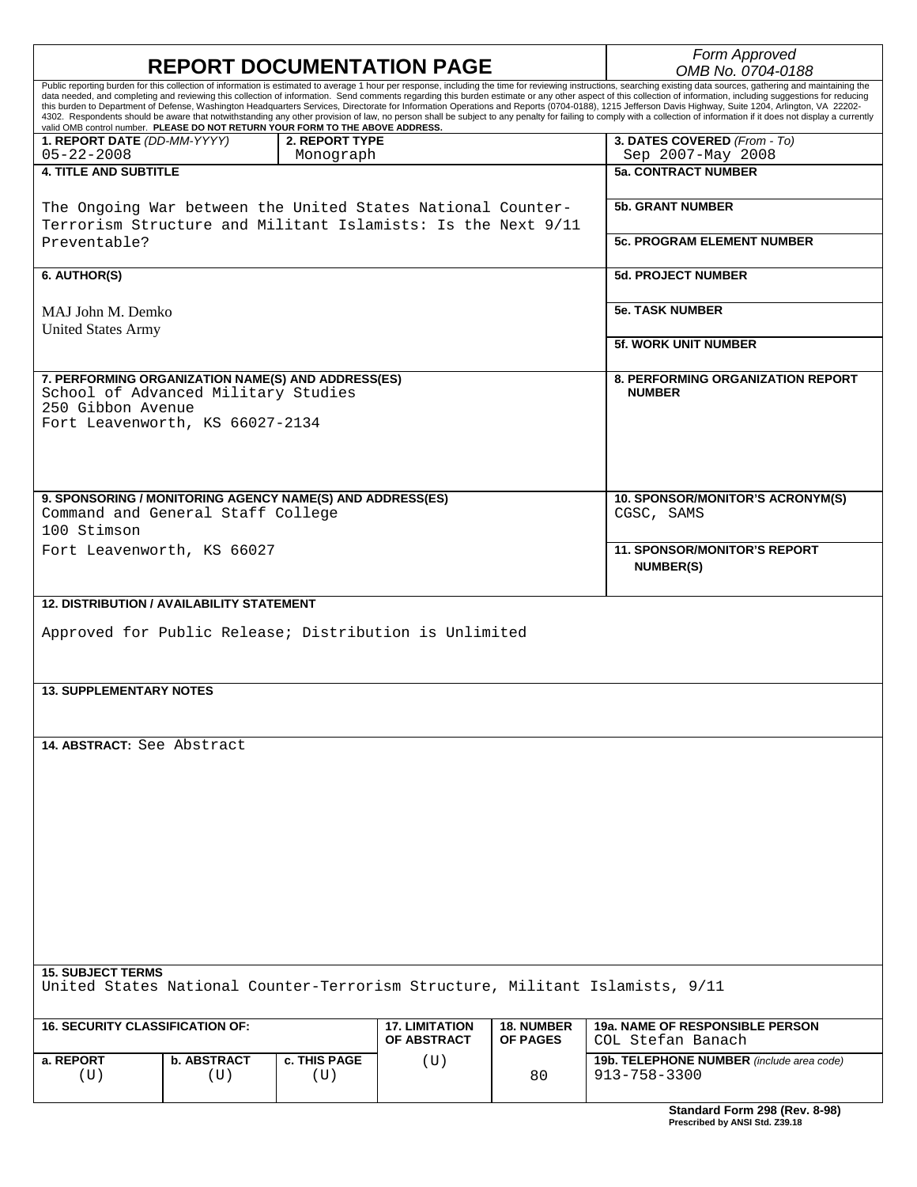# REPORT DOCUMENTATION PAGE

*Form Approved*
*OMB No. 0704-0188*

Public reporting burden for this collection of information is estimated to average 1 hour per response, including the time for reviewing instructions, searching existing data sources, gathering and maintaining the data needed, and completing and reviewing this collection of information. Send comments regarding this burden estimate or any other aspect of this collection of information, including suggestions for reducing this burden to Department of Defense, Washington Headquarters Services, Directorate for Information Operations and Reports (0704-0188), 1215 Jefferson Davis Highway, Suite 1204, Arlington, VA 22202-4302. Respondents should be aware that notwithstanding any other provision of law, no person shall be subject to any penalty for failing to comply with a collection of information if it does not display a currently valid OMB control number. **PLEASE DO NOT RETURN YOUR FORM TO THE ABOVE ADDRESS.**

| **1. REPORT DATE** *(DD-MM-YYYY)* | **2. REPORT TYPE** | **3. DATES COVERED** *(From - To)* |
|---|---|---|
| 05-22-2008 | Monograph | Sep 2007-May 2008 |

| **4. TITLE AND SUBTITLE** | |
|---|---|
| The Ongoing War between the United States National Counter-Terrorism Structure and Militant Islamists: Is the Next 9/11 Preventable? | **5a. CONTRACT NUMBER** |
| | **5b. GRANT NUMBER** |
| | **5c. PROGRAM ELEMENT NUMBER** |
| **6. AUTHOR(S)** | **5d. PROJECT NUMBER** |
| MAJ John M. Demko<br>United States Army | **5e. TASK NUMBER** |
| | **5f. WORK UNIT NUMBER** |
| **7. PERFORMING ORGANIZATION NAME(S) AND ADDRESS(ES)**<br>School of Advanced Military Studies<br>250 Gibbon Avenue<br>Fort Leavenworth, KS 66027-2134 | **8. PERFORMING ORGANIZATION REPORT NUMBER** |
| **9. SPONSORING / MONITORING AGENCY NAME(S) AND ADDRESS(ES)**<br>Command and General Staff College<br>100 Stimson<br>Fort Leavenworth, KS 66027 | **10. SPONSOR/MONITOR'S ACRONYM(S)**<br>CGSC, SAMS |
| | **11. SPONSOR/MONITOR'S REPORT NUMBER(S)** |

**12. DISTRIBUTION / AVAILABILITY STATEMENT**

Approved for Public Release; Distribution is Unlimited

**13. SUPPLEMENTARY NOTES**

**14. ABSTRACT:** See Abstract

**15. SUBJECT TERMS**

United States National Counter-Terrorism Structure, Militant Islamists, 9/11

| **16. SECURITY CLASSIFICATION OF:** | | | **17. LIMITATION OF ABSTRACT** | **18. NUMBER OF PAGES** | **19a. NAME OF RESPONSIBLE PERSON**<br>COL Stefan Banach |
|---|---|---|---|---|---|
| **a. REPORT** | **b. ABSTRACT** | **c. THIS PAGE** | | | **19b. TELEPHONE NUMBER** *(include area code)* |
| (U) | (U) | (U) | (U) | 80 | 913-758-3300 |

**Standard Form 298 (Rev. 8-98)**
**Prescribed by ANSI Std. Z39.18**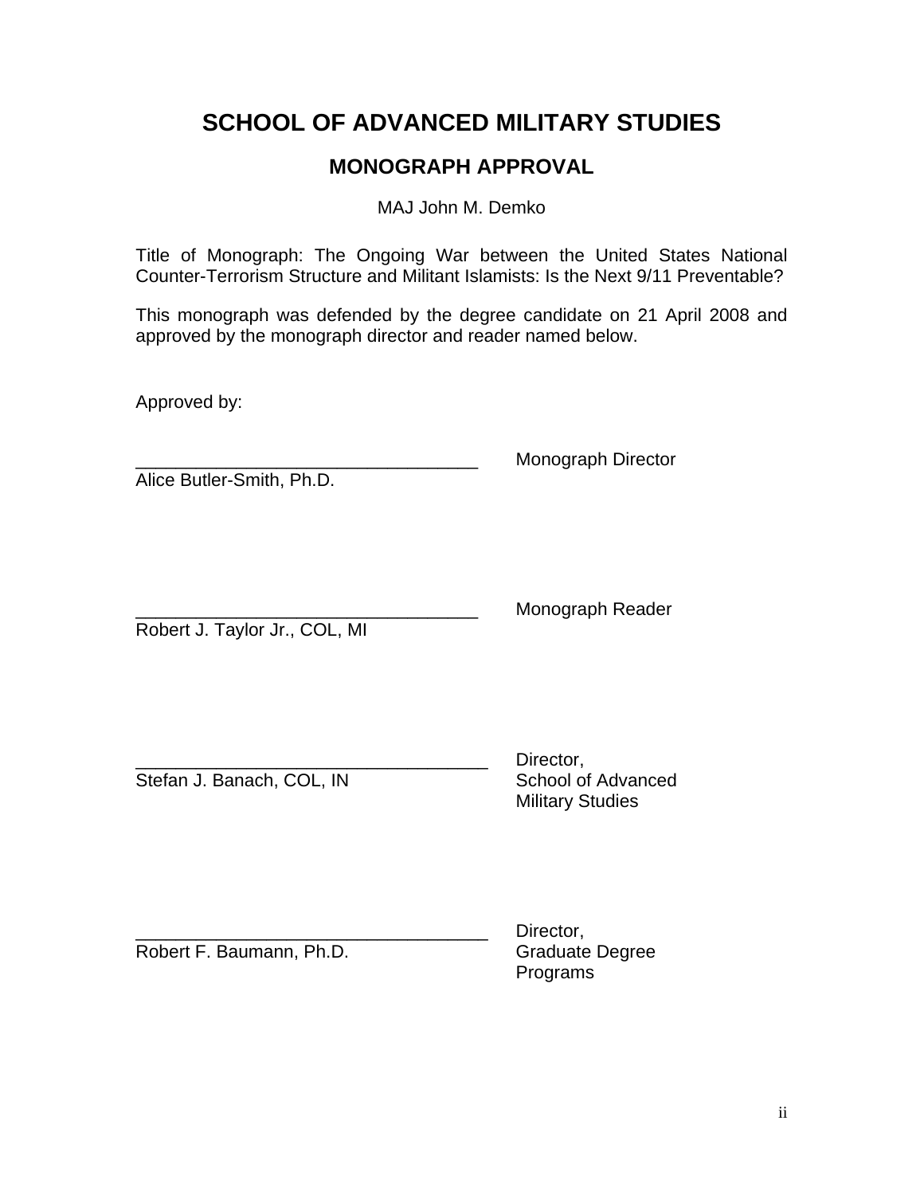# SCHOOL OF ADVANCED MILITARY STUDIES

## MONOGRAPH APPROVAL

MAJ John M. Demko

Title of Monograph: The Ongoing War between the United States National Counter-Terrorism Structure and Militant Islamists: Is the Next 9/11 Preventable?

This monograph was defended by the degree candidate on 21 April 2008 and approved by the monograph director and reader named below.

Approved by:

\_\_\_\_\_\_\_\_\_\_\_\_\_\_\_\_\_\_\_\_\_\_\_\_\_\_\_\_\_\_\_\_\_\_\_ Monograph Director
Alice Butler-Smith, Ph.D.

\_\_\_\_\_\_\_\_\_\_\_\_\_\_\_\_\_\_\_\_\_\_\_\_\_\_\_\_\_\_\_\_\_\_\_ Monograph Reader
Robert J. Taylor Jr., COL, MI

\_\_\_\_\_\_\_\_\_\_\_\_\_\_\_\_\_\_\_\_\_\_\_\_\_\_\_\_\_\_\_\_\_\_\_ Director, School of Advanced Military Studies
Stefan J. Banach, COL, IN

\_\_\_\_\_\_\_\_\_\_\_\_\_\_\_\_\_\_\_\_\_\_\_\_\_\_\_\_\_\_\_\_\_\_\_ Director, Graduate Degree Programs
Robert F. Baumann, Ph.D.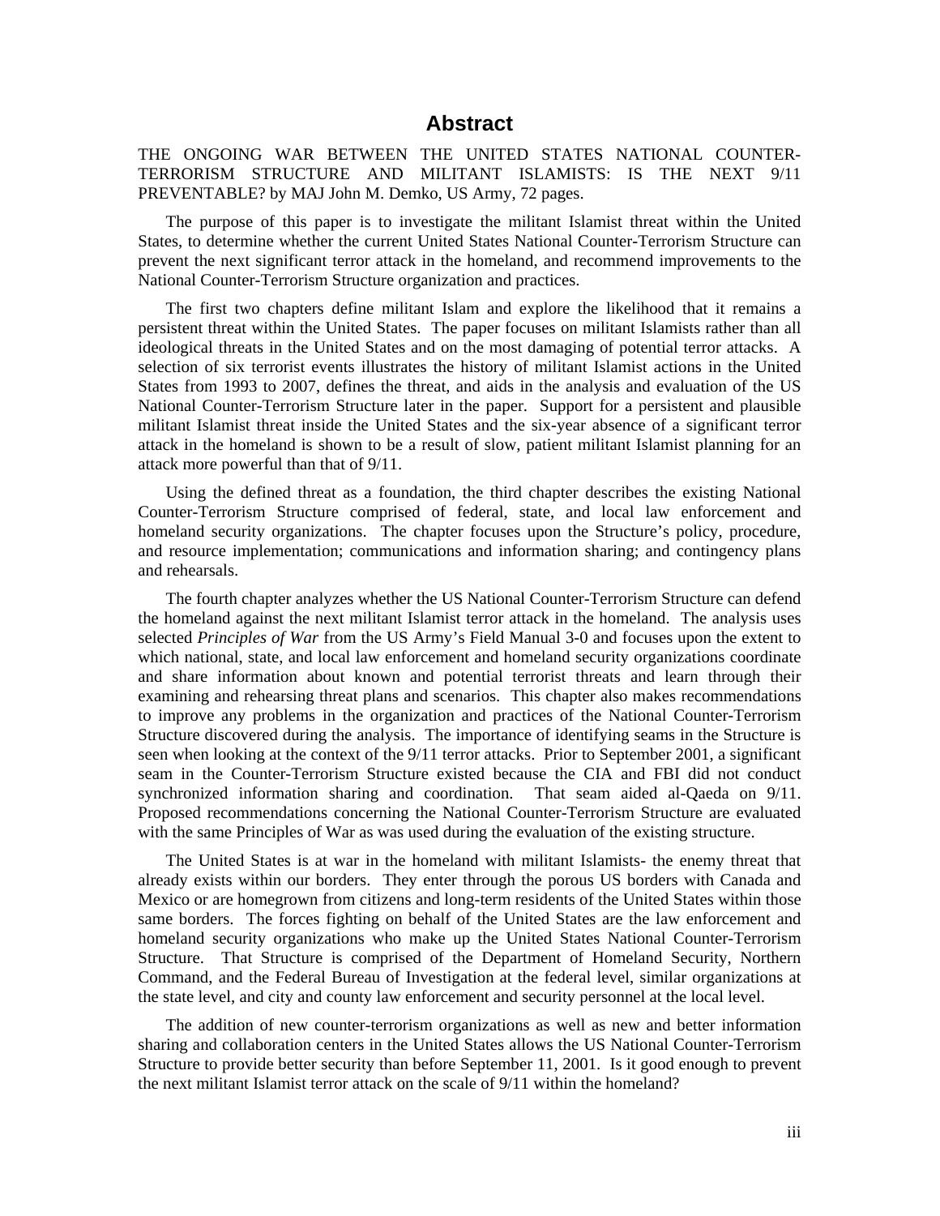# Abstract

THE ONGOING WAR BETWEEN THE UNITED STATES NATIONAL COUNTER-TERRORISM STRUCTURE AND MILITANT ISLAMISTS: IS THE NEXT 9/11 PREVENTABLE? by MAJ John M. Demko, US Army, 72 pages.

The purpose of this paper is to investigate the militant Islamist threat within the United States, to determine whether the current United States National Counter-Terrorism Structure can prevent the next significant terror attack in the homeland, and recommend improvements to the National Counter-Terrorism Structure organization and practices.

The first two chapters define militant Islam and explore the likelihood that it remains a persistent threat within the United States. The paper focuses on militant Islamists rather than all ideological threats in the United States and on the most damaging of potential terror attacks. A selection of six terrorist events illustrates the history of militant Islamist actions in the United States from 1993 to 2007, defines the threat, and aids in the analysis and evaluation of the US National Counter-Terrorism Structure later in the paper. Support for a persistent and plausible militant Islamist threat inside the United States and the six-year absence of a significant terror attack in the homeland is shown to be a result of slow, patient militant Islamist planning for an attack more powerful than that of 9/11.

Using the defined threat as a foundation, the third chapter describes the existing National Counter-Terrorism Structure comprised of federal, state, and local law enforcement and homeland security organizations. The chapter focuses upon the Structure's policy, procedure, and resource implementation; communications and information sharing; and contingency plans and rehearsals.

The fourth chapter analyzes whether the US National Counter-Terrorism Structure can defend the homeland against the next militant Islamist terror attack in the homeland. The analysis uses selected *Principles of War* from the US Army's Field Manual 3-0 and focuses upon the extent to which national, state, and local law enforcement and homeland security organizations coordinate and share information about known and potential terrorist threats and learn through their examining and rehearsing threat plans and scenarios. This chapter also makes recommendations to improve any problems in the organization and practices of the National Counter-Terrorism Structure discovered during the analysis. The importance of identifying seams in the Structure is seen when looking at the context of the 9/11 terror attacks. Prior to September 2001, a significant seam in the Counter-Terrorism Structure existed because the CIA and FBI did not conduct synchronized information sharing and coordination. That seam aided al-Qaeda on 9/11. Proposed recommendations concerning the National Counter-Terrorism Structure are evaluated with the same Principles of War as was used during the evaluation of the existing structure.

The United States is at war in the homeland with militant Islamists- the enemy threat that already exists within our borders. They enter through the porous US borders with Canada and Mexico or are homegrown from citizens and long-term residents of the United States within those same borders. The forces fighting on behalf of the United States are the law enforcement and homeland security organizations who make up the United States National Counter-Terrorism Structure. That Structure is comprised of the Department of Homeland Security, Northern Command, and the Federal Bureau of Investigation at the federal level, similar organizations at the state level, and city and county law enforcement and security personnel at the local level.

The addition of new counter-terrorism organizations as well as new and better information sharing and collaboration centers in the United States allows the US National Counter-Terrorism Structure to provide better security than before September 11, 2001. Is it good enough to prevent the next militant Islamist terror attack on the scale of 9/11 within the homeland?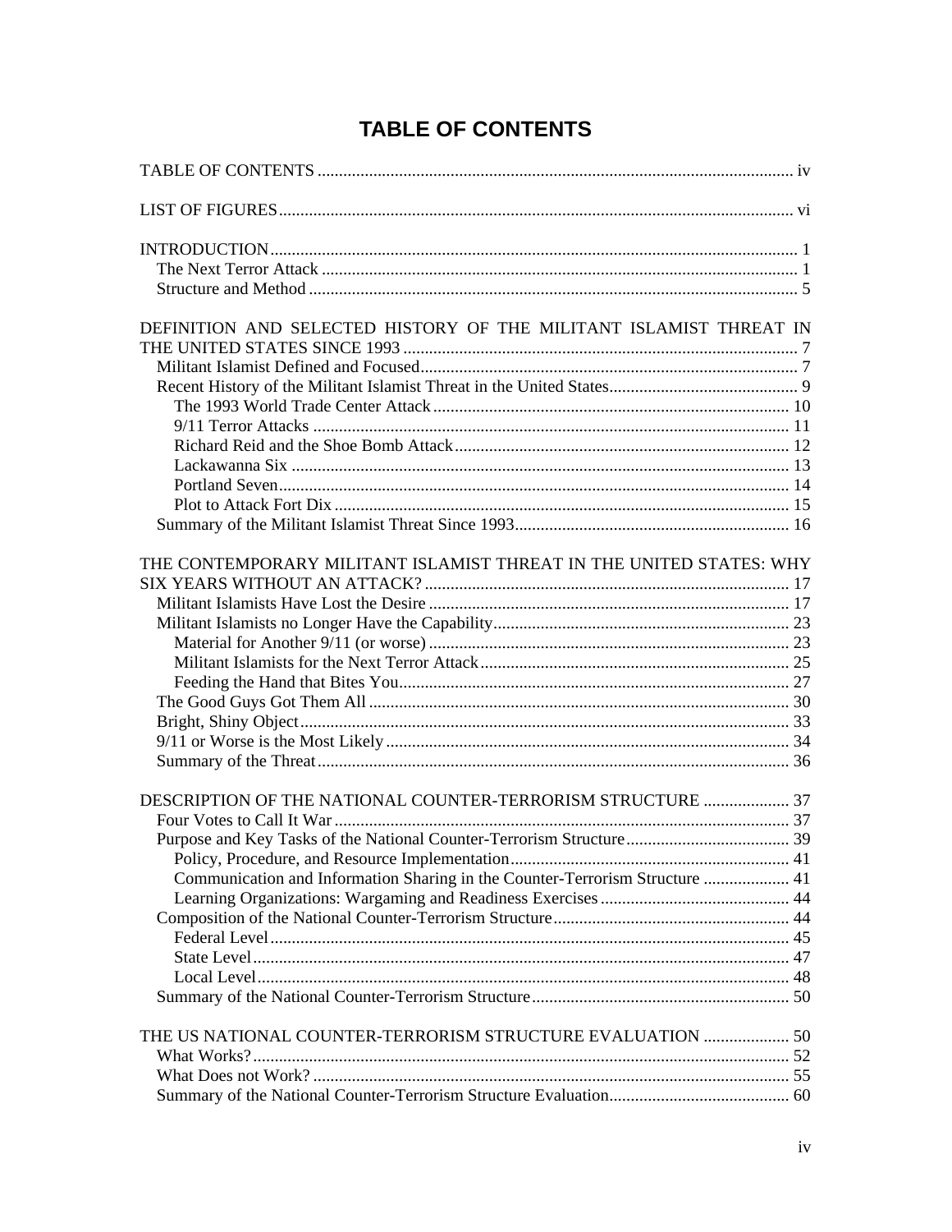# TABLE OF CONTENTS

TABLE OF CONTENTS .................................................................................................................. iv

LIST OF FIGURES........................................................................................................................ vi

INTRODUCTION........................................................................................................................... 1
- The Next Terror Attack ............................................................................................................. 1
- Structure and Method ................................................................................................................ 5

DEFINITION AND SELECTED HISTORY OF THE MILITANT ISLAMIST THREAT IN THE UNITED STATES SINCE 1993 ........................................................................................... 7
- Militant Islamist Defined and Focused....................................................................................... 7
- Recent History of the Militant Islamist Threat in the United States............................................ 9
  - The 1993 World Trade Center Attack .................................................................................. 10
  - 9/11 Terror Attacks .............................................................................................................. 11
  - Richard Reid and the Shoe Bomb Attack............................................................................. 12
  - Lackawanna Six ................................................................................................................... 13
  - Portland Seven...................................................................................................................... 14
  - Plot to Attack Fort Dix ......................................................................................................... 15
- Summary of the Militant Islamist Threat Since 1993................................................................ 16

THE CONTEMPORARY MILITANT ISLAMIST THREAT IN THE UNITED STATES: WHY SIX YEARS WITHOUT AN ATTACK? .................................................................................... 17
- Militant Islamists Have Lost the Desire .................................................................................... 17
- Militant Islamists no Longer Have the Capability..................................................................... 23
  - Material for Another 9/11 (or worse) ................................................................................... 23
  - Militant Islamists for the Next Terror Attack........................................................................ 25
  - Feeding the Hand that Bites You........................................................................................... 27
- The Good Guys Got Them All ................................................................................................. 30
- Bright, Shiny Object................................................................................................................. 33
- 9/11 or Worse is the Most Likely ............................................................................................. 34
- Summary of the Threat............................................................................................................. 36

DESCRIPTION OF THE NATIONAL COUNTER-TERRORISM STRUCTURE .................... 37
- Four Votes to Call It War .......................................................................................................... 37
- Purpose and Key Tasks of the National Counter-Terrorism Structure...................................... 39
  - Policy, Procedure, and Resource Implementation................................................................. 41
  - Communication and Information Sharing in the Counter-Terrorism Structure .................... 41
  - Learning Organizations: Wargaming and Readiness Exercises ............................................ 44
- Composition of the National Counter-Terrorism Structure....................................................... 44
  - Federal Level ........................................................................................................................ 45
  - State Level............................................................................................................................ 47
  - Local Level........................................................................................................................... 48
- Summary of the National Counter-Terrorism Structure............................................................ 50

THE US NATIONAL COUNTER-TERRORISM STRUCTURE EVALUATION .................... 50
- What Works?............................................................................................................................ 52
- What Does not Work? .............................................................................................................. 55
- Summary of the National Counter-Terrorism Structure Evaluation.......................................... 60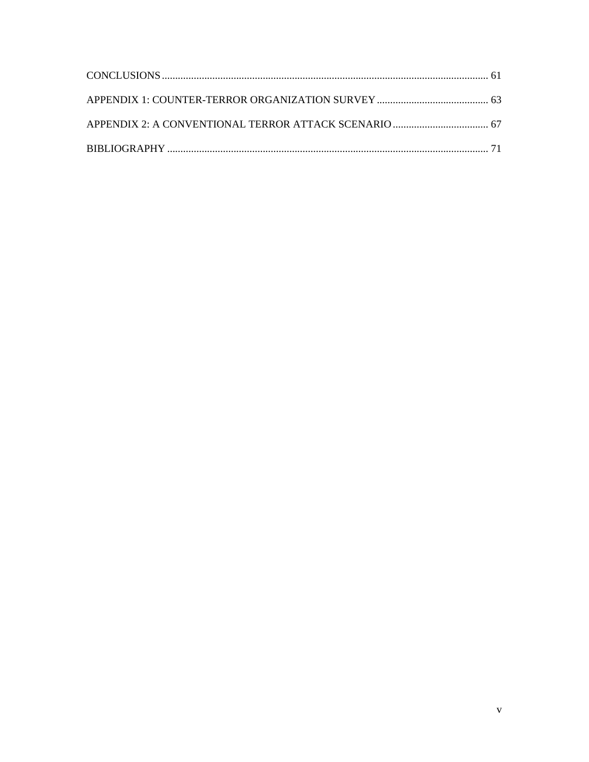CONCLUSIONS .......... 61

APPENDIX 1: COUNTER-TERROR ORGANIZATION SURVEY .......... 63

APPENDIX 2: A CONVENTIONAL TERROR ATTACK SCENARIO .......... 67

BIBLIOGRAPHY .......... 71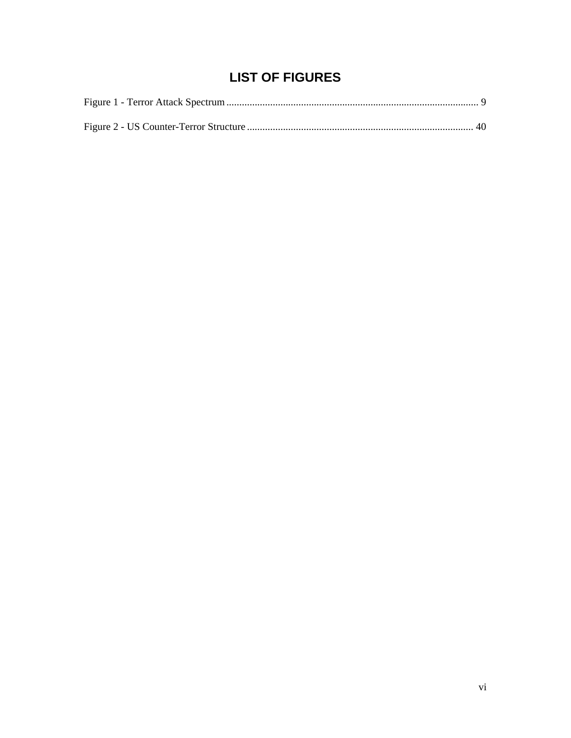# LIST OF FIGURES

Figure 1 - Terror Attack Spectrum .................................................................................................. 9

Figure 2 - US Counter-Terror Structure ........................................................................................ 40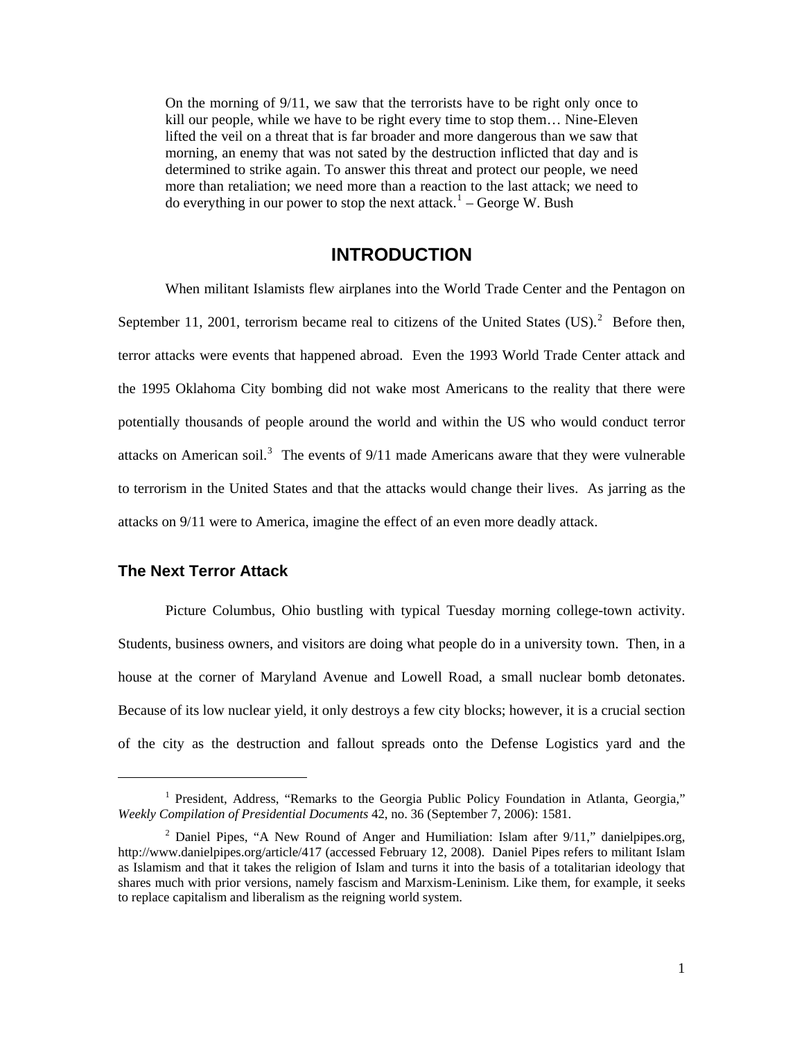On the morning of 9/11, we saw that the terrorists have to be right only once to kill our people, while we have to be right every time to stop them… Nine-Eleven lifted the veil on a threat that is far broader and more dangerous than we saw that morning, an enemy that was not sated by the destruction inflicted that day and is determined to strike again. To answer this threat and protect our people, we need more than retaliation; we need more than a reaction to the last attack; we need to do everything in our power to stop the next attack.[1] – George W. Bush

# INTRODUCTION

When militant Islamists flew airplanes into the World Trade Center and the Pentagon on September 11, 2001, terrorism became real to citizens of the United States (US).[2] Before then, terror attacks were events that happened abroad. Even the 1993 World Trade Center attack and the 1995 Oklahoma City bombing did not wake most Americans to the reality that there were potentially thousands of people around the world and within the US who would conduct terror attacks on American soil.[3] The events of 9/11 made Americans aware that they were vulnerable to terrorism in the United States and that the attacks would change their lives. As jarring as the attacks on 9/11 were to America, imagine the effect of an even more deadly attack.

## The Next Terror Attack

Picture Columbus, Ohio bustling with typical Tuesday morning college-town activity. Students, business owners, and visitors are doing what people do in a university town. Then, in a house at the corner of Maryland Avenue and Lowell Road, a small nuclear bomb detonates. Because of its low nuclear yield, it only destroys a few city blocks; however, it is a crucial section of the city as the destruction and fallout spreads onto the Defense Logistics yard and the

---

[1] President, Address, "Remarks to the Georgia Public Policy Foundation in Atlanta, Georgia," *Weekly Compilation of Presidential Documents* 42, no. 36 (September 7, 2006): 1581.

[2] Daniel Pipes, "A New Round of Anger and Humiliation: Islam after 9/11," danielpipes.org, http://www.danielpipes.org/article/417 (accessed February 12, 2008). Daniel Pipes refers to militant Islam as Islamism and that it takes the religion of Islam and turns it into the basis of a totalitarian ideology that shares much with prior versions, namely fascism and Marxism-Leninism. Like them, for example, it seeks to replace capitalism and liberalism as the reigning world system.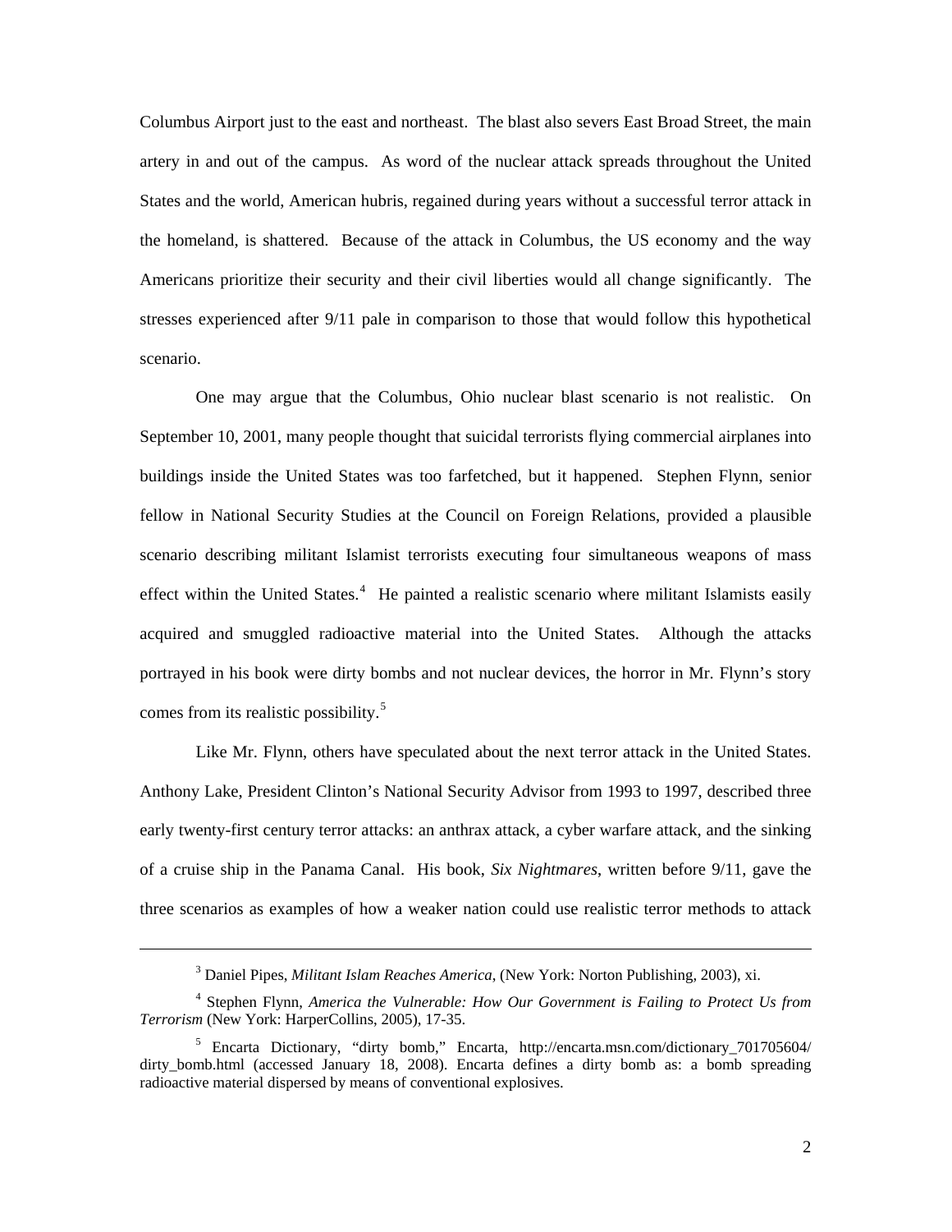Columbus Airport just to the east and northeast. The blast also severs East Broad Street, the main artery in and out of the campus. As word of the nuclear attack spreads throughout the United States and the world, American hubris, regained during years without a successful terror attack in the homeland, is shattered. Because of the attack in Columbus, the US economy and the way Americans prioritize their security and their civil liberties would all change significantly. The stresses experienced after 9/11 pale in comparison to those that would follow this hypothetical scenario.

One may argue that the Columbus, Ohio nuclear blast scenario is not realistic. On September 10, 2001, many people thought that suicidal terrorists flying commercial airplanes into buildings inside the United States was too farfetched, but it happened. Stephen Flynn, senior fellow in National Security Studies at the Council on Foreign Relations, provided a plausible scenario describing militant Islamist terrorists executing four simultaneous weapons of mass effect within the United States.[4] He painted a realistic scenario where militant Islamists easily acquired and smuggled radioactive material into the United States. Although the attacks portrayed in his book were dirty bombs and not nuclear devices, the horror in Mr. Flynn's story comes from its realistic possibility.[5]

Like Mr. Flynn, others have speculated about the next terror attack in the United States. Anthony Lake, President Clinton's National Security Advisor from 1993 to 1997, described three early twenty-first century terror attacks: an anthrax attack, a cyber warfare attack, and the sinking of a cruise ship in the Panama Canal. His book, *Six Nightmares*, written before 9/11, gave the three scenarios as examples of how a weaker nation could use realistic terror methods to attack

---

[3] Daniel Pipes, *Militant Islam Reaches America*, (New York: Norton Publishing, 2003), xi.

[4] Stephen Flynn, *America the Vulnerable: How Our Government is Failing to Protect Us from Terrorism* (New York: HarperCollins, 2005), 17-35.

[5] Encarta Dictionary, "dirty bomb," Encarta, http://encarta.msn.com/dictionary_701705604/dirty_bomb.html (accessed January 18, 2008). Encarta defines a dirty bomb as: a bomb spreading radioactive material dispersed by means of conventional explosives.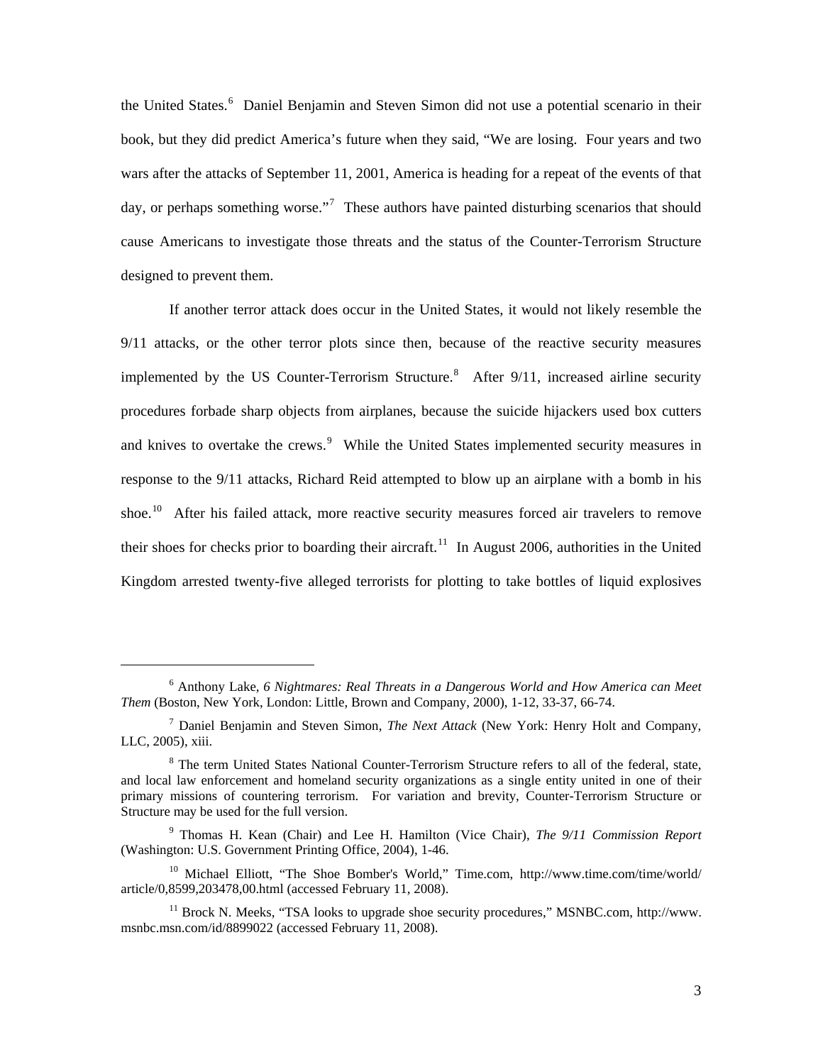the United States.[6] Daniel Benjamin and Steven Simon did not use a potential scenario in their book, but they did predict America's future when they said, "We are losing. Four years and two wars after the attacks of September 11, 2001, America is heading for a repeat of the events of that day, or perhaps something worse."[7] These authors have painted disturbing scenarios that should cause Americans to investigate those threats and the status of the Counter-Terrorism Structure designed to prevent them.

If another terror attack does occur in the United States, it would not likely resemble the 9/11 attacks, or the other terror plots since then, because of the reactive security measures implemented by the US Counter-Terrorism Structure.[8] After 9/11, increased airline security procedures forbade sharp objects from airplanes, because the suicide hijackers used box cutters and knives to overtake the crews.[9] While the United States implemented security measures in response to the 9/11 attacks, Richard Reid attempted to blow up an airplane with a bomb in his shoe.[10] After his failed attack, more reactive security measures forced air travelers to remove their shoes for checks prior to boarding their aircraft.[11] In August 2006, authorities in the United Kingdom arrested twenty-five alleged terrorists for plotting to take bottles of liquid explosives

---

[6] Anthony Lake, *6 Nightmares: Real Threats in a Dangerous World and How America can Meet Them* (Boston, New York, London: Little, Brown and Company, 2000), 1-12, 33-37, 66-74.

[7] Daniel Benjamin and Steven Simon, *The Next Attack* (New York: Henry Holt and Company, LLC, 2005), xiii.

[8] The term United States National Counter-Terrorism Structure refers to all of the federal, state, and local law enforcement and homeland security organizations as a single entity united in one of their primary missions of countering terrorism. For variation and brevity, Counter-Terrorism Structure or Structure may be used for the full version.

[9] Thomas H. Kean (Chair) and Lee H. Hamilton (Vice Chair), *The 9/11 Commission Report* (Washington: U.S. Government Printing Office, 2004), 1-46.

[10] Michael Elliott, "The Shoe Bomber's World," Time.com, http://www.time.com/time/world/article/0,8599,203478,00.html (accessed February 11, 2008).

[11] Brock N. Meeks, "TSA looks to upgrade shoe security procedures," MSNBC.com, http://www.msnbc.msn.com/id/8899022 (accessed February 11, 2008).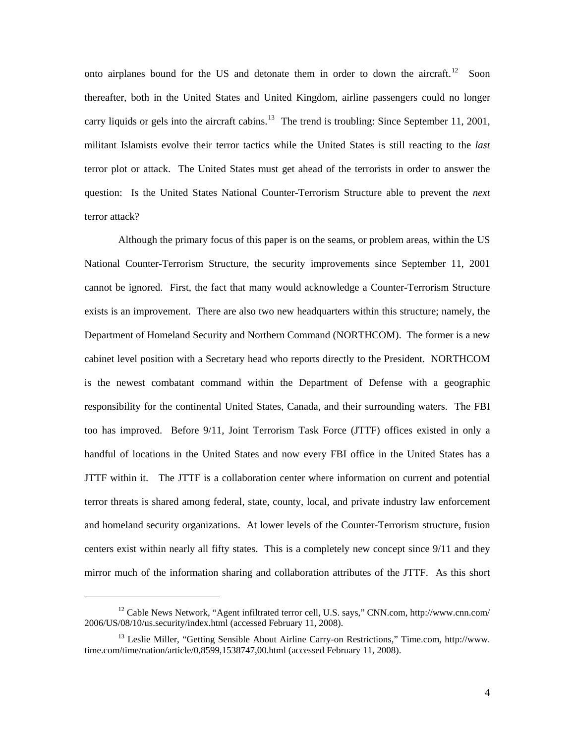onto airplanes bound for the US and detonate them in order to down the aircraft.[12] Soon thereafter, both in the United States and United Kingdom, airline passengers could no longer carry liquids or gels into the aircraft cabins.[13] The trend is troubling: Since September 11, 2001, militant Islamists evolve their terror tactics while the United States is still reacting to the *last* terror plot or attack. The United States must get ahead of the terrorists in order to answer the question: Is the United States National Counter-Terrorism Structure able to prevent the *next* terror attack?

Although the primary focus of this paper is on the seams, or problem areas, within the US National Counter-Terrorism Structure, the security improvements since September 11, 2001 cannot be ignored. First, the fact that many would acknowledge a Counter-Terrorism Structure exists is an improvement. There are also two new headquarters within this structure; namely, the Department of Homeland Security and Northern Command (NORTHCOM). The former is a new cabinet level position with a Secretary head who reports directly to the President. NORTHCOM is the newest combatant command within the Department of Defense with a geographic responsibility for the continental United States, Canada, and their surrounding waters. The FBI too has improved. Before 9/11, Joint Terrorism Task Force (JTTF) offices existed in only a handful of locations in the United States and now every FBI office in the United States has a JTTF within it. The JTTF is a collaboration center where information on current and potential terror threats is shared among federal, state, county, local, and private industry law enforcement and homeland security organizations. At lower levels of the Counter-Terrorism structure, fusion centers exist within nearly all fifty states. This is a completely new concept since 9/11 and they mirror much of the information sharing and collaboration attributes of the JTTF. As this short

---

[12] Cable News Network, "Agent infiltrated terror cell, U.S. says," CNN.com, http://www.cnn.com/2006/US/08/10/us.security/index.html (accessed February 11, 2008).

[13] Leslie Miller, "Getting Sensible About Airline Carry-on Restrictions," Time.com, http://www.time.com/time/nation/article/0,8599,1538747,00.html (accessed February 11, 2008).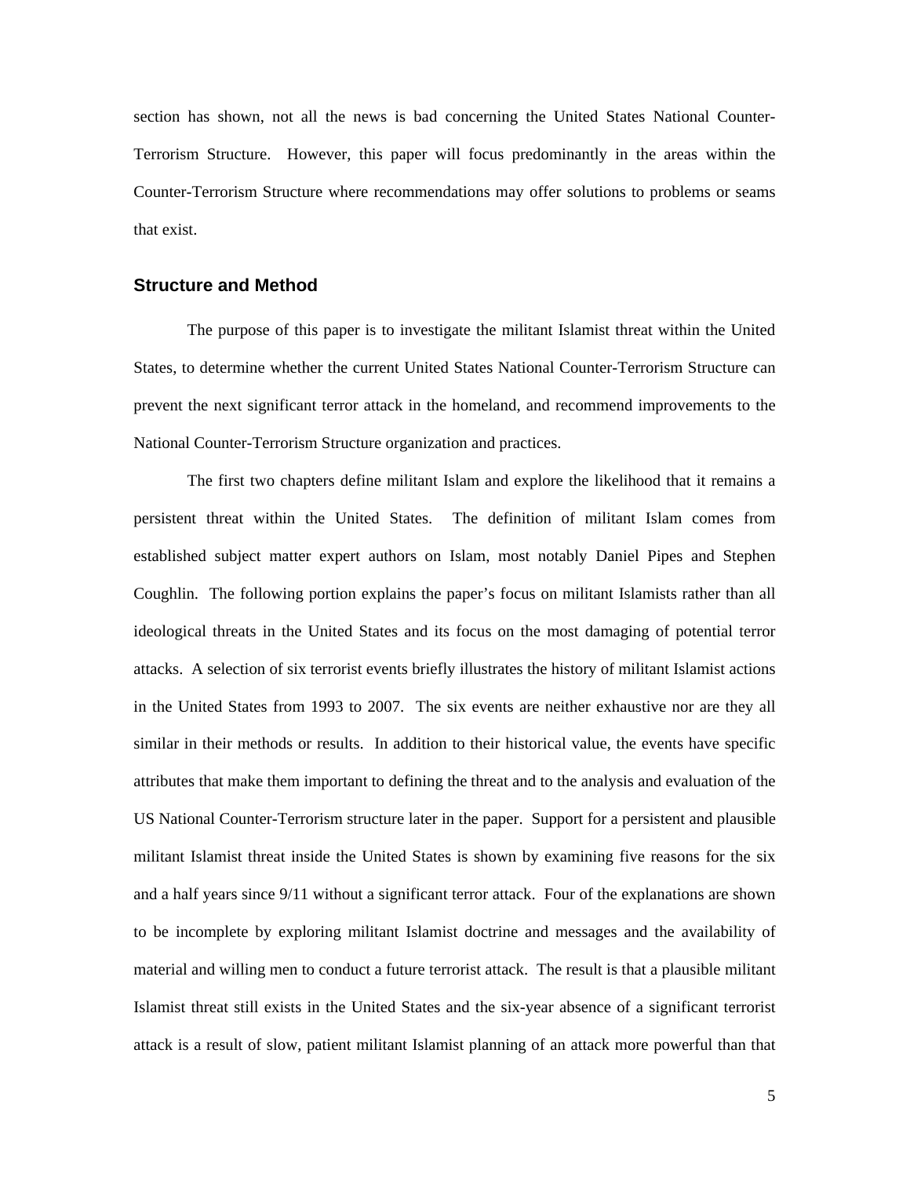section has shown, not all the news is bad concerning the United States National Counter-Terrorism Structure. However, this paper will focus predominantly in the areas within the Counter-Terrorism Structure where recommendations may offer solutions to problems or seams that exist.

## Structure and Method

The purpose of this paper is to investigate the militant Islamist threat within the United States, to determine whether the current United States National Counter-Terrorism Structure can prevent the next significant terror attack in the homeland, and recommend improvements to the National Counter-Terrorism Structure organization and practices.

The first two chapters define militant Islam and explore the likelihood that it remains a persistent threat within the United States. The definition of militant Islam comes from established subject matter expert authors on Islam, most notably Daniel Pipes and Stephen Coughlin. The following portion explains the paper's focus on militant Islamists rather than all ideological threats in the United States and its focus on the most damaging of potential terror attacks. A selection of six terrorist events briefly illustrates the history of militant Islamist actions in the United States from 1993 to 2007. The six events are neither exhaustive nor are they all similar in their methods or results. In addition to their historical value, the events have specific attributes that make them important to defining the threat and to the analysis and evaluation of the US National Counter-Terrorism structure later in the paper. Support for a persistent and plausible militant Islamist threat inside the United States is shown by examining five reasons for the six and a half years since 9/11 without a significant terror attack. Four of the explanations are shown to be incomplete by exploring militant Islamist doctrine and messages and the availability of material and willing men to conduct a future terrorist attack. The result is that a plausible militant Islamist threat still exists in the United States and the six-year absence of a significant terrorist attack is a result of slow, patient militant Islamist planning of an attack more powerful than that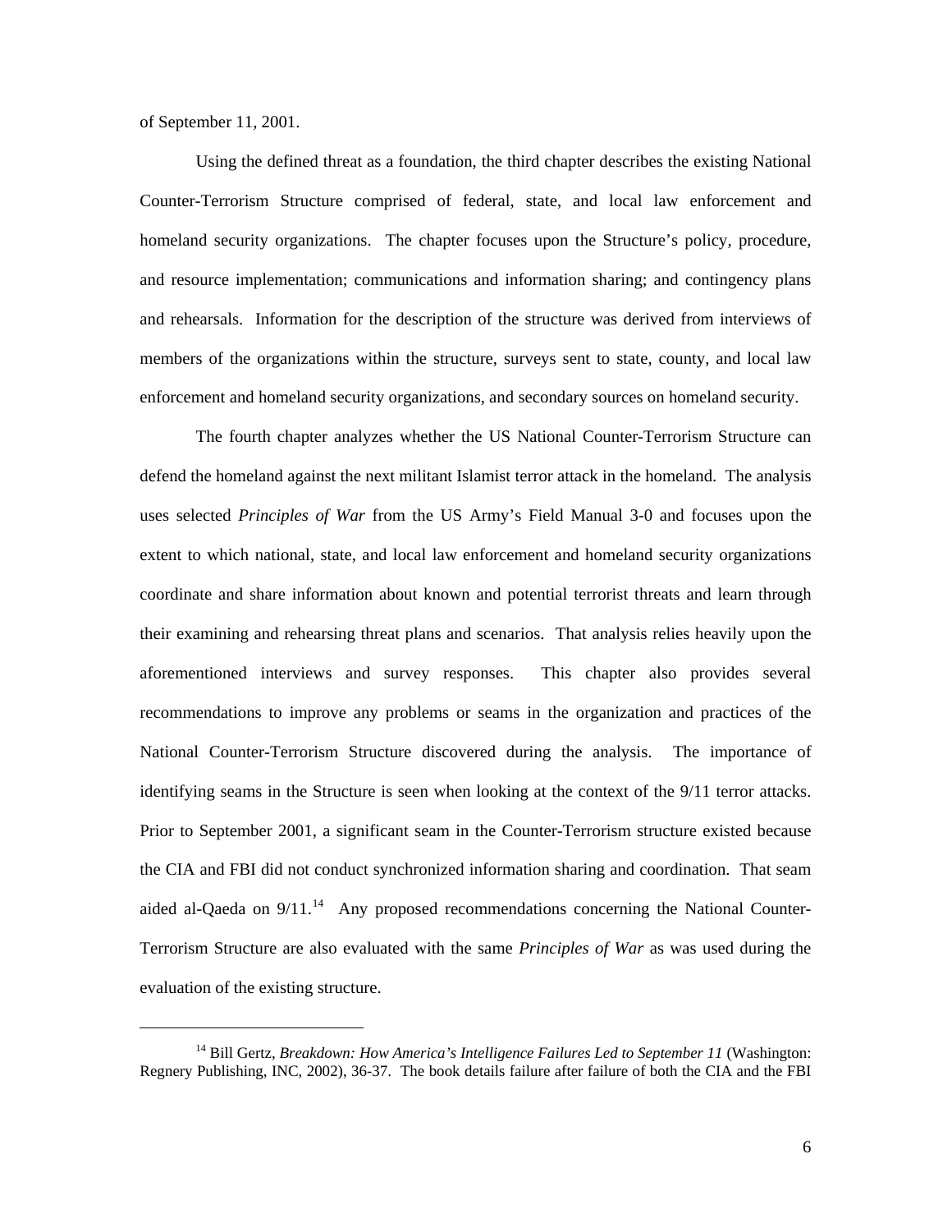of September 11, 2001.

Using the defined threat as a foundation, the third chapter describes the existing National Counter-Terrorism Structure comprised of federal, state, and local law enforcement and homeland security organizations. The chapter focuses upon the Structure's policy, procedure, and resource implementation; communications and information sharing; and contingency plans and rehearsals. Information for the description of the structure was derived from interviews of members of the organizations within the structure, surveys sent to state, county, and local law enforcement and homeland security organizations, and secondary sources on homeland security.

The fourth chapter analyzes whether the US National Counter-Terrorism Structure can defend the homeland against the next militant Islamist terror attack in the homeland. The analysis uses selected *Principles of War* from the US Army's Field Manual 3-0 and focuses upon the extent to which national, state, and local law enforcement and homeland security organizations coordinate and share information about known and potential terrorist threats and learn through their examining and rehearsing threat plans and scenarios. That analysis relies heavily upon the aforementioned interviews and survey responses. This chapter also provides several recommendations to improve any problems or seams in the organization and practices of the National Counter-Terrorism Structure discovered during the analysis. The importance of identifying seams in the Structure is seen when looking at the context of the 9/11 terror attacks. Prior to September 2001, a significant seam in the Counter-Terrorism structure existed because the CIA and FBI did not conduct synchronized information sharing and coordination. That seam aided al-Qaeda on 9/11.[14] Any proposed recommendations concerning the National Counter-Terrorism Structure are also evaluated with the same *Principles of War* as was used during the evaluation of the existing structure.

---

[14] Bill Gertz, *Breakdown: How America's Intelligence Failures Led to September 11* (Washington: Regnery Publishing, INC, 2002), 36-37. The book details failure after failure of both the CIA and the FBI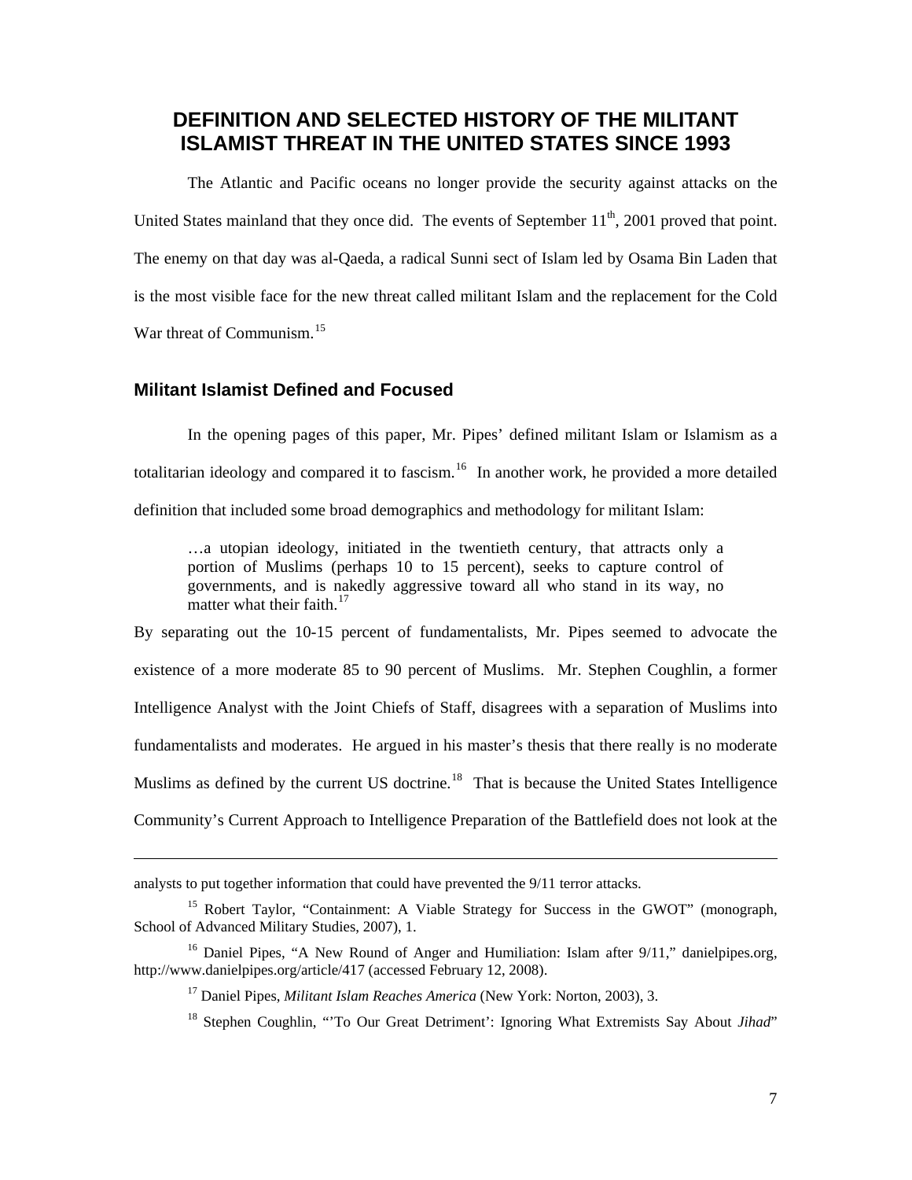# DEFINITION AND SELECTED HISTORY OF THE MILITANT ISLAMIST THREAT IN THE UNITED STATES SINCE 1993

The Atlantic and Pacific oceans no longer provide the security against attacks on the United States mainland that they once did. The events of September 11th, 2001 proved that point. The enemy on that day was al-Qaeda, a radical Sunni sect of Islam led by Osama Bin Laden that is the most visible face for the new threat called militant Islam and the replacement for the Cold War threat of Communism.[15]

## Militant Islamist Defined and Focused

In the opening pages of this paper, Mr. Pipes' defined militant Islam or Islamism as a totalitarian ideology and compared it to fascism.[16] In another work, he provided a more detailed definition that included some broad demographics and methodology for militant Islam:

> …a utopian ideology, initiated in the twentieth century, that attracts only a portion of Muslims (perhaps 10 to 15 percent), seeks to capture control of governments, and is nakedly aggressive toward all who stand in its way, no matter what their faith.[17]

By separating out the 10-15 percent of fundamentalists, Mr. Pipes seemed to advocate the existence of a more moderate 85 to 90 percent of Muslims. Mr. Stephen Coughlin, a former Intelligence Analyst with the Joint Chiefs of Staff, disagrees with a separation of Muslims into fundamentalists and moderates. He argued in his master's thesis that there really is no moderate Muslims as defined by the current US doctrine.[18] That is because the United States Intelligence Community's Current Approach to Intelligence Preparation of the Battlefield does not look at the

---

analysts to put together information that could have prevented the 9/11 terror attacks.

[15] Robert Taylor, "Containment: A Viable Strategy for Success in the GWOT" (monograph, School of Advanced Military Studies, 2007), 1.

[16] Daniel Pipes, "A New Round of Anger and Humiliation: Islam after 9/11," danielpipes.org, http://www.danielpipes.org/article/417 (accessed February 12, 2008).

[17] Daniel Pipes, *Militant Islam Reaches America* (New York: Norton, 2003), 3.

[18] Stephen Coughlin, "'To Our Great Detriment': Ignoring What Extremists Say About *Jihad*"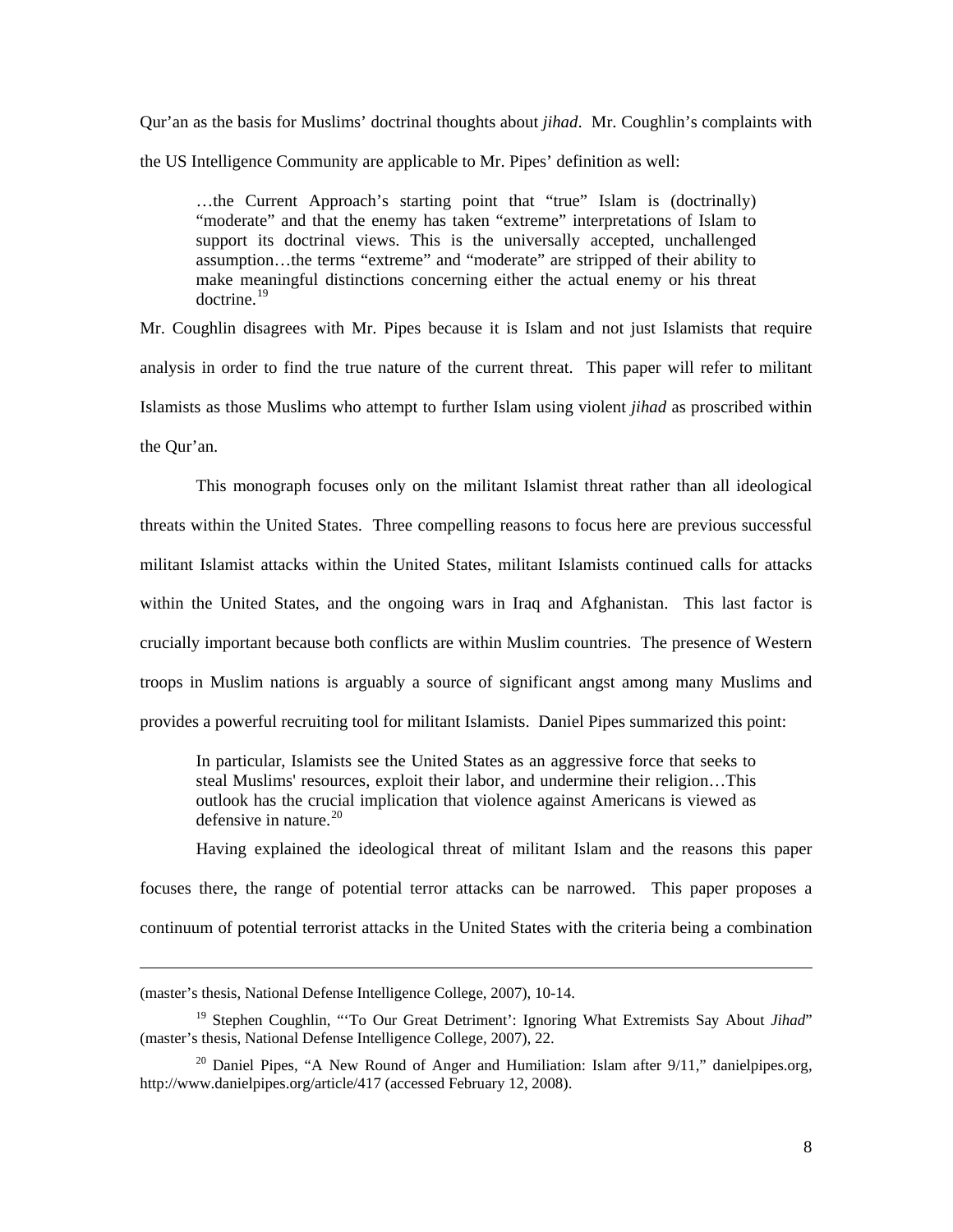Qur'an as the basis for Muslims' doctrinal thoughts about *jihad*. Mr. Coughlin's complaints with the US Intelligence Community are applicable to Mr. Pipes' definition as well:

> …the Current Approach's starting point that "true" Islam is (doctrinally) "moderate" and that the enemy has taken "extreme" interpretations of Islam to support its doctrinal views. This is the universally accepted, unchallenged assumption…the terms "extreme" and "moderate" are stripped of their ability to make meaningful distinctions concerning either the actual enemy or his threat doctrine.[19]

Mr. Coughlin disagrees with Mr. Pipes because it is Islam and not just Islamists that require analysis in order to find the true nature of the current threat. This paper will refer to militant Islamists as those Muslims who attempt to further Islam using violent *jihad* as proscribed within the Qur'an.

This monograph focuses only on the militant Islamist threat rather than all ideological threats within the United States. Three compelling reasons to focus here are previous successful militant Islamist attacks within the United States, militant Islamists continued calls for attacks within the United States, and the ongoing wars in Iraq and Afghanistan. This last factor is crucially important because both conflicts are within Muslim countries. The presence of Western troops in Muslim nations is arguably a source of significant angst among many Muslims and provides a powerful recruiting tool for militant Islamists. Daniel Pipes summarized this point:

> In particular, Islamists see the United States as an aggressive force that seeks to steal Muslims' resources, exploit their labor, and undermine their religion…This outlook has the crucial implication that violence against Americans is viewed as defensive in nature.[20]

Having explained the ideological threat of militant Islam and the reasons this paper focuses there, the range of potential terror attacks can be narrowed. This paper proposes a continuum of potential terrorist attacks in the United States with the criteria being a combination

---

(master's thesis, National Defense Intelligence College, 2007), 10-14.

[19] Stephen Coughlin, "'To Our Great Detriment': Ignoring What Extremists Say About *Jihad*" (master's thesis, National Defense Intelligence College, 2007), 22.

[20] Daniel Pipes, "A New Round of Anger and Humiliation: Islam after 9/11," danielpipes.org, http://www.danielpipes.org/article/417 (accessed February 12, 2008).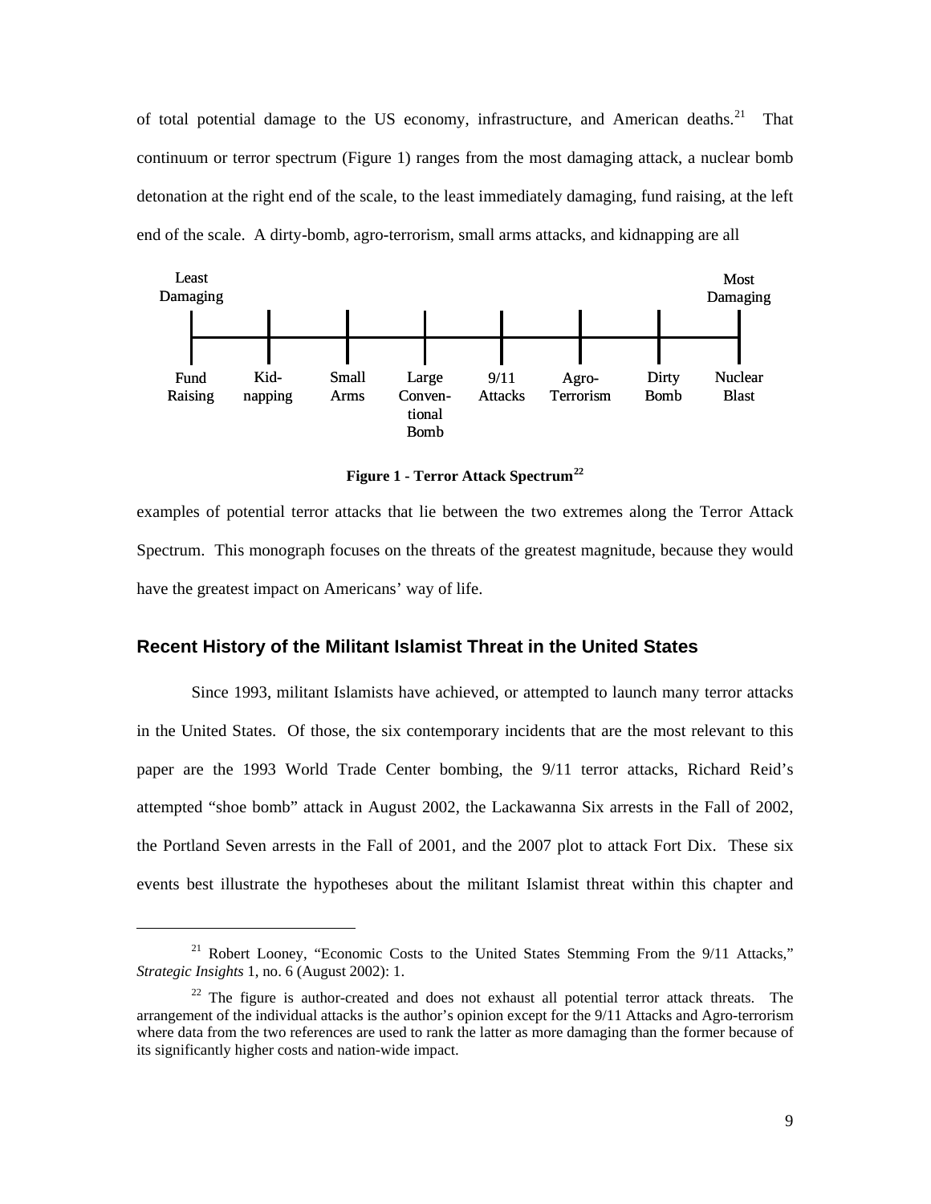of total potential damage to the US economy, infrastructure, and American deaths.[21] That continuum or terror spectrum (Figure 1) ranges from the most damaging attack, a nuclear bomb detonation at the right end of the scale, to the least immediately damaging, fund raising, at the left end of the scale. A dirty-bomb, agro-terrorism, small arms attacks, and kidnapping are all

| Least Damaging | | | | | | | Most Damaging |
|---|---|---|---|---|---|---|---|
| Fund Raising | Kid-napping | Small Arms | Large Conven-tional Bomb | 9/11 Attacks | Agro-Terrorism | Dirty Bomb | Nuclear Blast |

**Figure 1 - Terror Attack Spectrum[22]**

examples of potential terror attacks that lie between the two extremes along the Terror Attack Spectrum. This monograph focuses on the threats of the greatest magnitude, because they would have the greatest impact on Americans' way of life.

## Recent History of the Militant Islamist Threat in the United States

Since 1993, militant Islamists have achieved, or attempted to launch many terror attacks in the United States. Of those, the six contemporary incidents that are the most relevant to this paper are the 1993 World Trade Center bombing, the 9/11 terror attacks, Richard Reid's attempted "shoe bomb" attack in August 2002, the Lackawanna Six arrests in the Fall of 2002, the Portland Seven arrests in the Fall of 2001, and the 2007 plot to attack Fort Dix. These six events best illustrate the hypotheses about the militant Islamist threat within this chapter and

---

[21] Robert Looney, "Economic Costs to the United States Stemming From the 9/11 Attacks," *Strategic Insights* 1, no. 6 (August 2002): 1.

[22] The figure is author-created and does not exhaust all potential terror attack threats. The arrangement of the individual attacks is the author's opinion except for the 9/11 Attacks and Agro-terrorism where data from the two references are used to rank the latter as more damaging than the former because of its significantly higher costs and nation-wide impact.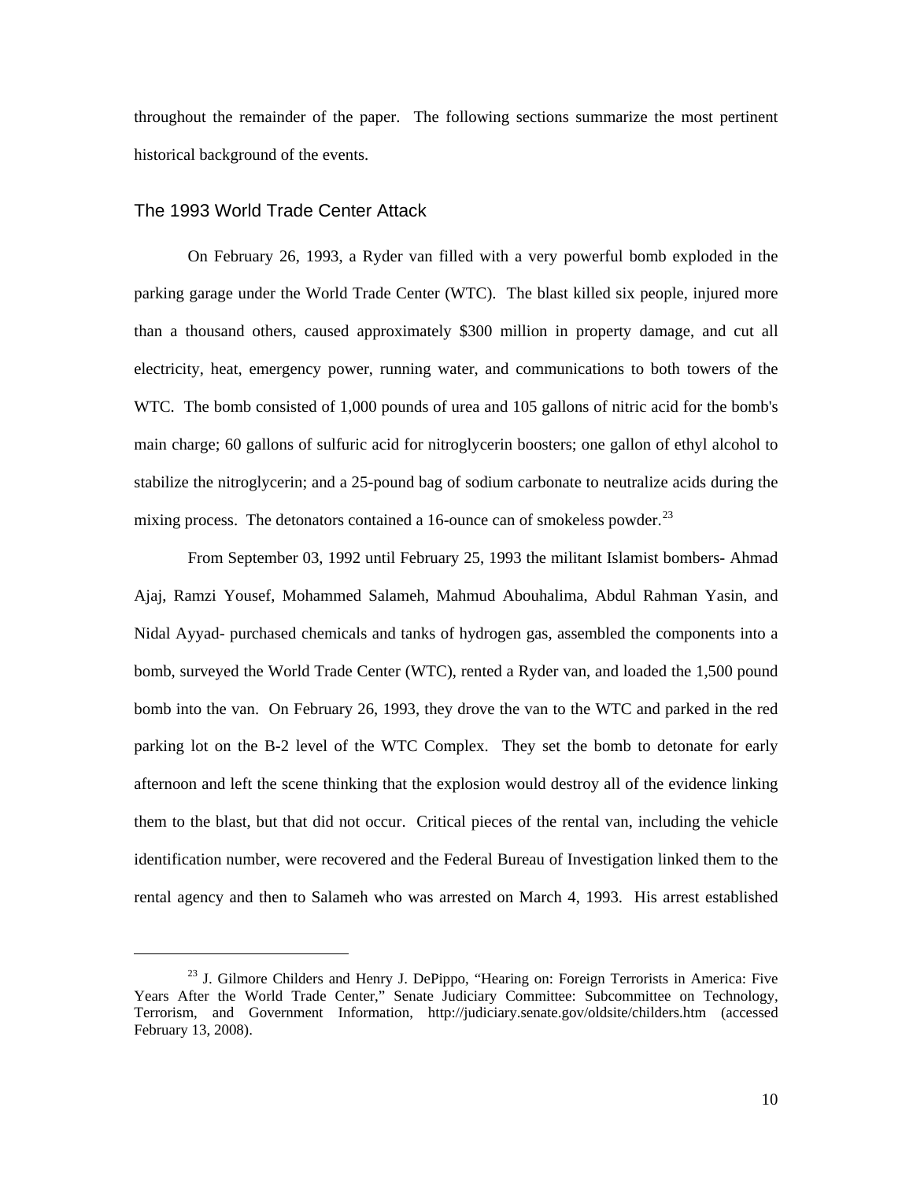throughout the remainder of the paper. The following sections summarize the most pertinent historical background of the events.

## The 1993 World Trade Center Attack

On February 26, 1993, a Ryder van filled with a very powerful bomb exploded in the parking garage under the World Trade Center (WTC). The blast killed six people, injured more than a thousand others, caused approximately $300 million in property damage, and cut all electricity, heat, emergency power, running water, and communications to both towers of the WTC. The bomb consisted of 1,000 pounds of urea and 105 gallons of nitric acid for the bomb's main charge; 60 gallons of sulfuric acid for nitroglycerin boosters; one gallon of ethyl alcohol to stabilize the nitroglycerin; and a 25-pound bag of sodium carbonate to neutralize acids during the mixing process. The detonators contained a 16-ounce can of smokeless powder.[23]

From September 03, 1992 until February 25, 1993 the militant Islamist bombers- Ahmad Ajaj, Ramzi Yousef, Mohammed Salameh, Mahmud Abouhalima, Abdul Rahman Yasin, and Nidal Ayyad- purchased chemicals and tanks of hydrogen gas, assembled the components into a bomb, surveyed the World Trade Center (WTC), rented a Ryder van, and loaded the 1,500 pound bomb into the van. On February 26, 1993, they drove the van to the WTC and parked in the red parking lot on the B-2 level of the WTC Complex. They set the bomb to detonate for early afternoon and left the scene thinking that the explosion would destroy all of the evidence linking them to the blast, but that did not occur. Critical pieces of the rental van, including the vehicle identification number, were recovered and the Federal Bureau of Investigation linked them to the rental agency and then to Salameh who was arrested on March 4, 1993. His arrest established

---

[23] J. Gilmore Childers and Henry J. DePippo, "Hearing on: Foreign Terrorists in America: Five Years After the World Trade Center," Senate Judiciary Committee: Subcommittee on Technology, Terrorism, and Government Information, http://judiciary.senate.gov/oldsite/childers.htm (accessed February 13, 2008).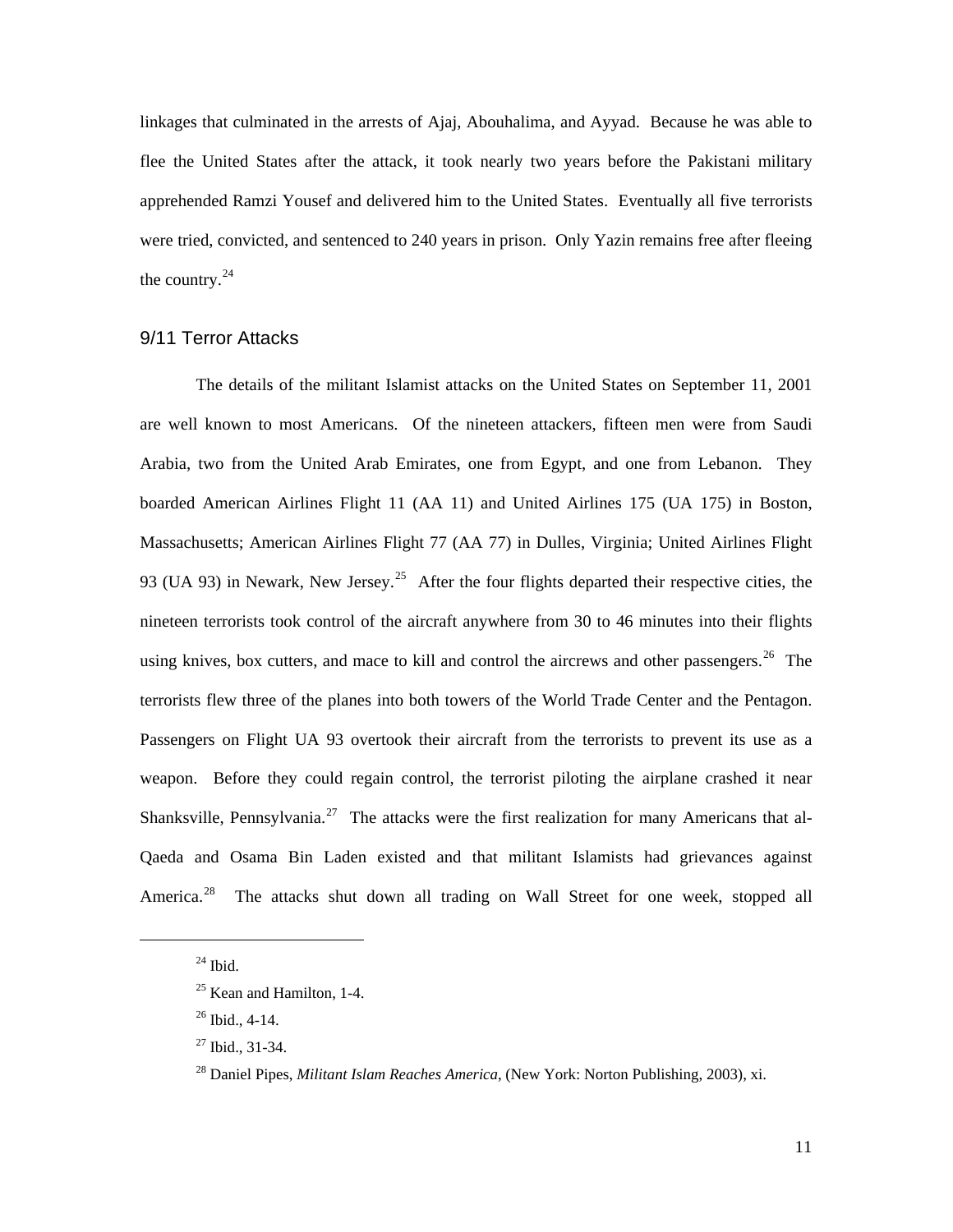linkages that culminated in the arrests of Ajaj, Abouhalima, and Ayyad. Because he was able to flee the United States after the attack, it took nearly two years before the Pakistani military apprehended Ramzi Yousef and delivered him to the United States. Eventually all five terrorists were tried, convicted, and sentenced to 240 years in prison. Only Yazin remains free after fleeing the country.[24]

## 9/11 Terror Attacks

The details of the militant Islamist attacks on the United States on September 11, 2001 are well known to most Americans. Of the nineteen attackers, fifteen men were from Saudi Arabia, two from the United Arab Emirates, one from Egypt, and one from Lebanon. They boarded American Airlines Flight 11 (AA 11) and United Airlines 175 (UA 175) in Boston, Massachusetts; American Airlines Flight 77 (AA 77) in Dulles, Virginia; United Airlines Flight 93 (UA 93) in Newark, New Jersey.[25] After the four flights departed their respective cities, the nineteen terrorists took control of the aircraft anywhere from 30 to 46 minutes into their flights using knives, box cutters, and mace to kill and control the aircrews and other passengers.[26] The terrorists flew three of the planes into both towers of the World Trade Center and the Pentagon. Passengers on Flight UA 93 overtook their aircraft from the terrorists to prevent its use as a weapon. Before they could regain control, the terrorist piloting the airplane crashed it near Shanksville, Pennsylvania.[27] The attacks were the first realization for many Americans that al-Qaeda and Osama Bin Laden existed and that militant Islamists had grievances against America.[28] The attacks shut down all trading on Wall Street for one week, stopped all

---

[24] Ibid.

[25] Kean and Hamilton, 1-4.

[26] Ibid., 4-14.

[27] Ibid., 31-34.

[28] Daniel Pipes, *Militant Islam Reaches America*, (New York: Norton Publishing, 2003), xi.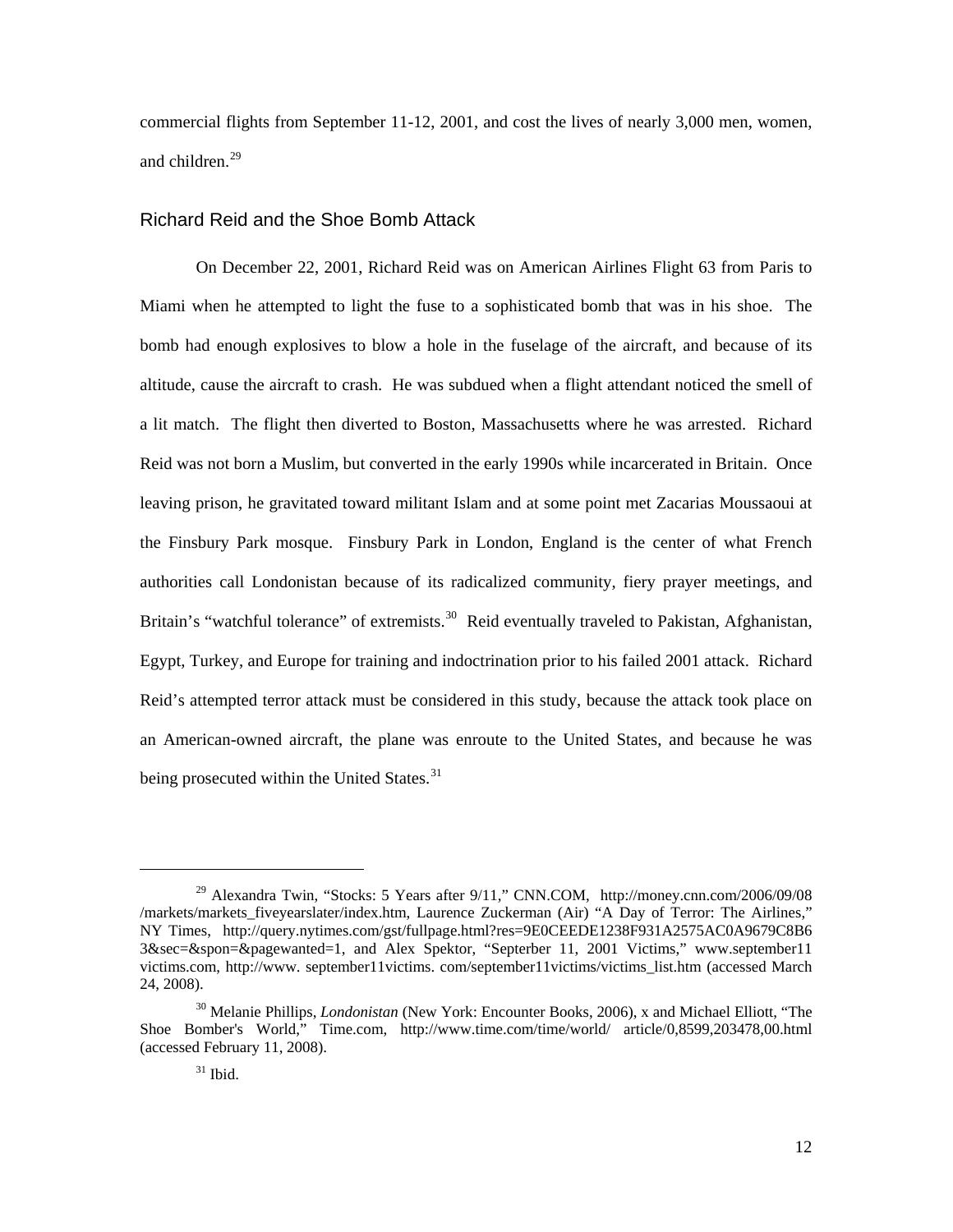commercial flights from September 11-12, 2001, and cost the lives of nearly 3,000 men, women, and children.[29]

## Richard Reid and the Shoe Bomb Attack

On December 22, 2001, Richard Reid was on American Airlines Flight 63 from Paris to Miami when he attempted to light the fuse to a sophisticated bomb that was in his shoe. The bomb had enough explosives to blow a hole in the fuselage of the aircraft, and because of its altitude, cause the aircraft to crash. He was subdued when a flight attendant noticed the smell of a lit match. The flight then diverted to Boston, Massachusetts where he was arrested. Richard Reid was not born a Muslim, but converted in the early 1990s while incarcerated in Britain. Once leaving prison, he gravitated toward militant Islam and at some point met Zacarias Moussaoui at the Finsbury Park mosque. Finsbury Park in London, England is the center of what French authorities call Londonistan because of its radicalized community, fiery prayer meetings, and Britain's "watchful tolerance" of extremists.[30] Reid eventually traveled to Pakistan, Afghanistan, Egypt, Turkey, and Europe for training and indoctrination prior to his failed 2001 attack. Richard Reid's attempted terror attack must be considered in this study, because the attack took place on an American-owned aircraft, the plane was enroute to the United States, and because he was being prosecuted within the United States.[31]

---

[29] Alexandra Twin, "Stocks: 5 Years after 9/11," CNN.COM, http://money.cnn.com/2006/09/08/markets/markets_fiveyearslater/index.htm, Laurence Zuckerman (Air) "A Day of Terror: The Airlines," NY Times, http://query.nytimes.com/gst/fullpage.html?res=9E0CEEDE1238F931A2575AC0A9679C8B63&sec=&spon=&pagewanted=1, and Alex Spektor, "Septerber 11, 2001 Victims," www.september11victims.com, http://www. september11victims. com/september11victims/victims_list.htm (accessed March 24, 2008).

[30] Melanie Phillips, *Londonistan* (New York: Encounter Books, 2006), x and Michael Elliott, "The Shoe Bomber's World," Time.com, http://www.time.com/time/world/ article/0,8599,203478,00.html (accessed February 11, 2008).

[31] Ibid.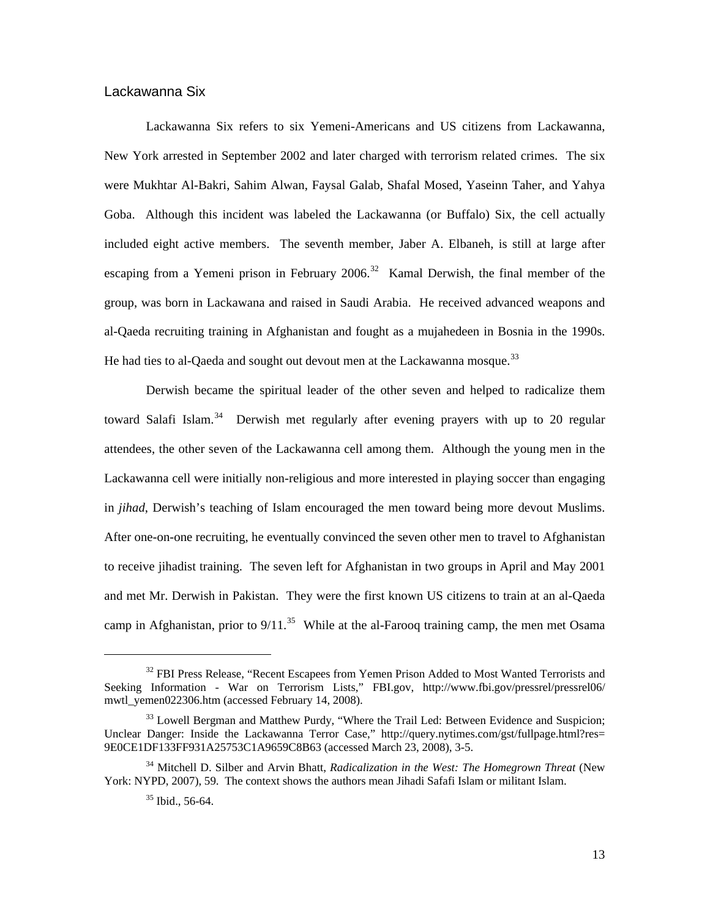## Lackawanna Six

Lackawanna Six refers to six Yemeni-Americans and US citizens from Lackawanna, New York arrested in September 2002 and later charged with terrorism related crimes. The six were Mukhtar Al-Bakri, Sahim Alwan, Faysal Galab, Shafal Mosed, Yaseinn Taher, and Yahya Goba. Although this incident was labeled the Lackawanna (or Buffalo) Six, the cell actually included eight active members. The seventh member, Jaber A. Elbaneh, is still at large after escaping from a Yemeni prison in February 2006.[32] Kamal Derwish, the final member of the group, was born in Lackawana and raised in Saudi Arabia. He received advanced weapons and al-Qaeda recruiting training in Afghanistan and fought as a mujahedeen in Bosnia in the 1990s. He had ties to al-Qaeda and sought out devout men at the Lackawanna mosque.[33]

Derwish became the spiritual leader of the other seven and helped to radicalize them toward Salafi Islam.[34] Derwish met regularly after evening prayers with up to 20 regular attendees, the other seven of the Lackawanna cell among them. Although the young men in the Lackawanna cell were initially non-religious and more interested in playing soccer than engaging in *jihad*, Derwish's teaching of Islam encouraged the men toward being more devout Muslims. After one-on-one recruiting, he eventually convinced the seven other men to travel to Afghanistan to receive jihadist training. The seven left for Afghanistan in two groups in April and May 2001 and met Mr. Derwish in Pakistan. They were the first known US citizens to train at an al-Qaeda camp in Afghanistan, prior to 9/11.[35] While at the al-Farooq training camp, the men met Osama

---

[32] FBI Press Release, "Recent Escapees from Yemen Prison Added to Most Wanted Terrorists and Seeking Information - War on Terrorism Lists," FBI.gov, http://www.fbi.gov/pressrel/pressrel06/mwtl_yemen022306.htm (accessed February 14, 2008).

[33] Lowell Bergman and Matthew Purdy, "Where the Trail Led: Between Evidence and Suspicion; Unclear Danger: Inside the Lackawanna Terror Case," http://query.nytimes.com/gst/fullpage.html?res=9E0CE1DF133FF931A25753C1A9659C8B63 (accessed March 23, 2008), 3-5.

[34] Mitchell D. Silber and Arvin Bhatt, *Radicalization in the West: The Homegrown Threat* (New York: NYPD, 2007), 59. The context shows the authors mean Jihadi Safafi Islam or militant Islam.

[35] Ibid., 56-64.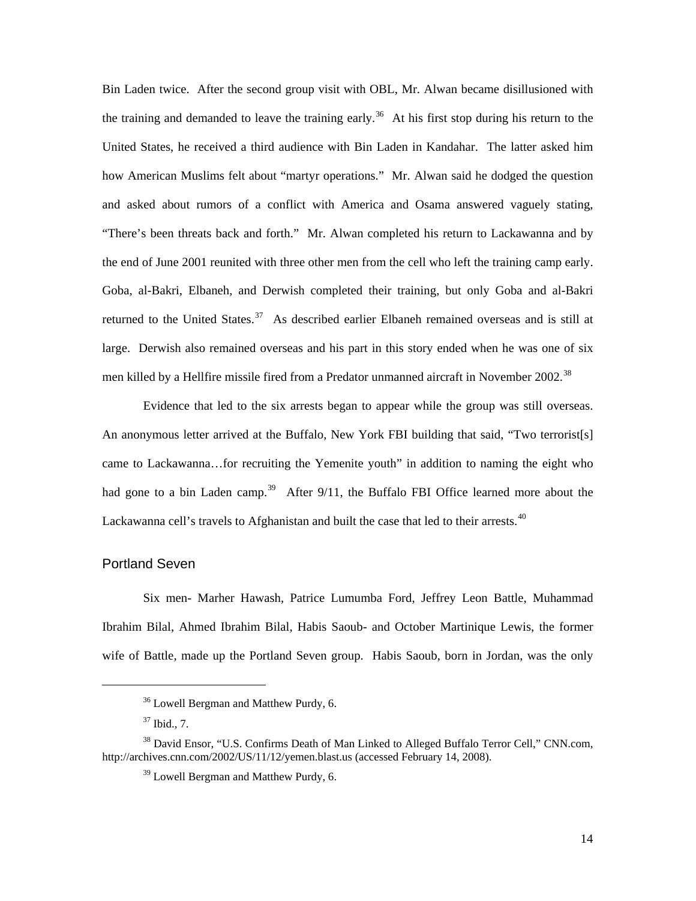Bin Laden twice. After the second group visit with OBL, Mr. Alwan became disillusioned with the training and demanded to leave the training early.[36] At his first stop during his return to the United States, he received a third audience with Bin Laden in Kandahar. The latter asked him how American Muslims felt about "martyr operations." Mr. Alwan said he dodged the question and asked about rumors of a conflict with America and Osama answered vaguely stating, "There's been threats back and forth." Mr. Alwan completed his return to Lackawanna and by the end of June 2001 reunited with three other men from the cell who left the training camp early. Goba, al-Bakri, Elbaneh, and Derwish completed their training, but only Goba and al-Bakri returned to the United States.[37] As described earlier Elbaneh remained overseas and is still at large. Derwish also remained overseas and his part in this story ended when he was one of six men killed by a Hellfire missile fired from a Predator unmanned aircraft in November 2002.[38]

Evidence that led to the six arrests began to appear while the group was still overseas. An anonymous letter arrived at the Buffalo, New York FBI building that said, "Two terrorist[s] came to Lackawanna…for recruiting the Yemenite youth" in addition to naming the eight who had gone to a bin Laden camp.[39] After 9/11, the Buffalo FBI Office learned more about the Lackawanna cell's travels to Afghanistan and built the case that led to their arrests.[40]

## Portland Seven

Six men- Marher Hawash, Patrice Lumumba Ford, Jeffrey Leon Battle, Muhammad Ibrahim Bilal, Ahmed Ibrahim Bilal, Habis Saoub- and October Martinique Lewis, the former wife of Battle, made up the Portland Seven group. Habis Saoub, born in Jordan, was the only

---

[36] Lowell Bergman and Matthew Purdy, 6.

[37] Ibid., 7.

[38] David Ensor, "U.S. Confirms Death of Man Linked to Alleged Buffalo Terror Cell," CNN.com, http://archives.cnn.com/2002/US/11/12/yemen.blast.us (accessed February 14, 2008).

[39] Lowell Bergman and Matthew Purdy, 6.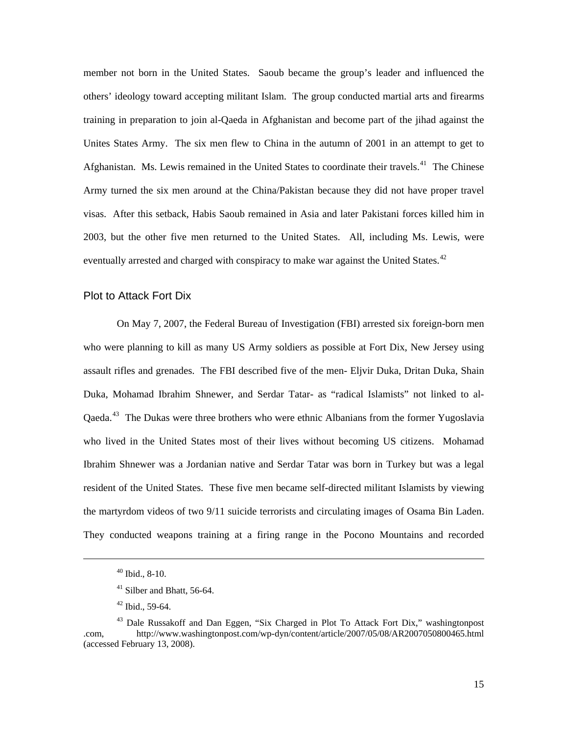member not born in the United States. Saoub became the group's leader and influenced the others' ideology toward accepting militant Islam. The group conducted martial arts and firearms training in preparation to join al-Qaeda in Afghanistan and become part of the jihad against the Unites States Army. The six men flew to China in the autumn of 2001 in an attempt to get to Afghanistan. Ms. Lewis remained in the United States to coordinate their travels.[41] The Chinese Army turned the six men around at the China/Pakistan because they did not have proper travel visas. After this setback, Habis Saoub remained in Asia and later Pakistani forces killed him in 2003, but the other five men returned to the United States. All, including Ms. Lewis, were eventually arrested and charged with conspiracy to make war against the United States.[42]

## Plot to Attack Fort Dix

On May 7, 2007, the Federal Bureau of Investigation (FBI) arrested six foreign-born men who were planning to kill as many US Army soldiers as possible at Fort Dix, New Jersey using assault rifles and grenades. The FBI described five of the men- Eljvir Duka, Dritan Duka, Shain Duka, Mohamad Ibrahim Shnewer, and Serdar Tatar- as "radical Islamists" not linked to al-Qaeda.[43] The Dukas were three brothers who were ethnic Albanians from the former Yugoslavia who lived in the United States most of their lives without becoming US citizens. Mohamad Ibrahim Shnewer was a Jordanian native and Serdar Tatar was born in Turkey but was a legal resident of the United States. These five men became self-directed militant Islamists by viewing the martyrdom videos of two 9/11 suicide terrorists and circulating images of Osama Bin Laden. They conducted weapons training at a firing range in the Pocono Mountains and recorded

---

[40] Ibid., 8-10.

[41] Silber and Bhatt, 56-64.

[42] Ibid., 59-64.

[43] Dale Russakoff and Dan Eggen, "Six Charged in Plot To Attack Fort Dix," washingtonpost .com, http://www.washingtonpost.com/wp-dyn/content/article/2007/05/08/AR2007050800465.html (accessed February 13, 2008).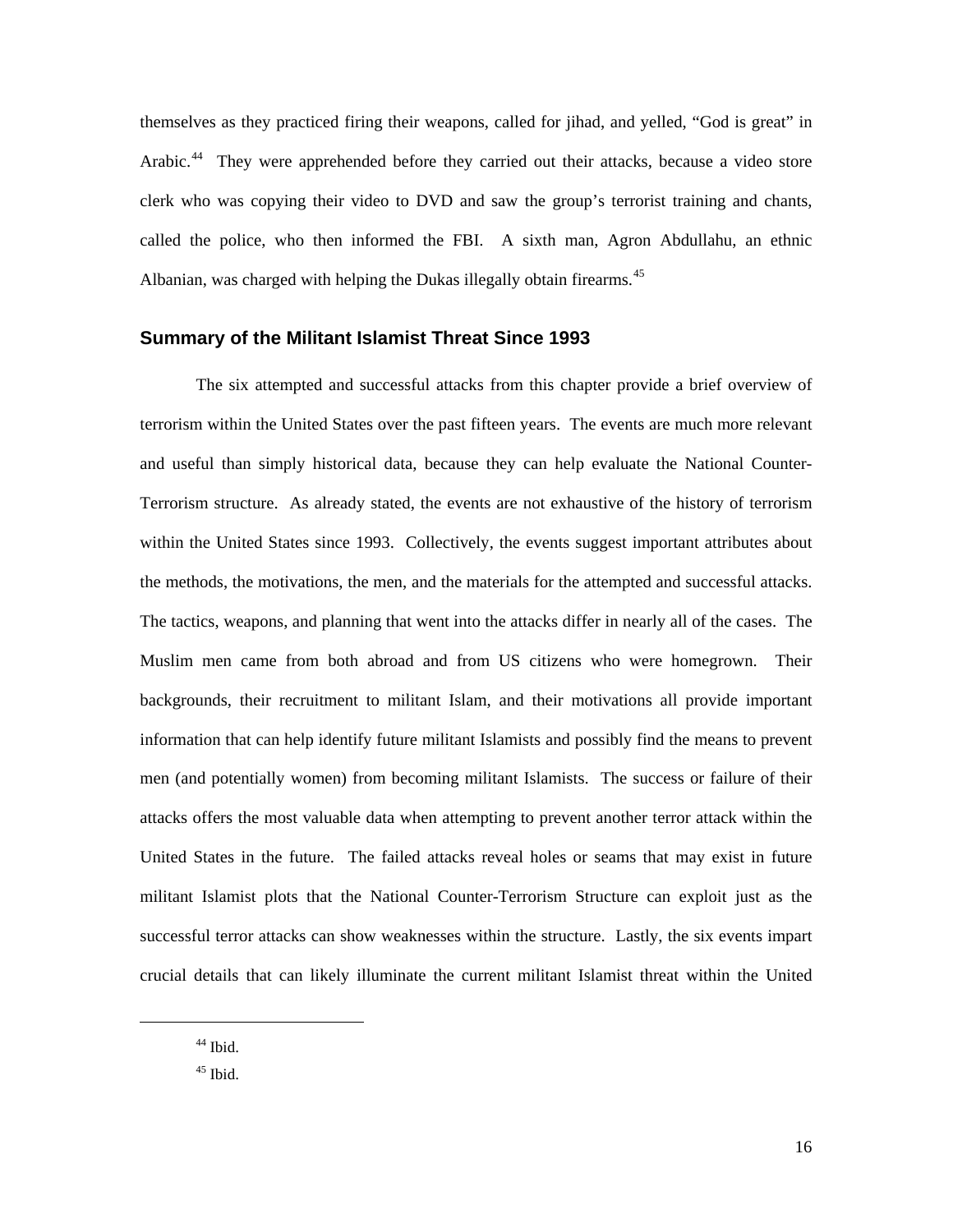themselves as they practiced firing their weapons, called for jihad, and yelled, “God is great” in Arabic.[44] They were apprehended before they carried out their attacks, because a video store clerk who was copying their video to DVD and saw the group’s terrorist training and chants, called the police, who then informed the FBI. A sixth man, Agron Abdullahu, an ethnic Albanian, was charged with helping the Dukas illegally obtain firearms.[45]

### Summary of the Militant Islamist Threat Since 1993

The six attempted and successful attacks from this chapter provide a brief overview of terrorism within the United States over the past fifteen years. The events are much more relevant and useful than simply historical data, because they can help evaluate the National Counter-Terrorism structure. As already stated, the events are not exhaustive of the history of terrorism within the United States since 1993. Collectively, the events suggest important attributes about the methods, the motivations, the men, and the materials for the attempted and successful attacks. The tactics, weapons, and planning that went into the attacks differ in nearly all of the cases. The Muslim men came from both abroad and from US citizens who were homegrown. Their backgrounds, their recruitment to militant Islam, and their motivations all provide important information that can help identify future militant Islamists and possibly find the means to prevent men (and potentially women) from becoming militant Islamists. The success or failure of their attacks offers the most valuable data when attempting to prevent another terror attack within the United States in the future. The failed attacks reveal holes or seams that may exist in future militant Islamist plots that the National Counter-Terrorism Structure can exploit just as the successful terror attacks can show weaknesses within the structure. Lastly, the six events impart crucial details that can likely illuminate the current militant Islamist threat within the United

[44] Ibid.

[45] Ibid.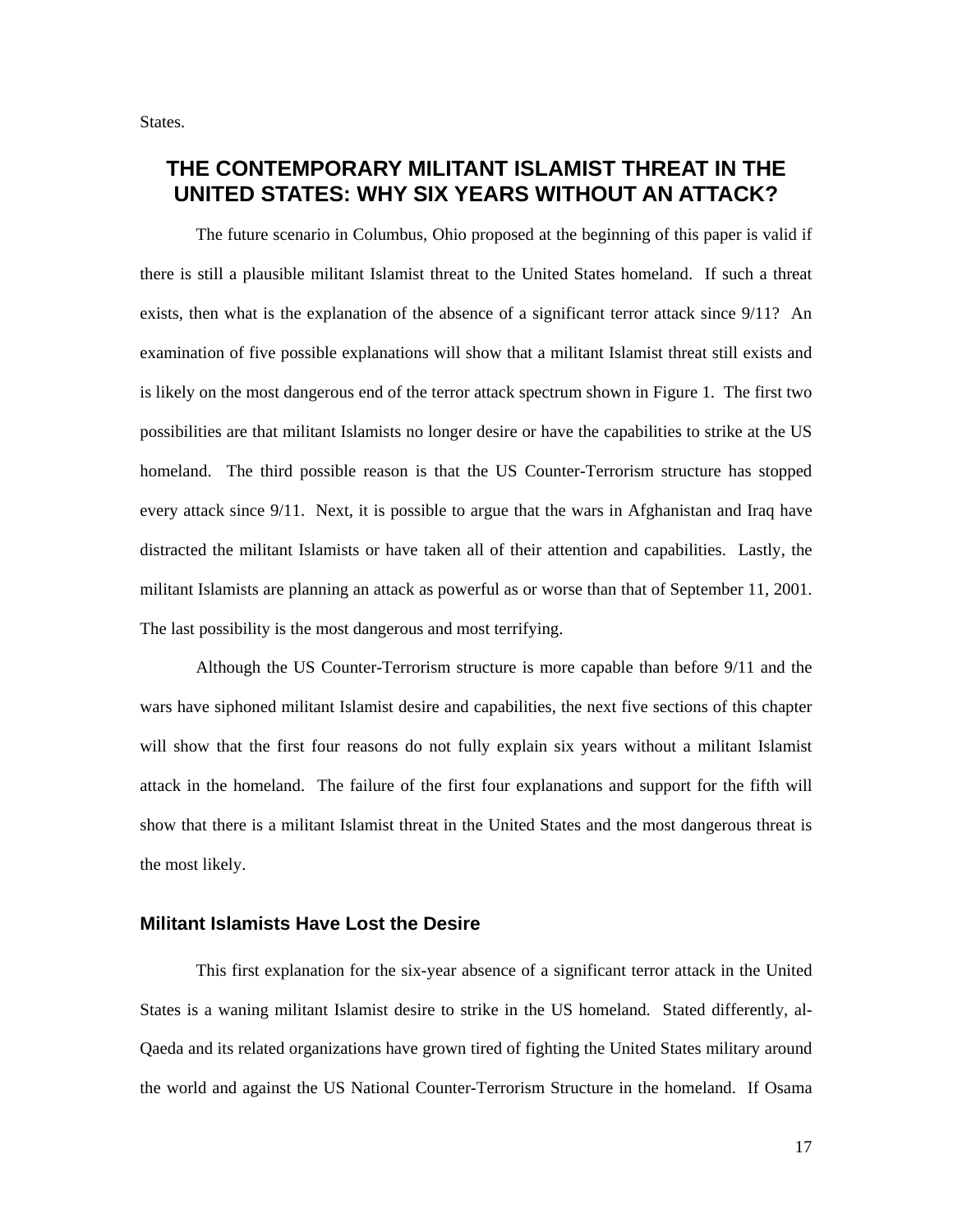States.

## THE CONTEMPORARY MILITANT ISLAMIST THREAT IN THE UNITED STATES: WHY SIX YEARS WITHOUT AN ATTACK?

The future scenario in Columbus, Ohio proposed at the beginning of this paper is valid if there is still a plausible militant Islamist threat to the United States homeland. If such a threat exists, then what is the explanation of the absence of a significant terror attack since 9/11? An examination of five possible explanations will show that a militant Islamist threat still exists and is likely on the most dangerous end of the terror attack spectrum shown in Figure 1. The first two possibilities are that militant Islamists no longer desire or have the capabilities to strike at the US homeland. The third possible reason is that the US Counter-Terrorism structure has stopped every attack since 9/11. Next, it is possible to argue that the wars in Afghanistan and Iraq have distracted the militant Islamists or have taken all of their attention and capabilities. Lastly, the militant Islamists are planning an attack as powerful as or worse than that of September 11, 2001. The last possibility is the most dangerous and most terrifying.

Although the US Counter-Terrorism structure is more capable than before 9/11 and the wars have siphoned militant Islamist desire and capabilities, the next five sections of this chapter will show that the first four reasons do not fully explain six years without a militant Islamist attack in the homeland. The failure of the first four explanations and support for the fifth will show that there is a militant Islamist threat in the United States and the most dangerous threat is the most likely.

### Militant Islamists Have Lost the Desire

This first explanation for the six-year absence of a significant terror attack in the United States is a waning militant Islamist desire to strike in the US homeland. Stated differently, al-Qaeda and its related organizations have grown tired of fighting the United States military around the world and against the US National Counter-Terrorism Structure in the homeland. If Osama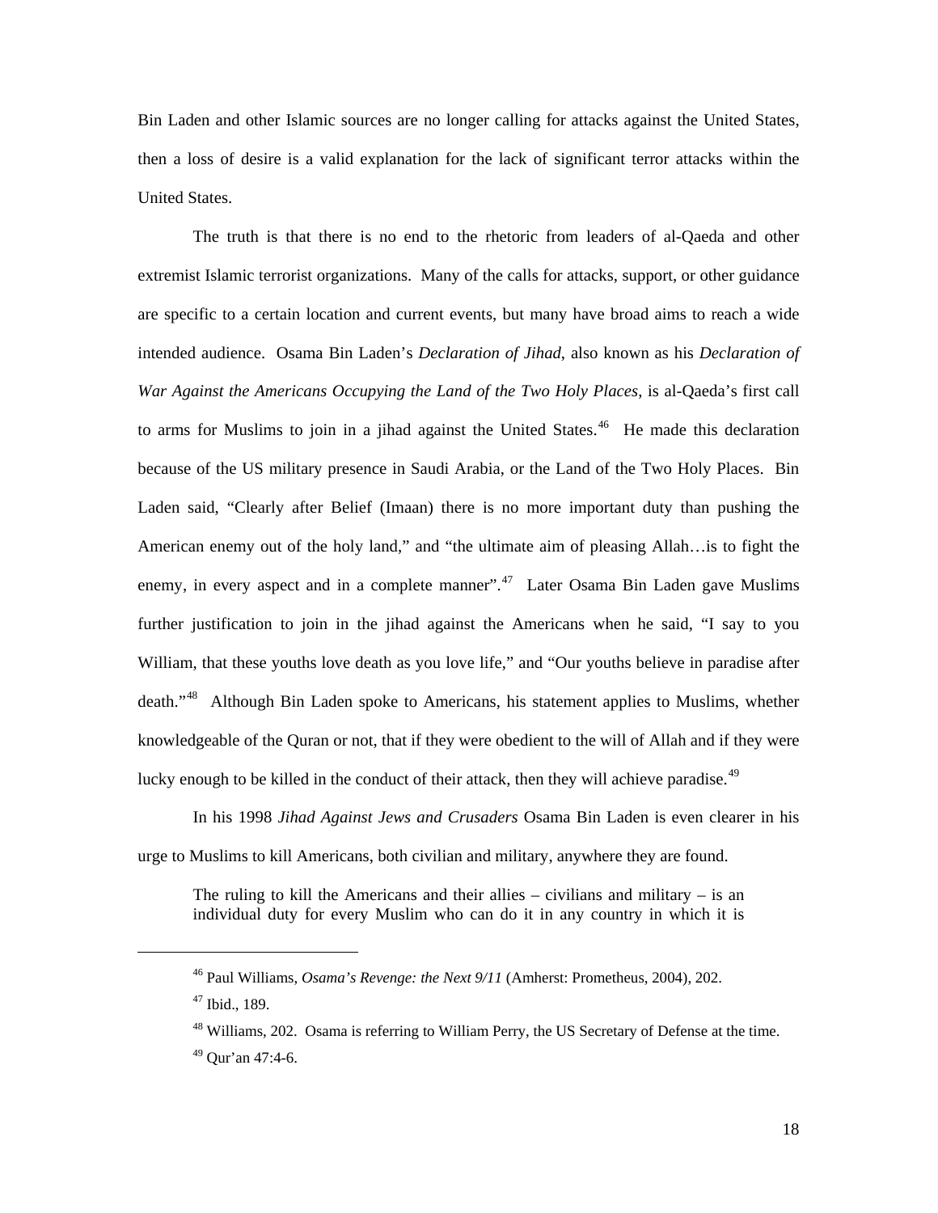Bin Laden and other Islamic sources are no longer calling for attacks against the United States, then a loss of desire is a valid explanation for the lack of significant terror attacks within the United States.

The truth is that there is no end to the rhetoric from leaders of al-Qaeda and other extremist Islamic terrorist organizations. Many of the calls for attacks, support, or other guidance are specific to a certain location and current events, but many have broad aims to reach a wide intended audience. Osama Bin Laden's *Declaration of Jihad*, also known as his *Declaration of War Against the Americans Occupying the Land of the Two Holy Places*, is al-Qaeda's first call to arms for Muslims to join in a jihad against the United States.[46] He made this declaration because of the US military presence in Saudi Arabia, or the Land of the Two Holy Places. Bin Laden said, "Clearly after Belief (Imaan) there is no more important duty than pushing the American enemy out of the holy land," and "the ultimate aim of pleasing Allah…is to fight the enemy, in every aspect and in a complete manner".[47] Later Osama Bin Laden gave Muslims further justification to join in the jihad against the Americans when he said, "I say to you William, that these youths love death as you love life," and "Our youths believe in paradise after death."[48] Although Bin Laden spoke to Americans, his statement applies to Muslims, whether knowledgeable of the Quran or not, that if they were obedient to the will of Allah and if they were lucky enough to be killed in the conduct of their attack, then they will achieve paradise.[49]

In his 1998 *Jihad Against Jews and Crusaders* Osama Bin Laden is even clearer in his urge to Muslims to kill Americans, both civilian and military, anywhere they are found.

> The ruling to kill the Americans and their allies – civilians and military – is an individual duty for every Muslim who can do it in any country in which it is

---

[46] Paul Williams, *Osama's Revenge: the Next 9/11* (Amherst: Prometheus, 2004), 202.

[47] Ibid., 189.

[48] Williams, 202. Osama is referring to William Perry, the US Secretary of Defense at the time.

[49] Qur'an 47:4-6.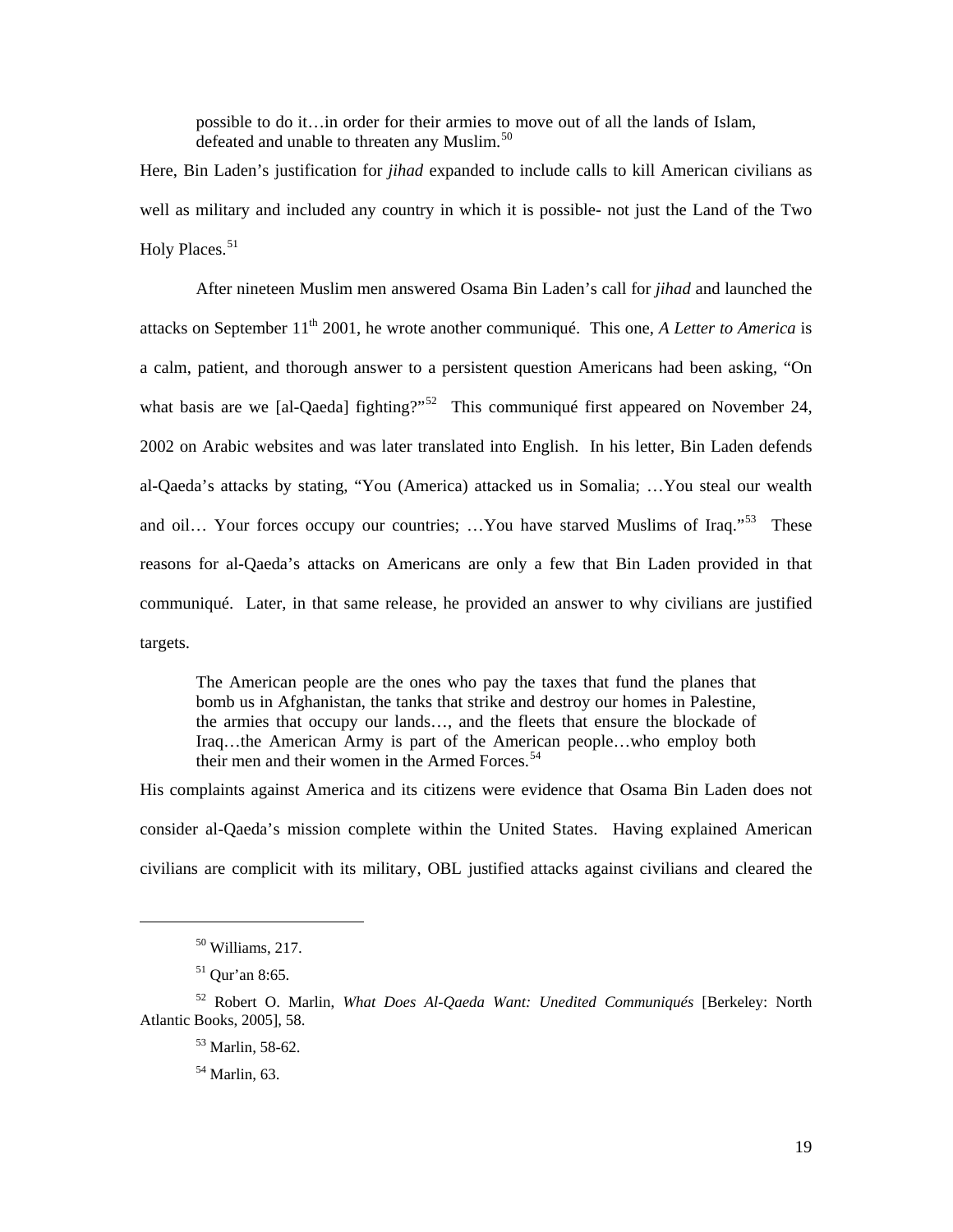> possible to do it…in order for their armies to move out of all the lands of Islam, defeated and unable to threaten any Muslim.[50]

Here, Bin Laden's justification for *jihad* expanded to include calls to kill American civilians as well as military and included any country in which it is possible- not just the Land of the Two Holy Places.[51]

After nineteen Muslim men answered Osama Bin Laden's call for *jihad* and launched the attacks on September 11th 2001, he wrote another communiqué. This one, *A Letter to America* is a calm, patient, and thorough answer to a persistent question Americans had been asking, "On what basis are we [al-Qaeda] fighting?"[52] This communiqué first appeared on November 24, 2002 on Arabic websites and was later translated into English. In his letter, Bin Laden defends al-Qaeda's attacks by stating, "You (America) attacked us in Somalia; …You steal our wealth and oil… Your forces occupy our countries; …You have starved Muslims of Iraq."[53] These reasons for al-Qaeda's attacks on Americans are only a few that Bin Laden provided in that communiqué. Later, in that same release, he provided an answer to why civilians are justified targets.

> The American people are the ones who pay the taxes that fund the planes that bomb us in Afghanistan, the tanks that strike and destroy our homes in Palestine, the armies that occupy our lands…, and the fleets that ensure the blockade of Iraq…the American Army is part of the American people…who employ both their men and their women in the Armed Forces.[54]

His complaints against America and its citizens were evidence that Osama Bin Laden does not consider al-Qaeda's mission complete within the United States. Having explained American civilians are complicit with its military, OBL justified attacks against civilians and cleared the

---

[50] Williams, 217.

[51] Qur'an 8:65.

[52] Robert O. Marlin, *What Does Al-Qaeda Want: Unedited Communiqués* [Berkeley: North Atlantic Books, 2005], 58.

[53] Marlin, 58-62.

[54] Marlin, 63.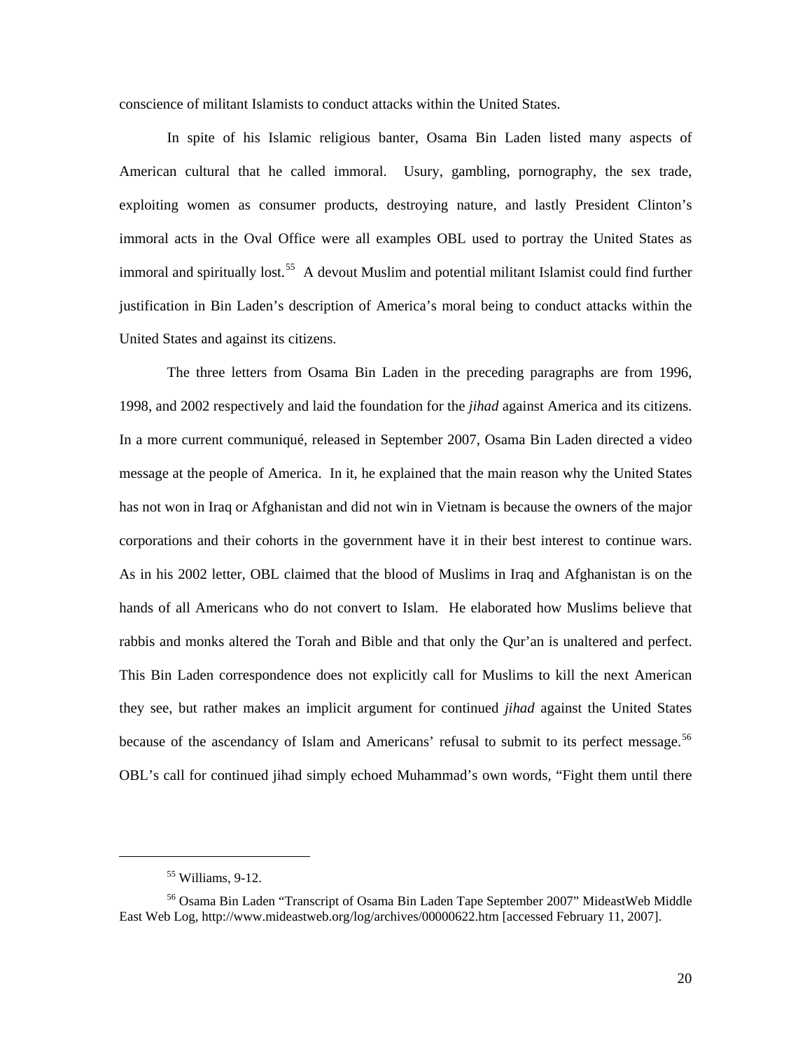conscience of militant Islamists to conduct attacks within the United States.

In spite of his Islamic religious banter, Osama Bin Laden listed many aspects of American cultural that he called immoral. Usury, gambling, pornography, the sex trade, exploiting women as consumer products, destroying nature, and lastly President Clinton's immoral acts in the Oval Office were all examples OBL used to portray the United States as immoral and spiritually lost.[55] A devout Muslim and potential militant Islamist could find further justification in Bin Laden's description of America's moral being to conduct attacks within the United States and against its citizens.

The three letters from Osama Bin Laden in the preceding paragraphs are from 1996, 1998, and 2002 respectively and laid the foundation for the *jihad* against America and its citizens. In a more current communiqué, released in September 2007, Osama Bin Laden directed a video message at the people of America. In it, he explained that the main reason why the United States has not won in Iraq or Afghanistan and did not win in Vietnam is because the owners of the major corporations and their cohorts in the government have it in their best interest to continue wars. As in his 2002 letter, OBL claimed that the blood of Muslims in Iraq and Afghanistan is on the hands of all Americans who do not convert to Islam. He elaborated how Muslims believe that rabbis and monks altered the Torah and Bible and that only the Qur'an is unaltered and perfect. This Bin Laden correspondence does not explicitly call for Muslims to kill the next American they see, but rather makes an implicit argument for continued *jihad* against the United States because of the ascendancy of Islam and Americans' refusal to submit to its perfect message.[56] OBL's call for continued jihad simply echoed Muhammad's own words, "Fight them until there

---

[55] Williams, 9-12.

[56] Osama Bin Laden "Transcript of Osama Bin Laden Tape September 2007" MideastWeb Middle East Web Log, http://www.mideastweb.org/log/archives/00000622.htm [accessed February 11, 2007].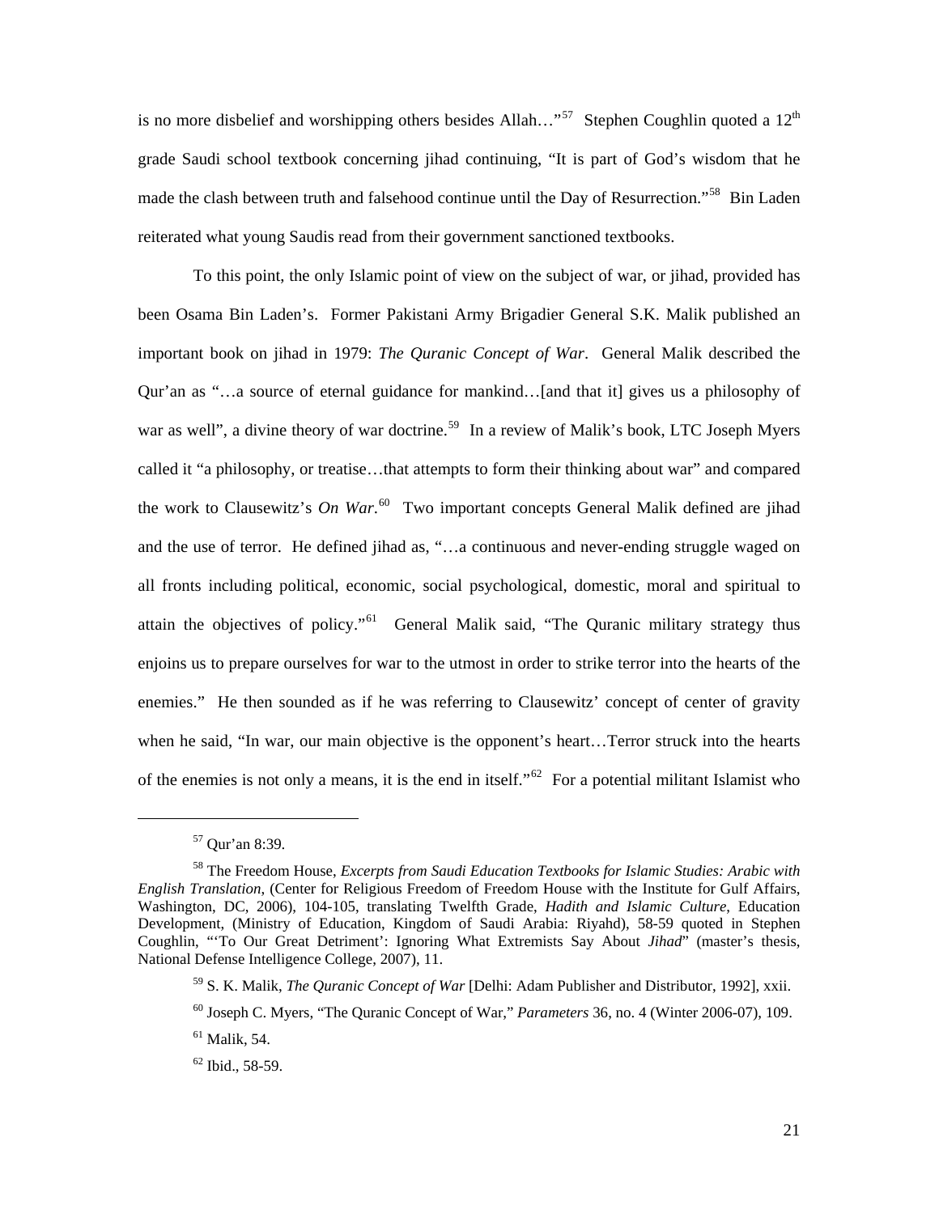is no more disbelief and worshipping others besides Allah…"[57] Stephen Coughlin quoted a 12th grade Saudi school textbook concerning jihad continuing, "It is part of God's wisdom that he made the clash between truth and falsehood continue until the Day of Resurrection."[58] Bin Laden reiterated what young Saudis read from their government sanctioned textbooks.

To this point, the only Islamic point of view on the subject of war, or jihad, provided has been Osama Bin Laden's. Former Pakistani Army Brigadier General S.K. Malik published an important book on jihad in 1979: *The Quranic Concept of War*. General Malik described the Qur'an as "…a source of eternal guidance for mankind…[and that it] gives us a philosophy of war as well", a divine theory of war doctrine.[59] In a review of Malik's book, LTC Joseph Myers called it "a philosophy, or treatise…that attempts to form their thinking about war" and compared the work to Clausewitz's *On War*.[60] Two important concepts General Malik defined are jihad and the use of terror. He defined jihad as, "…a continuous and never-ending struggle waged on all fronts including political, economic, social psychological, domestic, moral and spiritual to attain the objectives of policy."[61] General Malik said, "The Quranic military strategy thus enjoins us to prepare ourselves for war to the utmost in order to strike terror into the hearts of the enemies." He then sounded as if he was referring to Clausewitz' concept of center of gravity when he said, "In war, our main objective is the opponent's heart…Terror struck into the hearts of the enemies is not only a means, it is the end in itself."[62] For a potential militant Islamist who

---

[57] Qur'an 8:39.

[58] The Freedom House, *Excerpts from Saudi Education Textbooks for Islamic Studies: Arabic with English Translation*, (Center for Religious Freedom of Freedom House with the Institute for Gulf Affairs, Washington, DC, 2006), 104-105, translating Twelfth Grade, *Hadith and Islamic Culture*, Education Development, (Ministry of Education, Kingdom of Saudi Arabia: Riyahd), 58-59 quoted in Stephen Coughlin, "'To Our Great Detriment': Ignoring What Extremists Say About *Jihad*" (master's thesis, National Defense Intelligence College, 2007), 11.

[59] S. K. Malik, *The Quranic Concept of War* [Delhi: Adam Publisher and Distributor, 1992], xxii.

[60] Joseph C. Myers, "The Quranic Concept of War," *Parameters* 36, no. 4 (Winter 2006-07), 109.

[61] Malik, 54.

[62] Ibid., 58-59.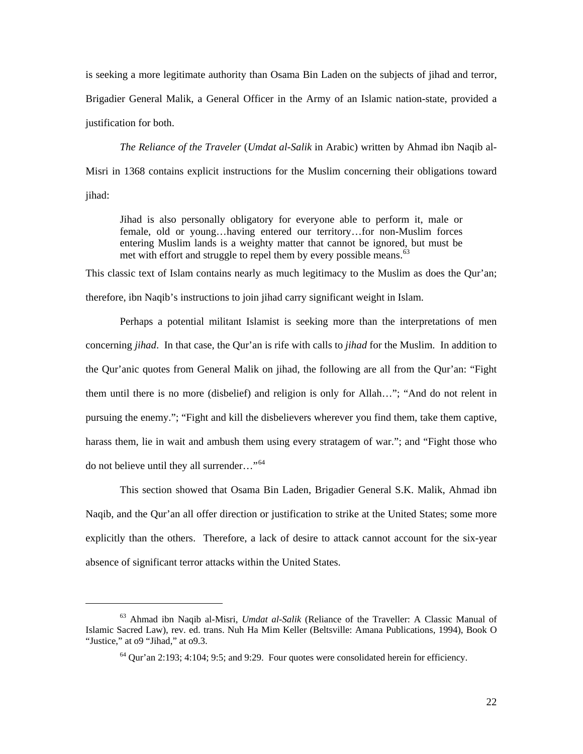is seeking a more legitimate authority than Osama Bin Laden on the subjects of jihad and terror, Brigadier General Malik, a General Officer in the Army of an Islamic nation-state, provided a justification for both.

*The Reliance of the Traveler* (*Umdat al-Salik* in Arabic) written by Ahmad ibn Naqib al-Misri in 1368 contains explicit instructions for the Muslim concerning their obligations toward jihad:

> Jihad is also personally obligatory for everyone able to perform it, male or female, old or young…having entered our territory…for non-Muslim forces entering Muslim lands is a weighty matter that cannot be ignored, but must be met with effort and struggle to repel them by every possible means.[63]

This classic text of Islam contains nearly as much legitimacy to the Muslim as does the Qur'an; therefore, ibn Naqib's instructions to join jihad carry significant weight in Islam.

Perhaps a potential militant Islamist is seeking more than the interpretations of men concerning *jihad*. In that case, the Qur'an is rife with calls to *jihad* for the Muslim. In addition to the Qur'anic quotes from General Malik on jihad, the following are all from the Qur'an: "Fight them until there is no more (disbelief) and religion is only for Allah…"; "And do not relent in pursuing the enemy."; "Fight and kill the disbelievers wherever you find them, take them captive, harass them, lie in wait and ambush them using every stratagem of war."; and "Fight those who do not believe until they all surrender…"[64]

This section showed that Osama Bin Laden, Brigadier General S.K. Malik, Ahmad ibn Naqib, and the Qur'an all offer direction or justification to strike at the United States; some more explicitly than the others. Therefore, a lack of desire to attack cannot account for the six-year absence of significant terror attacks within the United States.

---

[63] Ahmad ibn Naqib al-Misri, *Umdat al-Salik* (Reliance of the Traveller: A Classic Manual of Islamic Sacred Law), rev. ed. trans. Nuh Ha Mim Keller (Beltsville: Amana Publications, 1994), Book O "Justice," at o9 "Jihad," at o9.3.

[64] Qur'an 2:193; 4:104; 9:5; and 9:29. Four quotes were consolidated herein for efficiency.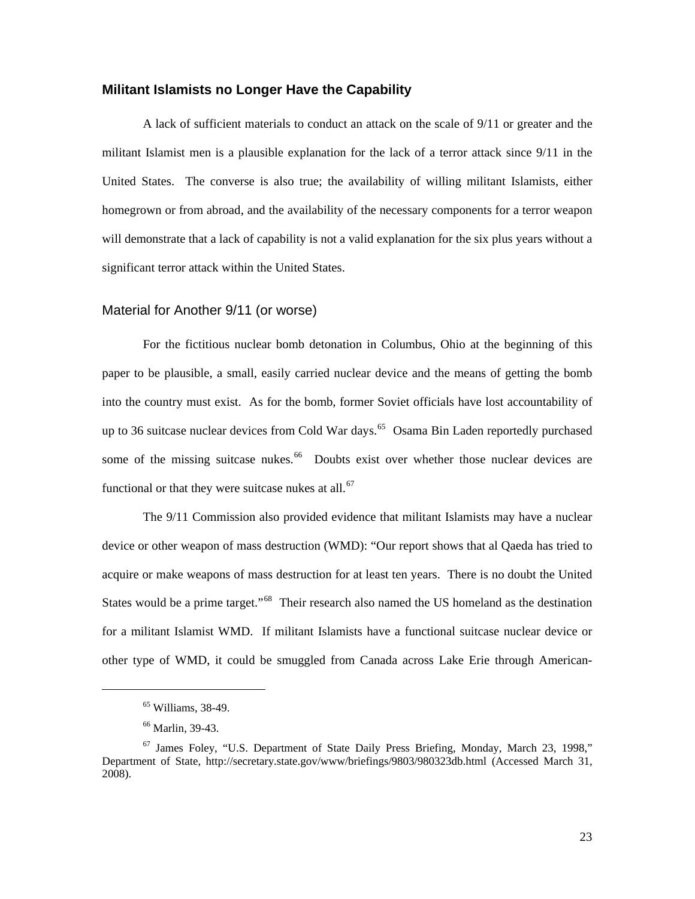## Militant Islamists no Longer Have the Capability

A lack of sufficient materials to conduct an attack on the scale of 9/11 or greater and the militant Islamist men is a plausible explanation for the lack of a terror attack since 9/11 in the United States. The converse is also true; the availability of willing militant Islamists, either homegrown or from abroad, and the availability of the necessary components for a terror weapon will demonstrate that a lack of capability is not a valid explanation for the six plus years without a significant terror attack within the United States.

### Material for Another 9/11 (or worse)

For the fictitious nuclear bomb detonation in Columbus, Ohio at the beginning of this paper to be plausible, a small, easily carried nuclear device and the means of getting the bomb into the country must exist. As for the bomb, former Soviet officials have lost accountability of up to 36 suitcase nuclear devices from Cold War days.[65] Osama Bin Laden reportedly purchased some of the missing suitcase nukes.[66] Doubts exist over whether those nuclear devices are functional or that they were suitcase nukes at all.[67]

The 9/11 Commission also provided evidence that militant Islamists may have a nuclear device or other weapon of mass destruction (WMD): "Our report shows that al Qaeda has tried to acquire or make weapons of mass destruction for at least ten years. There is no doubt the United States would be a prime target."[68] Their research also named the US homeland as the destination for a militant Islamist WMD. If militant Islamists have a functional suitcase nuclear device or other type of WMD, it could be smuggled from Canada across Lake Erie through American-

---

[65] Williams, 38-49.

[66] Marlin, 39-43.

[67] James Foley, "U.S. Department of State Daily Press Briefing, Monday, March 23, 1998," Department of State, http://secretary.state.gov/www/briefings/9803/980323db.html (Accessed March 31, 2008).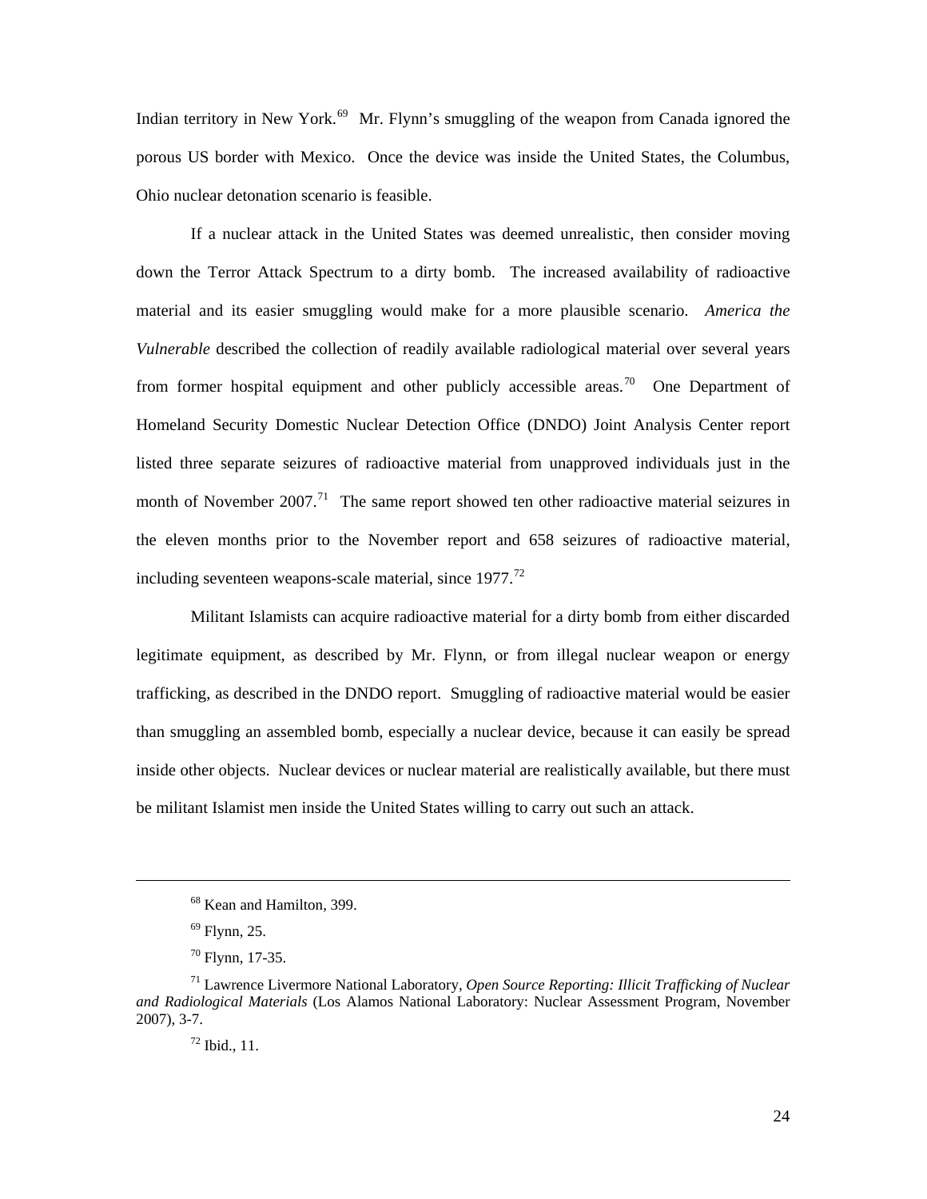Indian territory in New York.[69] Mr. Flynn's smuggling of the weapon from Canada ignored the porous US border with Mexico. Once the device was inside the United States, the Columbus, Ohio nuclear detonation scenario is feasible.

If a nuclear attack in the United States was deemed unrealistic, then consider moving down the Terror Attack Spectrum to a dirty bomb. The increased availability of radioactive material and its easier smuggling would make for a more plausible scenario. *America the Vulnerable* described the collection of readily available radiological material over several years from former hospital equipment and other publicly accessible areas.[70] One Department of Homeland Security Domestic Nuclear Detection Office (DNDO) Joint Analysis Center report listed three separate seizures of radioactive material from unapproved individuals just in the month of November 2007.[71] The same report showed ten other radioactive material seizures in the eleven months prior to the November report and 658 seizures of radioactive material, including seventeen weapons-scale material, since 1977.[72]

Militant Islamists can acquire radioactive material for a dirty bomb from either discarded legitimate equipment, as described by Mr. Flynn, or from illegal nuclear weapon or energy trafficking, as described in the DNDO report. Smuggling of radioactive material would be easier than smuggling an assembled bomb, especially a nuclear device, because it can easily be spread inside other objects. Nuclear devices or nuclear material are realistically available, but there must be militant Islamist men inside the United States willing to carry out such an attack.

---

[68] Kean and Hamilton, 399.

[69] Flynn, 25.

[70] Flynn, 17-35.

[71] Lawrence Livermore National Laboratory, *Open Source Reporting: Illicit Trafficking of Nuclear and Radiological Materials* (Los Alamos National Laboratory: Nuclear Assessment Program, November 2007), 3-7.

[72] Ibid., 11.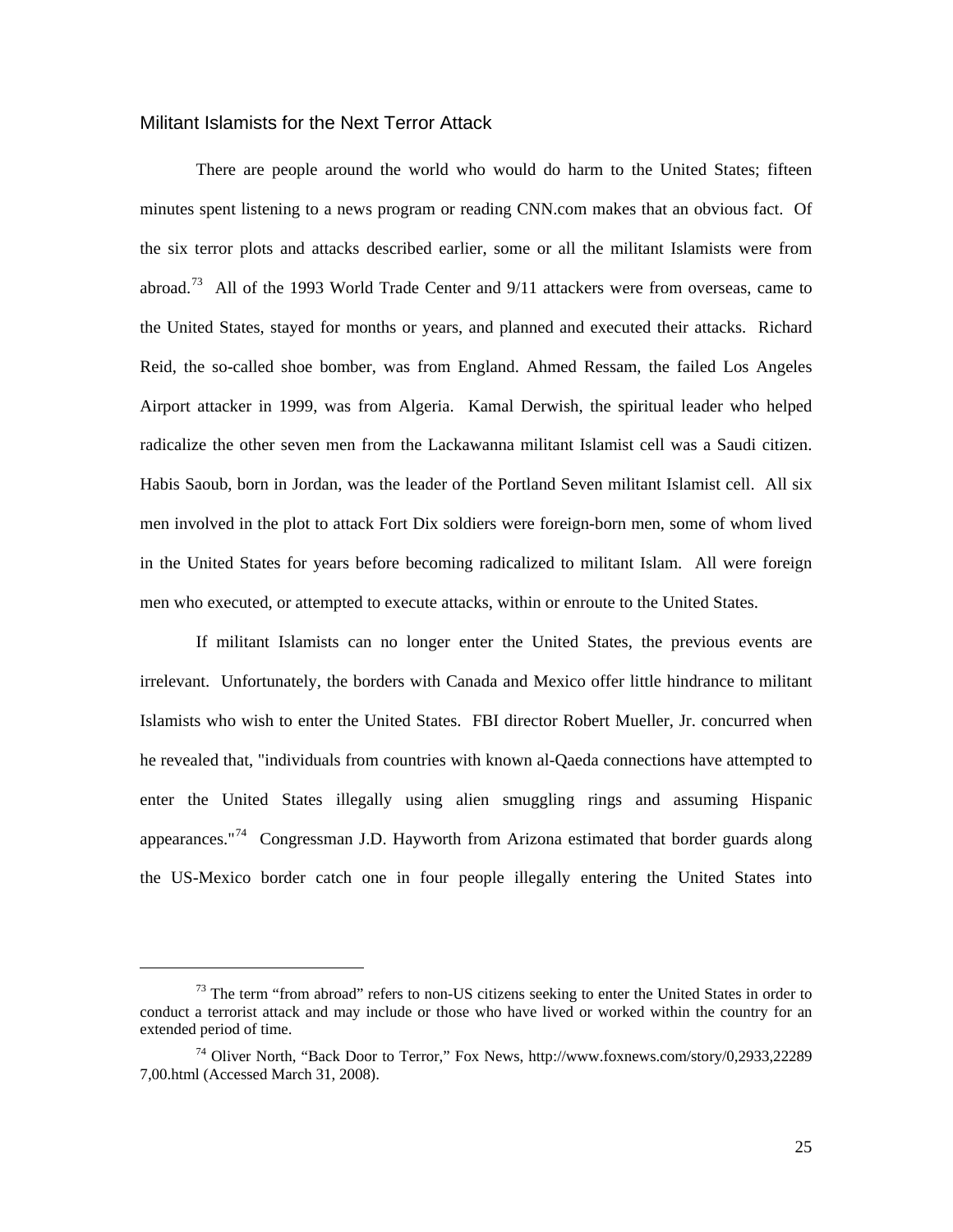## Militant Islamists for the Next Terror Attack

There are people around the world who would do harm to the United States; fifteen minutes spent listening to a news program or reading CNN.com makes that an obvious fact. Of the six terror plots and attacks described earlier, some or all the militant Islamists were from abroad.[73] All of the 1993 World Trade Center and 9/11 attackers were from overseas, came to the United States, stayed for months or years, and planned and executed their attacks. Richard Reid, the so-called shoe bomber, was from England. Ahmed Ressam, the failed Los Angeles Airport attacker in 1999, was from Algeria. Kamal Derwish, the spiritual leader who helped radicalize the other seven men from the Lackawanna militant Islamist cell was a Saudi citizen. Habis Saoub, born in Jordan, was the leader of the Portland Seven militant Islamist cell. All six men involved in the plot to attack Fort Dix soldiers were foreign-born men, some of whom lived in the United States for years before becoming radicalized to militant Islam. All were foreign men who executed, or attempted to execute attacks, within or enroute to the United States.

If militant Islamists can no longer enter the United States, the previous events are irrelevant. Unfortunately, the borders with Canada and Mexico offer little hindrance to militant Islamists who wish to enter the United States. FBI director Robert Mueller, Jr. concurred when he revealed that, "individuals from countries with known al-Qaeda connections have attempted to enter the United States illegally using alien smuggling rings and assuming Hispanic appearances."[74] Congressman J.D. Hayworth from Arizona estimated that border guards along the US-Mexico border catch one in four people illegally entering the United States into

---

[73] The term "from abroad" refers to non-US citizens seeking to enter the United States in order to conduct a terrorist attack and may include or those who have lived or worked within the country for an extended period of time.

[74] Oliver North, "Back Door to Terror," Fox News, http://www.foxnews.com/story/0,2933,222897,00.html (Accessed March 31, 2008).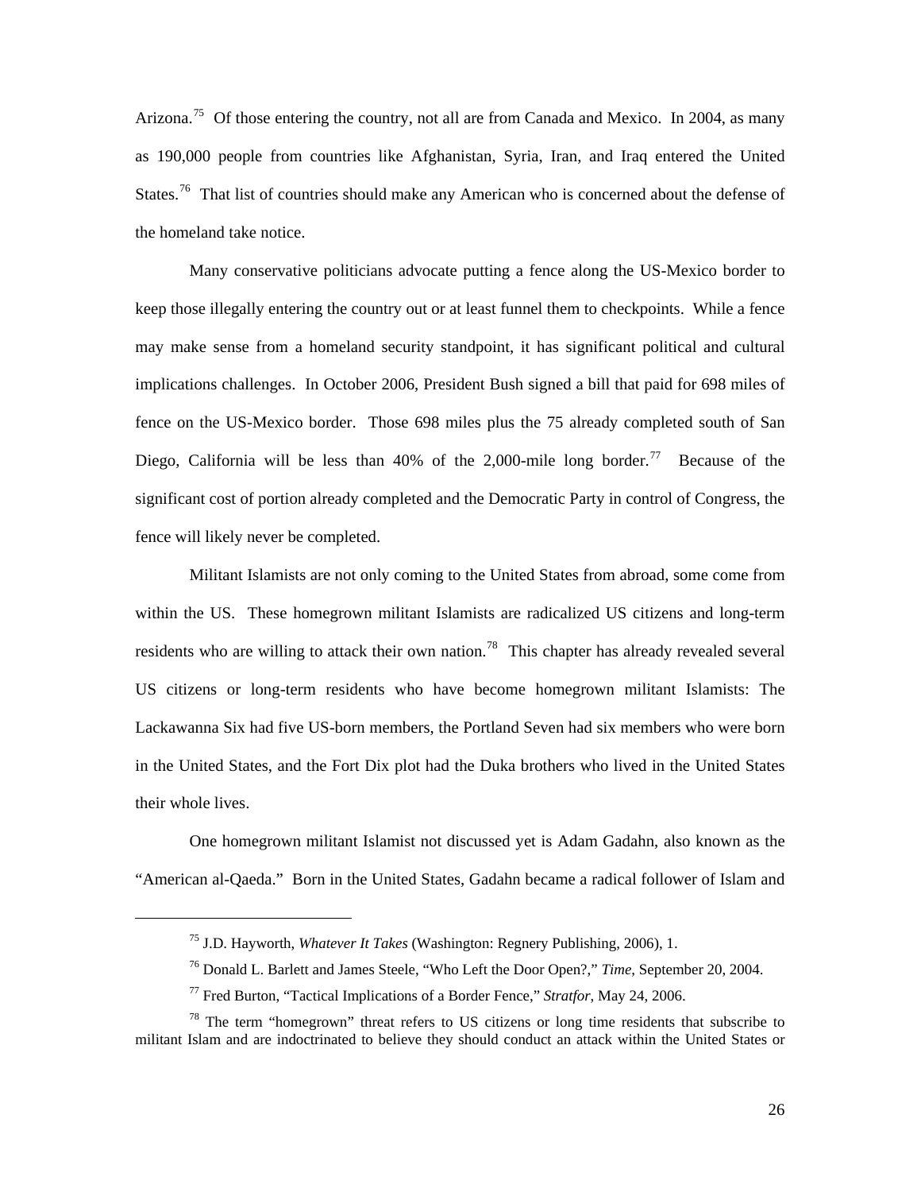Arizona.[75] Of those entering the country, not all are from Canada and Mexico. In 2004, as many as 190,000 people from countries like Afghanistan, Syria, Iran, and Iraq entered the United States.[76] That list of countries should make any American who is concerned about the defense of the homeland take notice.

Many conservative politicians advocate putting a fence along the US-Mexico border to keep those illegally entering the country out or at least funnel them to checkpoints. While a fence may make sense from a homeland security standpoint, it has significant political and cultural implications challenges. In October 2006, President Bush signed a bill that paid for 698 miles of fence on the US-Mexico border. Those 698 miles plus the 75 already completed south of San Diego, California will be less than 40% of the 2,000-mile long border.[77] Because of the significant cost of portion already completed and the Democratic Party in control of Congress, the fence will likely never be completed.

Militant Islamists are not only coming to the United States from abroad, some come from within the US. These homegrown militant Islamists are radicalized US citizens and long-term residents who are willing to attack their own nation.[78] This chapter has already revealed several US citizens or long-term residents who have become homegrown militant Islamists: The Lackawanna Six had five US-born members, the Portland Seven had six members who were born in the United States, and the Fort Dix plot had the Duka brothers who lived in the United States their whole lives.

One homegrown militant Islamist not discussed yet is Adam Gadahn, also known as the "American al-Qaeda." Born in the United States, Gadahn became a radical follower of Islam and

---

[75] J.D. Hayworth, *Whatever It Takes* (Washington: Regnery Publishing, 2006), 1.

[76] Donald L. Barlett and James Steele, "Who Left the Door Open?," *Time*, September 20, 2004.

[77] Fred Burton, "Tactical Implications of a Border Fence," *Stratfor*, May 24, 2006.

[78] The term "homegrown" threat refers to US citizens or long time residents that subscribe to militant Islam and are indoctrinated to believe they should conduct an attack within the United States or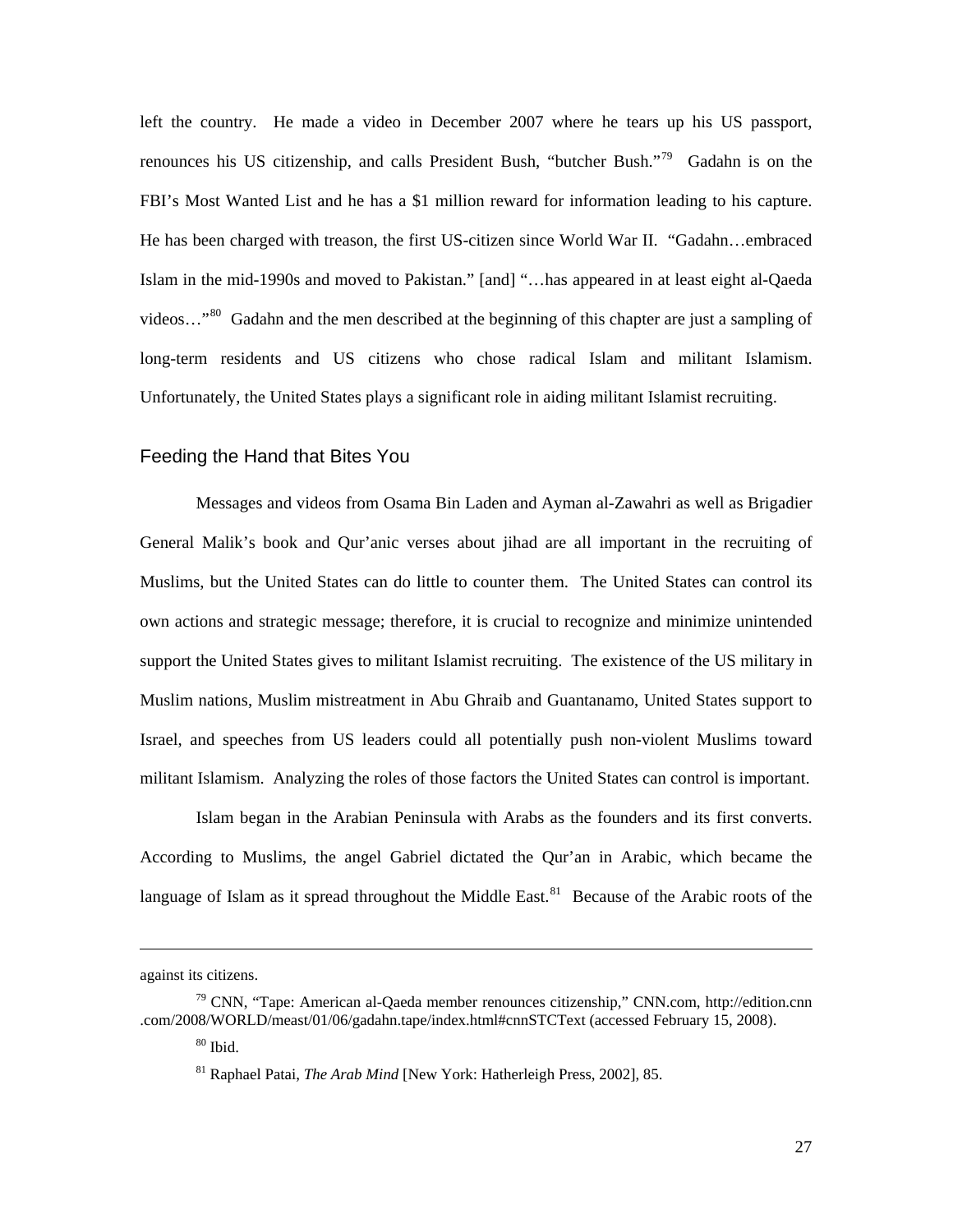left the country. He made a video in December 2007 where he tears up his US passport, renounces his US citizenship, and calls President Bush, "butcher Bush."[79] Gadahn is on the FBI's Most Wanted List and he has a $1 million reward for information leading to his capture. He has been charged with treason, the first US-citizen since World War II. "Gadahn…embraced Islam in the mid-1990s and moved to Pakistan." [and] "…has appeared in at least eight al-Qaeda videos…"[80] Gadahn and the men described at the beginning of this chapter are just a sampling of long-term residents and US citizens who chose radical Islam and militant Islamism. Unfortunately, the United States plays a significant role in aiding militant Islamist recruiting.

## Feeding the Hand that Bites You

Messages and videos from Osama Bin Laden and Ayman al-Zawahri as well as Brigadier General Malik's book and Qur'anic verses about jihad are all important in the recruiting of Muslims, but the United States can do little to counter them. The United States can control its own actions and strategic message; therefore, it is crucial to recognize and minimize unintended support the United States gives to militant Islamist recruiting. The existence of the US military in Muslim nations, Muslim mistreatment in Abu Ghraib and Guantanamo, United States support to Israel, and speeches from US leaders could all potentially push non-violent Muslims toward militant Islamism. Analyzing the roles of those factors the United States can control is important.

Islam began in the Arabian Peninsula with Arabs as the founders and its first converts. According to Muslims, the angel Gabriel dictated the Qur'an in Arabic, which became the language of Islam as it spread throughout the Middle East.[81] Because of the Arabic roots of the

---

against its citizens.

[79] CNN, "Tape: American al-Qaeda member renounces citizenship," CNN.com, http://edition.cnn.com/2008/WORLD/meast/01/06/gadahn.tape/index.html#cnnSTCText (accessed February 15, 2008).

[80] Ibid.

[81] Raphael Patai, *The Arab Mind* [New York: Hatherleigh Press, 2002], 85.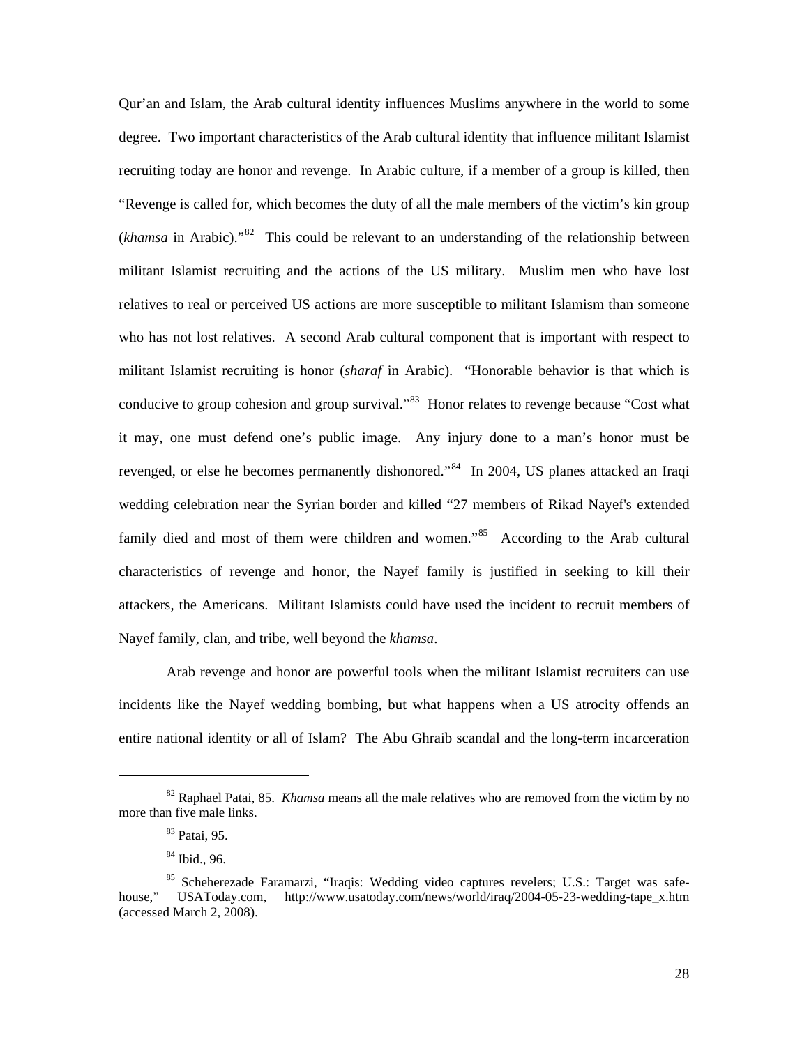Qur'an and Islam, the Arab cultural identity influences Muslims anywhere in the world to some degree. Two important characteristics of the Arab cultural identity that influence militant Islamist recruiting today are honor and revenge. In Arabic culture, if a member of a group is killed, then "Revenge is called for, which becomes the duty of all the male members of the victim's kin group (*khamsa* in Arabic)."[82] This could be relevant to an understanding of the relationship between militant Islamist recruiting and the actions of the US military. Muslim men who have lost relatives to real or perceived US actions are more susceptible to militant Islamism than someone who has not lost relatives. A second Arab cultural component that is important with respect to militant Islamist recruiting is honor (*sharaf* in Arabic). "Honorable behavior is that which is conducive to group cohesion and group survival."[83] Honor relates to revenge because "Cost what it may, one must defend one's public image. Any injury done to a man's honor must be revenged, or else he becomes permanently dishonored."[84] In 2004, US planes attacked an Iraqi wedding celebration near the Syrian border and killed "27 members of Rikad Nayef's extended family died and most of them were children and women."[85] According to the Arab cultural characteristics of revenge and honor, the Nayef family is justified in seeking to kill their attackers, the Americans. Militant Islamists could have used the incident to recruit members of Nayef family, clan, and tribe, well beyond the *khamsa*.

Arab revenge and honor are powerful tools when the militant Islamist recruiters can use incidents like the Nayef wedding bombing, but what happens when a US atrocity offends an entire national identity or all of Islam? The Abu Ghraib scandal and the long-term incarceration

---

[82] Raphael Patai, 85. *Khamsa* means all the male relatives who are removed from the victim by no more than five male links.

[83] Patai, 95.

[84] Ibid., 96.

[85] Scheherezade Faramarzi, "Iraqis: Wedding video captures revelers; U.S.: Target was safe-house," USAToday.com, http://www.usatoday.com/news/world/iraq/2004-05-23-wedding-tape_x.htm (accessed March 2, 2008).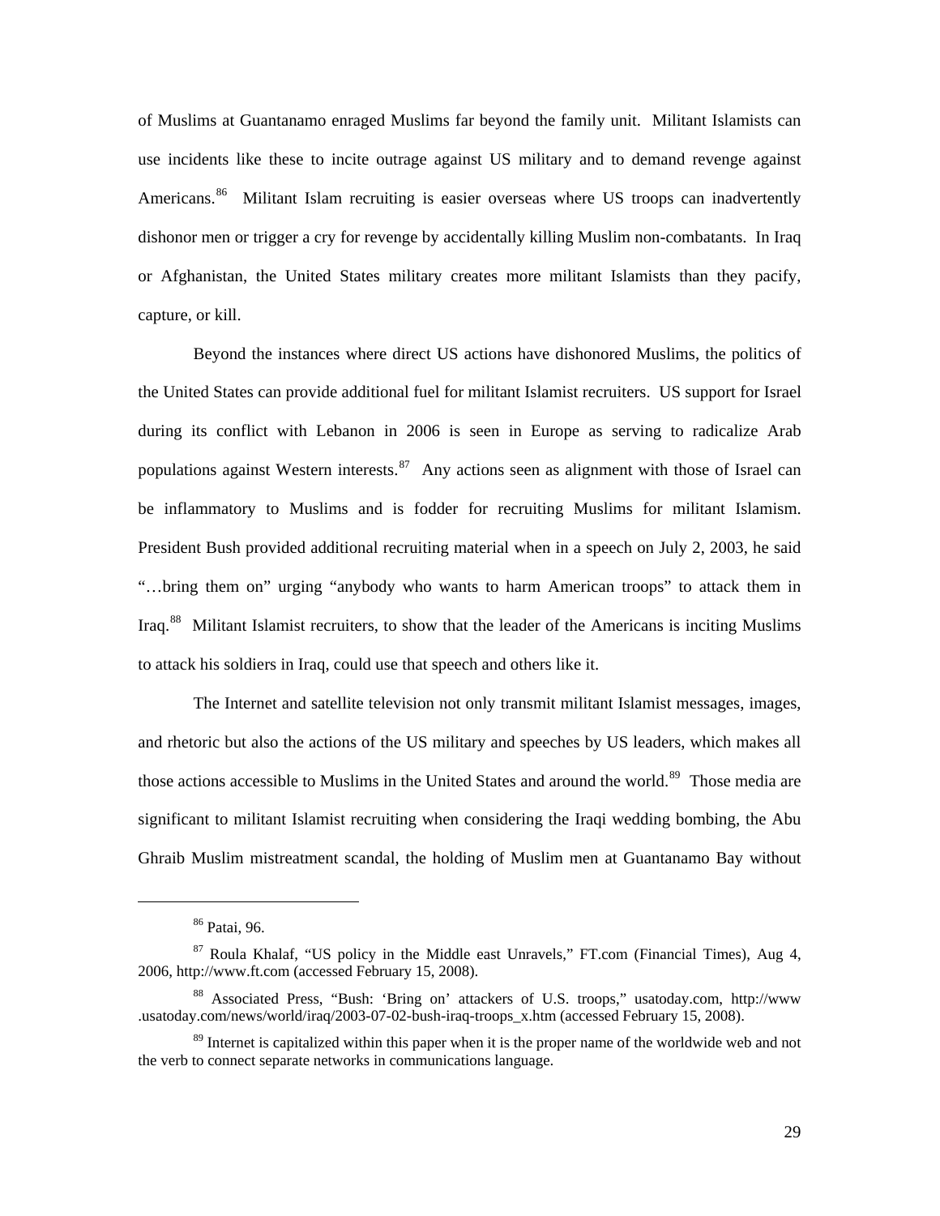of Muslims at Guantanamo enraged Muslims far beyond the family unit. Militant Islamists can use incidents like these to incite outrage against US military and to demand revenge against Americans.[86] Militant Islam recruiting is easier overseas where US troops can inadvertently dishonor men or trigger a cry for revenge by accidentally killing Muslim non-combatants. In Iraq or Afghanistan, the United States military creates more militant Islamists than they pacify, capture, or kill.

Beyond the instances where direct US actions have dishonored Muslims, the politics of the United States can provide additional fuel for militant Islamist recruiters. US support for Israel during its conflict with Lebanon in 2006 is seen in Europe as serving to radicalize Arab populations against Western interests.[87] Any actions seen as alignment with those of Israel can be inflammatory to Muslims and is fodder for recruiting Muslims for militant Islamism. President Bush provided additional recruiting material when in a speech on July 2, 2003, he said "…bring them on" urging "anybody who wants to harm American troops" to attack them in Iraq.[88] Militant Islamist recruiters, to show that the leader of the Americans is inciting Muslims to attack his soldiers in Iraq, could use that speech and others like it.

The Internet and satellite television not only transmit militant Islamist messages, images, and rhetoric but also the actions of the US military and speeches by US leaders, which makes all those actions accessible to Muslims in the United States and around the world.[89] Those media are significant to militant Islamist recruiting when considering the Iraqi wedding bombing, the Abu Ghraib Muslim mistreatment scandal, the holding of Muslim men at Guantanamo Bay without

---

[86] Patai, 96.

[87] Roula Khalaf, "US policy in the Middle east Unravels," FT.com (Financial Times), Aug 4, 2006, http://www.ft.com (accessed February 15, 2008).

[88] Associated Press, "Bush: 'Bring on' attackers of U.S. troops," usatoday.com, http://www.usatoday.com/news/world/iraq/2003-07-02-bush-iraq-troops_x.htm (accessed February 15, 2008).

[89] Internet is capitalized within this paper when it is the proper name of the worldwide web and not the verb to connect separate networks in communications language.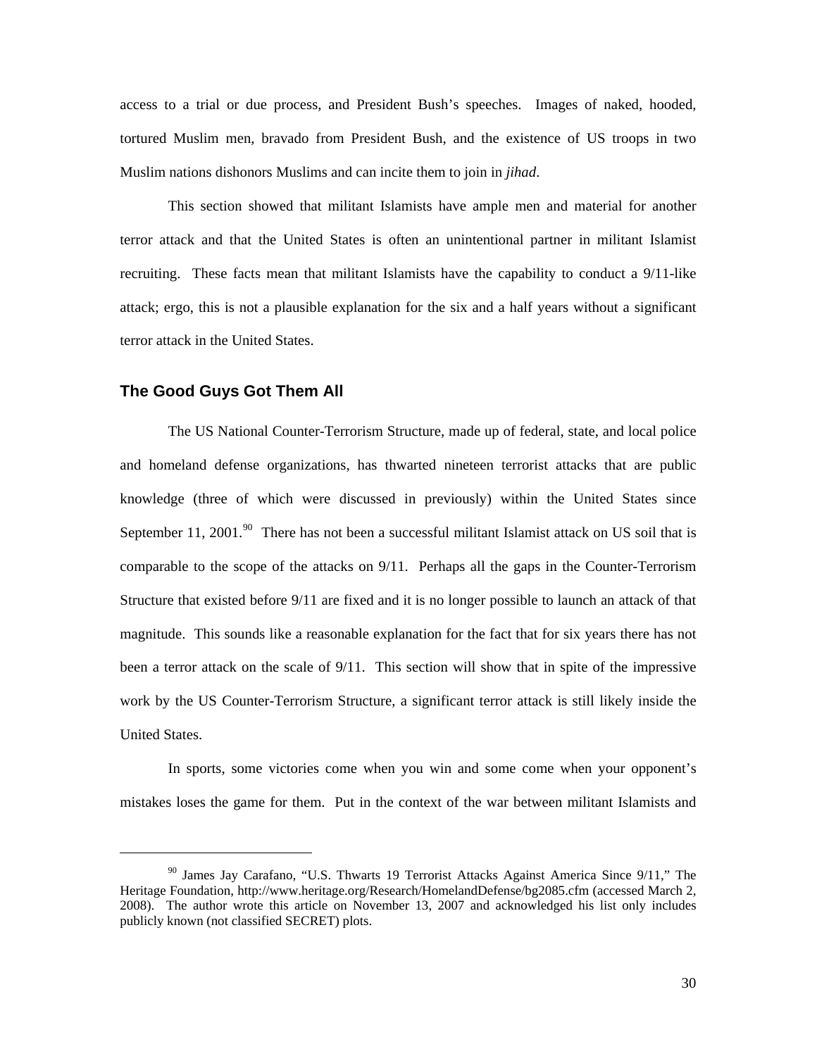access to a trial or due process, and President Bush's speeches. Images of naked, hooded, tortured Muslim men, bravado from President Bush, and the existence of US troops in two Muslim nations dishonors Muslims and can incite them to join in *jihad*.

This section showed that militant Islamists have ample men and material for another terror attack and that the United States is often an unintentional partner in militant Islamist recruiting. These facts mean that militant Islamists have the capability to conduct a 9/11-like attack; ergo, this is not a plausible explanation for the six and a half years without a significant terror attack in the United States.

## The Good Guys Got Them All

The US National Counter-Terrorism Structure, made up of federal, state, and local police and homeland defense organizations, has thwarted nineteen terrorist attacks that are public knowledge (three of which were discussed in previously) within the United States since September 11, 2001.[90] There has not been a successful militant Islamist attack on US soil that is comparable to the scope of the attacks on 9/11. Perhaps all the gaps in the Counter-Terrorism Structure that existed before 9/11 are fixed and it is no longer possible to launch an attack of that magnitude. This sounds like a reasonable explanation for the fact that for six years there has not been a terror attack on the scale of 9/11. This section will show that in spite of the impressive work by the US Counter-Terrorism Structure, a significant terror attack is still likely inside the United States.

In sports, some victories come when you win and some come when your opponent's mistakes loses the game for them. Put in the context of the war between militant Islamists and

---

[90] James Jay Carafano, "U.S. Thwarts 19 Terrorist Attacks Against America Since 9/11," The Heritage Foundation, http://www.heritage.org/Research/HomelandDefense/bg2085.cfm (accessed March 2, 2008). The author wrote this article on November 13, 2007 and acknowledged his list only includes publicly known (not classified SECRET) plots.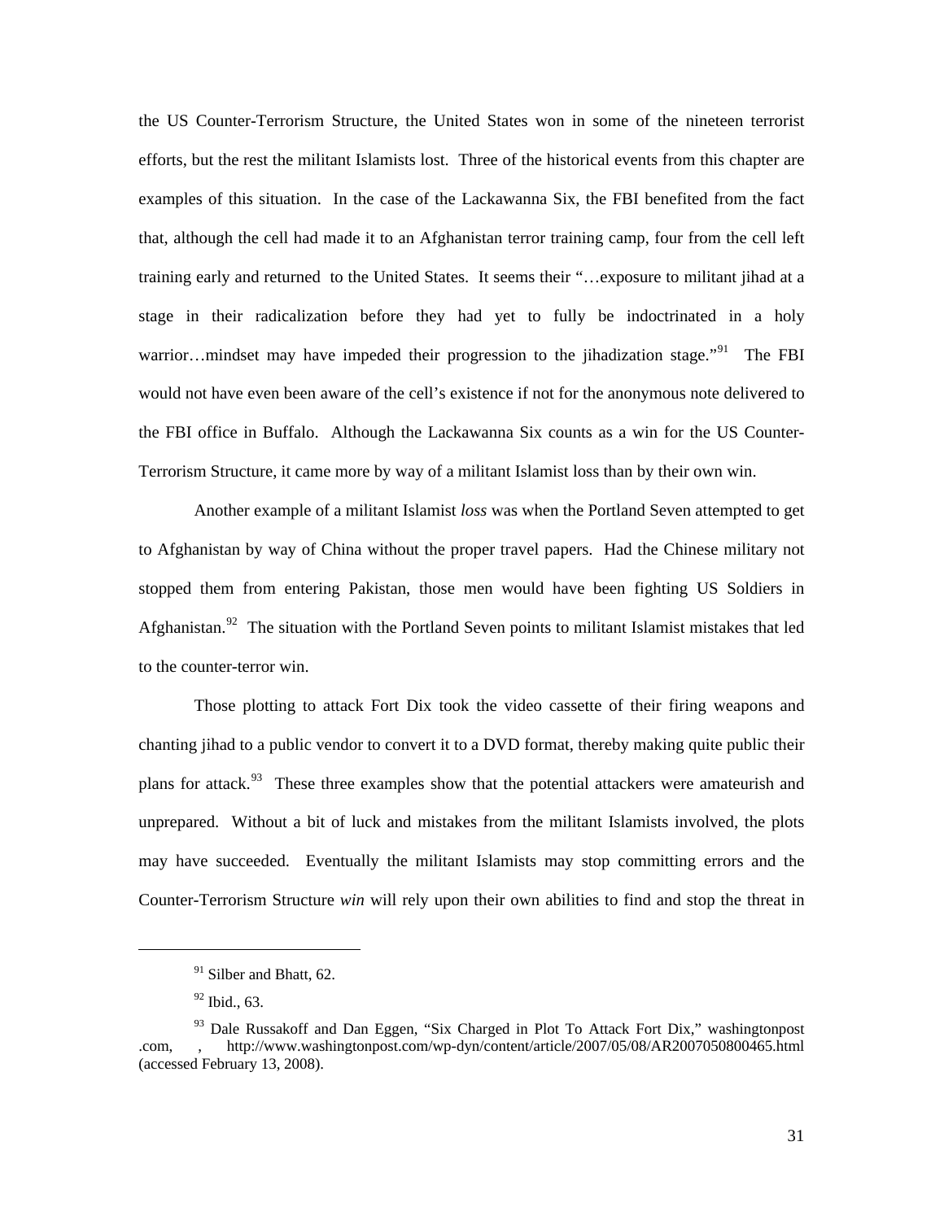the US Counter-Terrorism Structure, the United States won in some of the nineteen terrorist efforts, but the rest the militant Islamists lost. Three of the historical events from this chapter are examples of this situation. In the case of the Lackawanna Six, the FBI benefited from the fact that, although the cell had made it to an Afghanistan terror training camp, four from the cell left training early and returned to the United States. It seems their "…exposure to militant jihad at a stage in their radicalization before they had yet to fully be indoctrinated in a holy warrior…mindset may have impeded their progression to the jihadization stage."[91] The FBI would not have even been aware of the cell's existence if not for the anonymous note delivered to the FBI office in Buffalo. Although the Lackawanna Six counts as a win for the US Counter-Terrorism Structure, it came more by way of a militant Islamist loss than by their own win.

Another example of a militant Islamist *loss* was when the Portland Seven attempted to get to Afghanistan by way of China without the proper travel papers. Had the Chinese military not stopped them from entering Pakistan, those men would have been fighting US Soldiers in Afghanistan.[92] The situation with the Portland Seven points to militant Islamist mistakes that led to the counter-terror win.

Those plotting to attack Fort Dix took the video cassette of their firing weapons and chanting jihad to a public vendor to convert it to a DVD format, thereby making quite public their plans for attack.[93] These three examples show that the potential attackers were amateurish and unprepared. Without a bit of luck and mistakes from the militant Islamists involved, the plots may have succeeded. Eventually the militant Islamists may stop committing errors and the Counter-Terrorism Structure *win* will rely upon their own abilities to find and stop the threat in

---

[91] Silber and Bhatt, 62.

[92] Ibid., 63.

[93] Dale Russakoff and Dan Eggen, "Six Charged in Plot To Attack Fort Dix," washingtonpost .com, , http://www.washingtonpost.com/wp-dyn/content/article/2007/05/08/AR2007050800465.html (accessed February 13, 2008).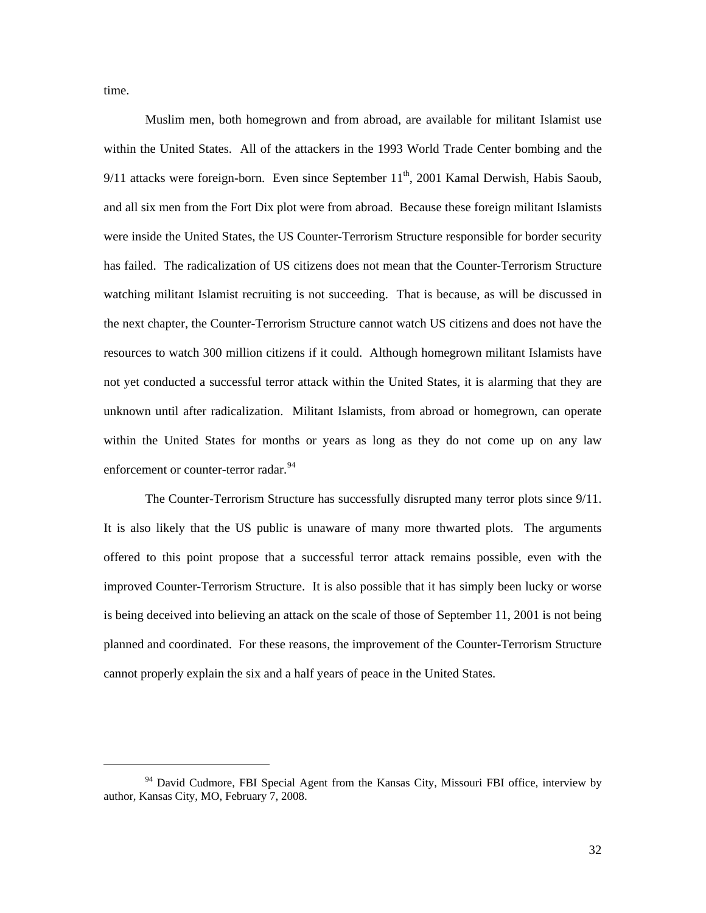time.

Muslim men, both homegrown and from abroad, are available for militant Islamist use within the United States. All of the attackers in the 1993 World Trade Center bombing and the 9/11 attacks were foreign-born. Even since September 11th, 2001 Kamal Derwish, Habis Saoub, and all six men from the Fort Dix plot were from abroad. Because these foreign militant Islamists were inside the United States, the US Counter-Terrorism Structure responsible for border security has failed. The radicalization of US citizens does not mean that the Counter-Terrorism Structure watching militant Islamist recruiting is not succeeding. That is because, as will be discussed in the next chapter, the Counter-Terrorism Structure cannot watch US citizens and does not have the resources to watch 300 million citizens if it could. Although homegrown militant Islamists have not yet conducted a successful terror attack within the United States, it is alarming that they are unknown until after radicalization. Militant Islamists, from abroad or homegrown, can operate within the United States for months or years as long as they do not come up on any law enforcement or counter-terror radar.[94]

The Counter-Terrorism Structure has successfully disrupted many terror plots since 9/11. It is also likely that the US public is unaware of many more thwarted plots. The arguments offered to this point propose that a successful terror attack remains possible, even with the improved Counter-Terrorism Structure. It is also possible that it has simply been lucky or worse is being deceived into believing an attack on the scale of those of September 11, 2001 is not being planned and coordinated. For these reasons, the improvement of the Counter-Terrorism Structure cannot properly explain the six and a half years of peace in the United States.

---

[94] David Cudmore, FBI Special Agent from the Kansas City, Missouri FBI office, interview by author, Kansas City, MO, February 7, 2008.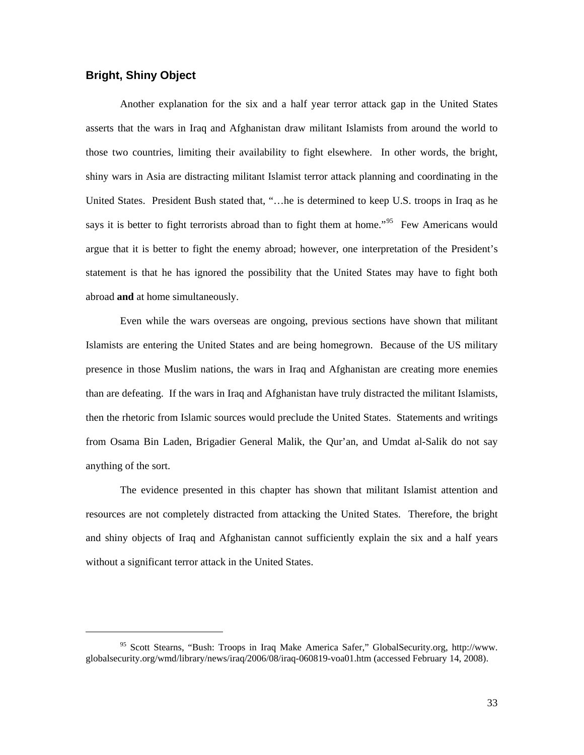### Bright, Shiny Object

Another explanation for the six and a half year terror attack gap in the United States asserts that the wars in Iraq and Afghanistan draw militant Islamists from around the world to those two countries, limiting their availability to fight elsewhere. In other words, the bright, shiny wars in Asia are distracting militant Islamist terror attack planning and coordinating in the United States. President Bush stated that, "…he is determined to keep U.S. troops in Iraq as he says it is better to fight terrorists abroad than to fight them at home."[95] Few Americans would argue that it is better to fight the enemy abroad; however, one interpretation of the President's statement is that he has ignored the possibility that the United States may have to fight both abroad **and** at home simultaneously.

Even while the wars overseas are ongoing, previous sections have shown that militant Islamists are entering the United States and are being homegrown. Because of the US military presence in those Muslim nations, the wars in Iraq and Afghanistan are creating more enemies than are defeating. If the wars in Iraq and Afghanistan have truly distracted the militant Islamists, then the rhetoric from Islamic sources would preclude the United States. Statements and writings from Osama Bin Laden, Brigadier General Malik, the Qur'an, and Umdat al-Salik do not say anything of the sort.

The evidence presented in this chapter has shown that militant Islamist attention and resources are not completely distracted from attacking the United States. Therefore, the bright and shiny objects of Iraq and Afghanistan cannot sufficiently explain the six and a half years without a significant terror attack in the United States.

---

[95] Scott Stearns, "Bush: Troops in Iraq Make America Safer," GlobalSecurity.org, http://www.globalsecurity.org/wmd/library/news/iraq/2006/08/iraq-060819-voa01.htm (accessed February 14, 2008).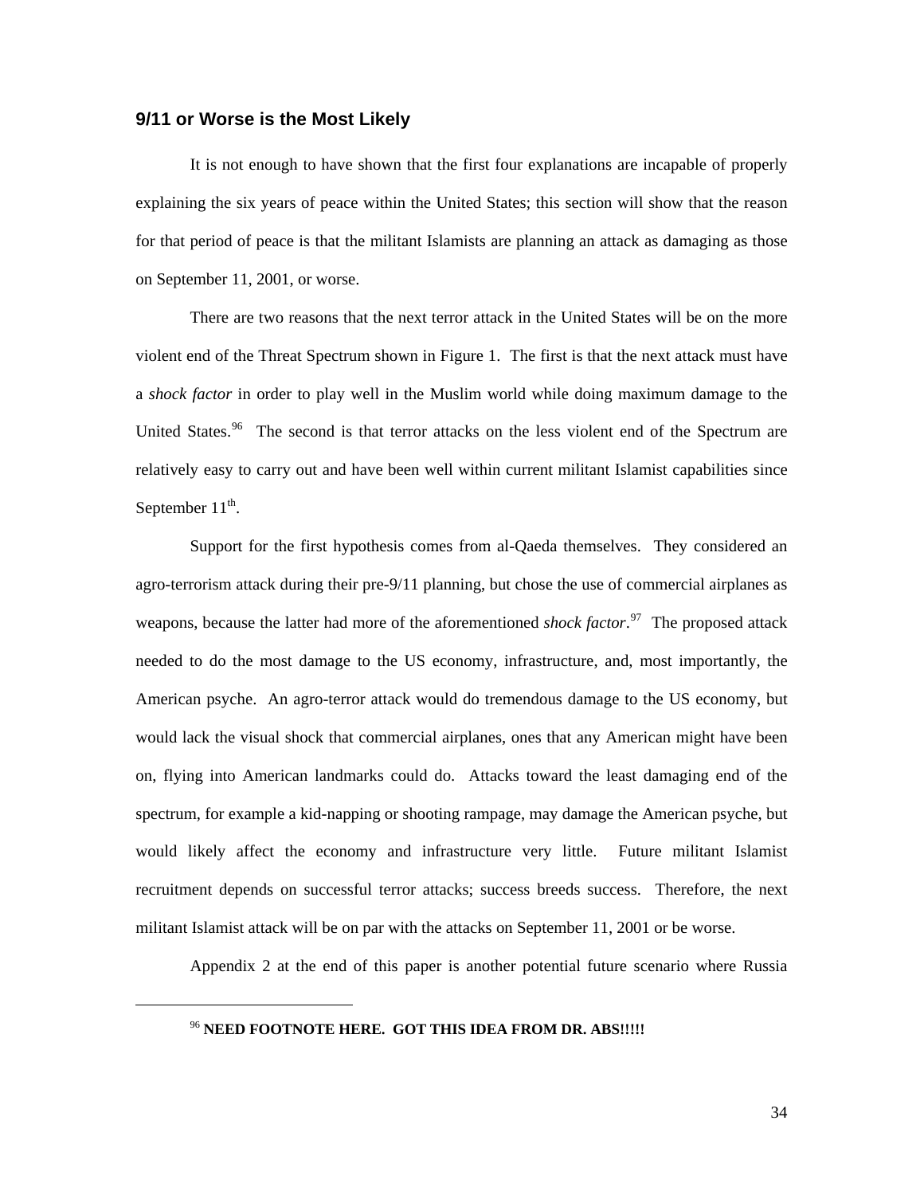## 9/11 or Worse is the Most Likely

It is not enough to have shown that the first four explanations are incapable of properly explaining the six years of peace within the United States; this section will show that the reason for that period of peace is that the militant Islamists are planning an attack as damaging as those on September 11, 2001, or worse.

There are two reasons that the next terror attack in the United States will be on the more violent end of the Threat Spectrum shown in Figure 1. The first is that the next attack must have a *shock factor* in order to play well in the Muslim world while doing maximum damage to the United States.[96] The second is that terror attacks on the less violent end of the Spectrum are relatively easy to carry out and have been well within current militant Islamist capabilities since September 11th.

Support for the first hypothesis comes from al-Qaeda themselves. They considered an agro-terrorism attack during their pre-9/11 planning, but chose the use of commercial airplanes as weapons, because the latter had more of the aforementioned *shock factor*.[97] The proposed attack needed to do the most damage to the US economy, infrastructure, and, most importantly, the American psyche. An agro-terror attack would do tremendous damage to the US economy, but would lack the visual shock that commercial airplanes, ones that any American might have been on, flying into American landmarks could do. Attacks toward the least damaging end of the spectrum, for example a kid-napping or shooting rampage, may damage the American psyche, but would likely affect the economy and infrastructure very little. Future militant Islamist recruitment depends on successful terror attacks; success breeds success. Therefore, the next militant Islamist attack will be on par with the attacks on September 11, 2001 or be worse.

Appendix 2 at the end of this paper is another potential future scenario where Russia

---

[96] **NEED FOOTNOTE HERE. GOT THIS IDEA FROM DR. ABS!!!!!**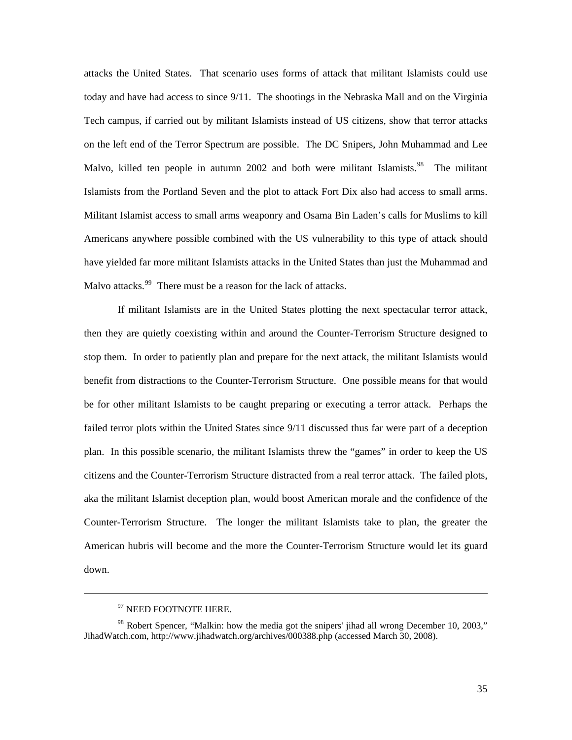attacks the United States. That scenario uses forms of attack that militant Islamists could use today and have had access to since 9/11. The shootings in the Nebraska Mall and on the Virginia Tech campus, if carried out by militant Islamists instead of US citizens, show that terror attacks on the left end of the Terror Spectrum are possible. The DC Snipers, John Muhammad and Lee Malvo, killed ten people in autumn 2002 and both were militant Islamists.[98] The militant Islamists from the Portland Seven and the plot to attack Fort Dix also had access to small arms. Militant Islamist access to small arms weaponry and Osama Bin Laden's calls for Muslims to kill Americans anywhere possible combined with the US vulnerability to this type of attack should have yielded far more militant Islamists attacks in the United States than just the Muhammad and Malvo attacks.[99] There must be a reason for the lack of attacks.

If militant Islamists are in the United States plotting the next spectacular terror attack, then they are quietly coexisting within and around the Counter-Terrorism Structure designed to stop them. In order to patiently plan and prepare for the next attack, the militant Islamists would benefit from distractions to the Counter-Terrorism Structure. One possible means for that would be for other militant Islamists to be caught preparing or executing a terror attack. Perhaps the failed terror plots within the United States since 9/11 discussed thus far were part of a deception plan. In this possible scenario, the militant Islamists threw the "games" in order to keep the US citizens and the Counter-Terrorism Structure distracted from a real terror attack. The failed plots, aka the militant Islamist deception plan, would boost American morale and the confidence of the Counter-Terrorism Structure. The longer the militant Islamists take to plan, the greater the American hubris will become and the more the Counter-Terrorism Structure would let its guard down.

---

[97] NEED FOOTNOTE HERE.

[98] Robert Spencer, "Malkin: how the media got the snipers' jihad all wrong December 10, 2003," JihadWatch.com, http://www.jihadwatch.org/archives/000388.php (accessed March 30, 2008).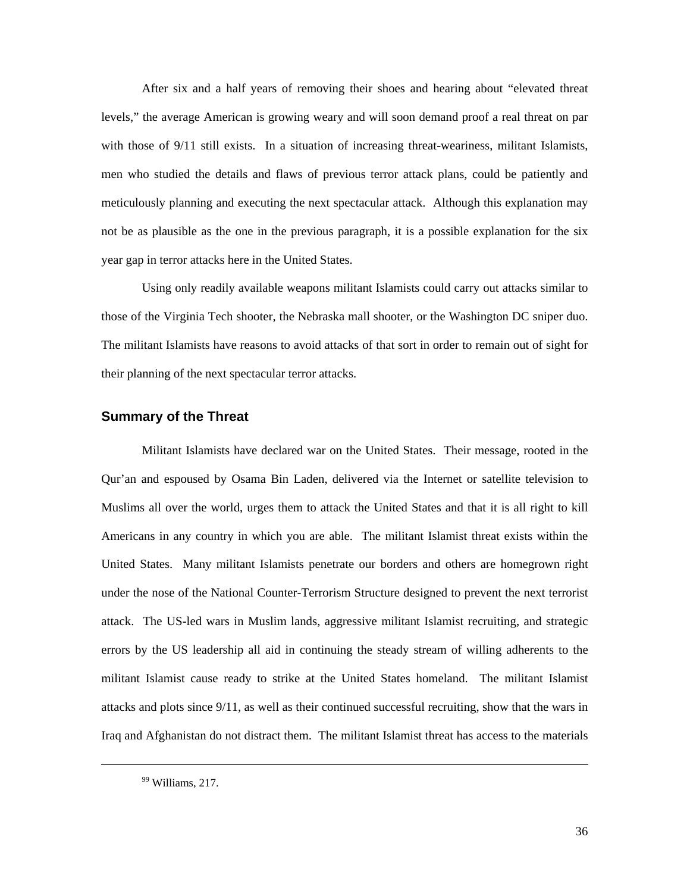After six and a half years of removing their shoes and hearing about "elevated threat levels," the average American is growing weary and will soon demand proof a real threat on par with those of 9/11 still exists. In a situation of increasing threat-weariness, militant Islamists, men who studied the details and flaws of previous terror attack plans, could be patiently and meticulously planning and executing the next spectacular attack. Although this explanation may not be as plausible as the one in the previous paragraph, it is a possible explanation for the six year gap in terror attacks here in the United States.

Using only readily available weapons militant Islamists could carry out attacks similar to those of the Virginia Tech shooter, the Nebraska mall shooter, or the Washington DC sniper duo. The militant Islamists have reasons to avoid attacks of that sort in order to remain out of sight for their planning of the next spectacular terror attacks.

## Summary of the Threat

Militant Islamists have declared war on the United States. Their message, rooted in the Qur'an and espoused by Osama Bin Laden, delivered via the Internet or satellite television to Muslims all over the world, urges them to attack the United States and that it is all right to kill Americans in any country in which you are able. The militant Islamist threat exists within the United States. Many militant Islamists penetrate our borders and others are homegrown right under the nose of the National Counter-Terrorism Structure designed to prevent the next terrorist attack. The US-led wars in Muslim lands, aggressive militant Islamist recruiting, and strategic errors by the US leadership all aid in continuing the steady stream of willing adherents to the militant Islamist cause ready to strike at the United States homeland. The militant Islamist attacks and plots since 9/11, as well as their continued successful recruiting, show that the wars in Iraq and Afghanistan do not distract them. The militant Islamist threat has access to the materials

---

[99] Williams, 217.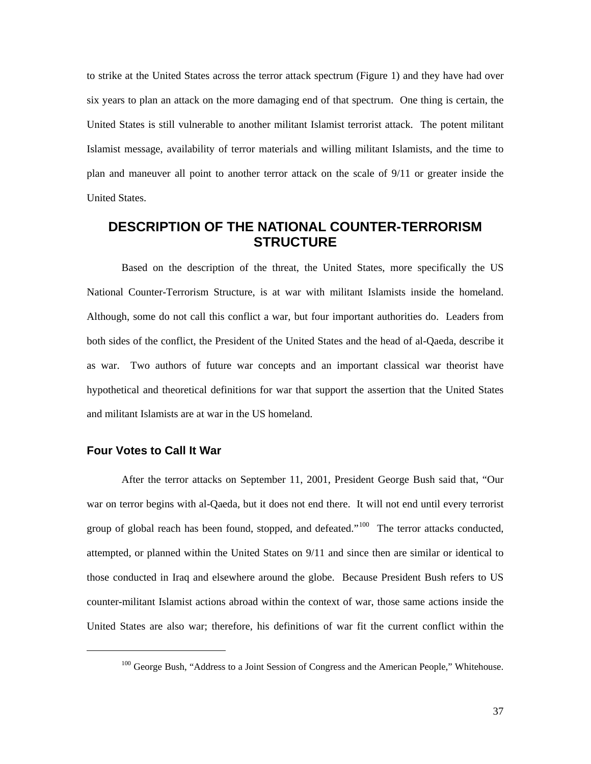to strike at the United States across the terror attack spectrum (Figure 1) and they have had over six years to plan an attack on the more damaging end of that spectrum. One thing is certain, the United States is still vulnerable to another militant Islamist terrorist attack. The potent militant Islamist message, availability of terror materials and willing militant Islamists, and the time to plan and maneuver all point to another terror attack on the scale of 9/11 or greater inside the United States.

## DESCRIPTION OF THE NATIONAL COUNTER-TERRORISM STRUCTURE

Based on the description of the threat, the United States, more specifically the US National Counter-Terrorism Structure, is at war with militant Islamists inside the homeland. Although, some do not call this conflict a war, but four important authorities do. Leaders from both sides of the conflict, the President of the United States and the head of al-Qaeda, describe it as war. Two authors of future war concepts and an important classical war theorist have hypothetical and theoretical definitions for war that support the assertion that the United States and militant Islamists are at war in the US homeland.

### Four Votes to Call It War

After the terror attacks on September 11, 2001, President George Bush said that, "Our war on terror begins with al-Qaeda, but it does not end there. It will not end until every terrorist group of global reach has been found, stopped, and defeated."[100] The terror attacks conducted, attempted, or planned within the United States on 9/11 and since then are similar or identical to those conducted in Iraq and elsewhere around the globe. Because President Bush refers to US counter-militant Islamist actions abroad within the context of war, those same actions inside the United States are also war; therefore, his definitions of war fit the current conflict within the

[100] George Bush, "Address to a Joint Session of Congress and the American People," Whitehouse.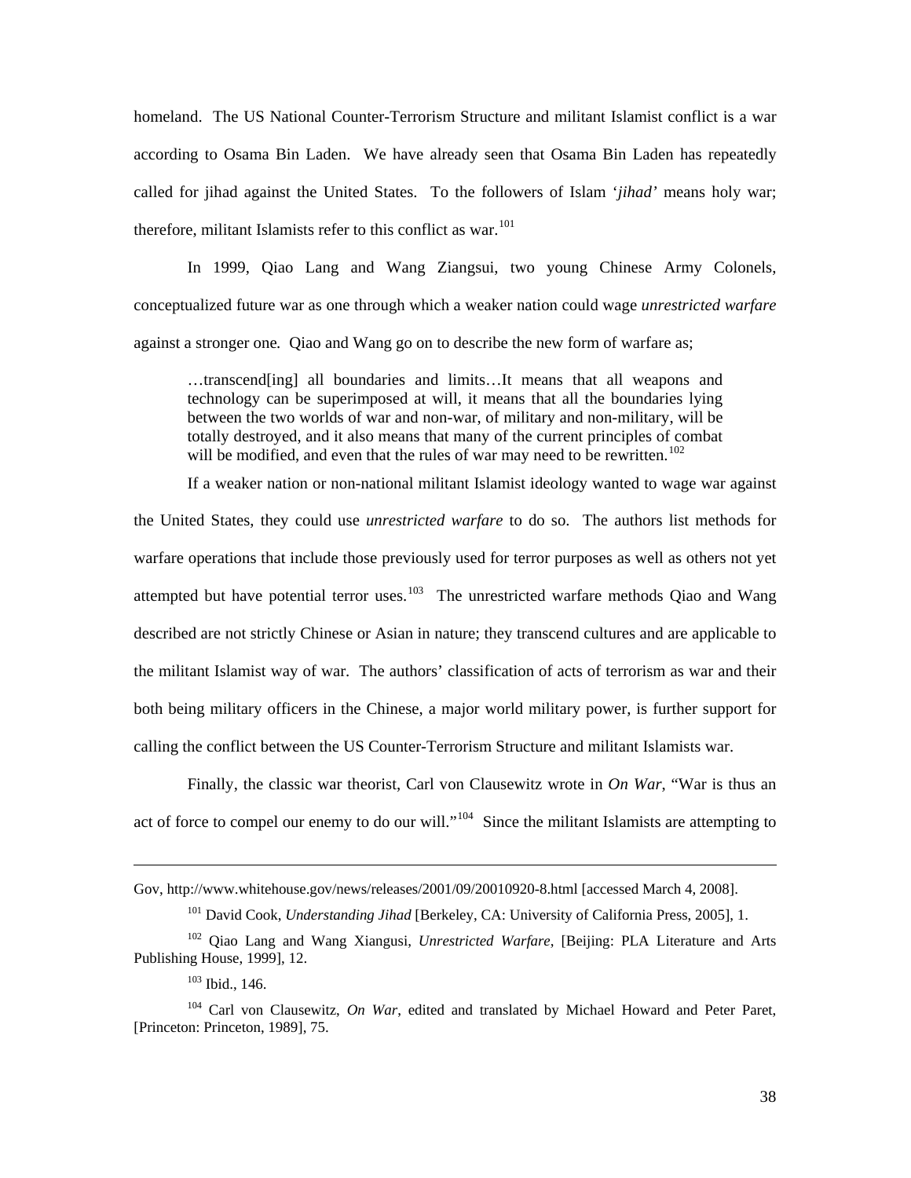homeland. The US National Counter-Terrorism Structure and militant Islamist conflict is a war according to Osama Bin Laden. We have already seen that Osama Bin Laden has repeatedly called for jihad against the United States. To the followers of Islam '*jihad'* means holy war; therefore, militant Islamists refer to this conflict as war.[101]

In 1999, Qiao Lang and Wang Ziangsui, two young Chinese Army Colonels, conceptualized future war as one through which a weaker nation could wage *unrestricted warfare* against a stronger one. Qiao and Wang go on to describe the new form of warfare as;

> …transcend[ing] all boundaries and limits…It means that all weapons and technology can be superimposed at will, it means that all the boundaries lying between the two worlds of war and non-war, of military and non-military, will be totally destroyed, and it also means that many of the current principles of combat will be modified, and even that the rules of war may need to be rewritten.[102]

If a weaker nation or non-national militant Islamist ideology wanted to wage war against the United States, they could use *unrestricted warfare* to do so. The authors list methods for warfare operations that include those previously used for terror purposes as well as others not yet attempted but have potential terror uses.[103] The unrestricted warfare methods Qiao and Wang described are not strictly Chinese or Asian in nature; they transcend cultures and are applicable to the militant Islamist way of war. The authors' classification of acts of terrorism as war and their both being military officers in the Chinese, a major world military power, is further support for calling the conflict between the US Counter-Terrorism Structure and militant Islamists war.

Finally, the classic war theorist, Carl von Clausewitz wrote in *On War*, "War is thus an act of force to compel our enemy to do our will."[104] Since the militant Islamists are attempting to

---

Gov, http://www.whitehouse.gov/news/releases/2001/09/20010920-8.html [accessed March 4, 2008].

[101] David Cook, *Understanding Jihad* [Berkeley, CA: University of California Press, 2005], 1.

[102] Qiao Lang and Wang Xiangusi, *Unrestricted Warfare*, [Beijing: PLA Literature and Arts Publishing House, 1999], 12.

[103] Ibid., 146.

[104] Carl von Clausewitz, *On War*, edited and translated by Michael Howard and Peter Paret, [Princeton: Princeton, 1989], 75.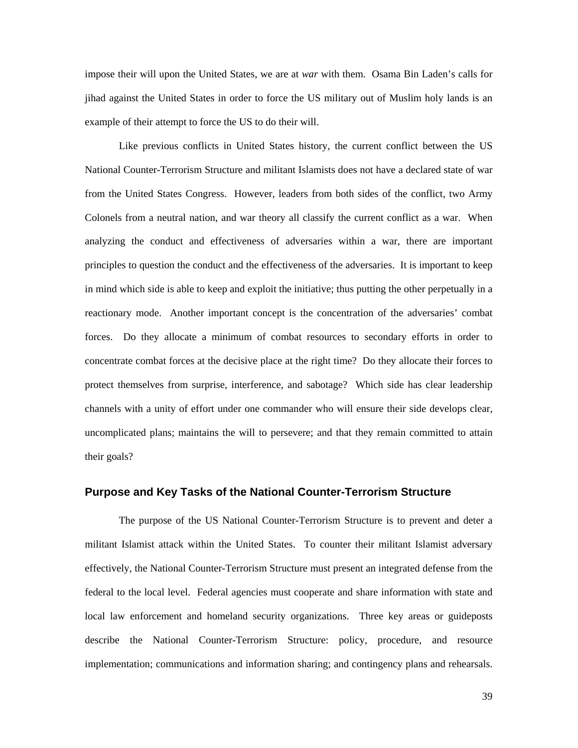impose their will upon the United States, we are at *war* with them. Osama Bin Laden's calls for jihad against the United States in order to force the US military out of Muslim holy lands is an example of their attempt to force the US to do their will.

Like previous conflicts in United States history, the current conflict between the US National Counter-Terrorism Structure and militant Islamists does not have a declared state of war from the United States Congress. However, leaders from both sides of the conflict, two Army Colonels from a neutral nation, and war theory all classify the current conflict as a war. When analyzing the conduct and effectiveness of adversaries within a war, there are important principles to question the conduct and the effectiveness of the adversaries. It is important to keep in mind which side is able to keep and exploit the initiative; thus putting the other perpetually in a reactionary mode. Another important concept is the concentration of the adversaries' combat forces. Do they allocate a minimum of combat resources to secondary efforts in order to concentrate combat forces at the decisive place at the right time? Do they allocate their forces to protect themselves from surprise, interference, and sabotage? Which side has clear leadership channels with a unity of effort under one commander who will ensure their side develops clear, uncomplicated plans; maintains the will to persevere; and that they remain committed to attain their goals?

## Purpose and Key Tasks of the National Counter-Terrorism Structure

The purpose of the US National Counter-Terrorism Structure is to prevent and deter a militant Islamist attack within the United States. To counter their militant Islamist adversary effectively, the National Counter-Terrorism Structure must present an integrated defense from the federal to the local level. Federal agencies must cooperate and share information with state and local law enforcement and homeland security organizations. Three key areas or guideposts describe the National Counter-Terrorism Structure: policy, procedure, and resource implementation; communications and information sharing; and contingency plans and rehearsals.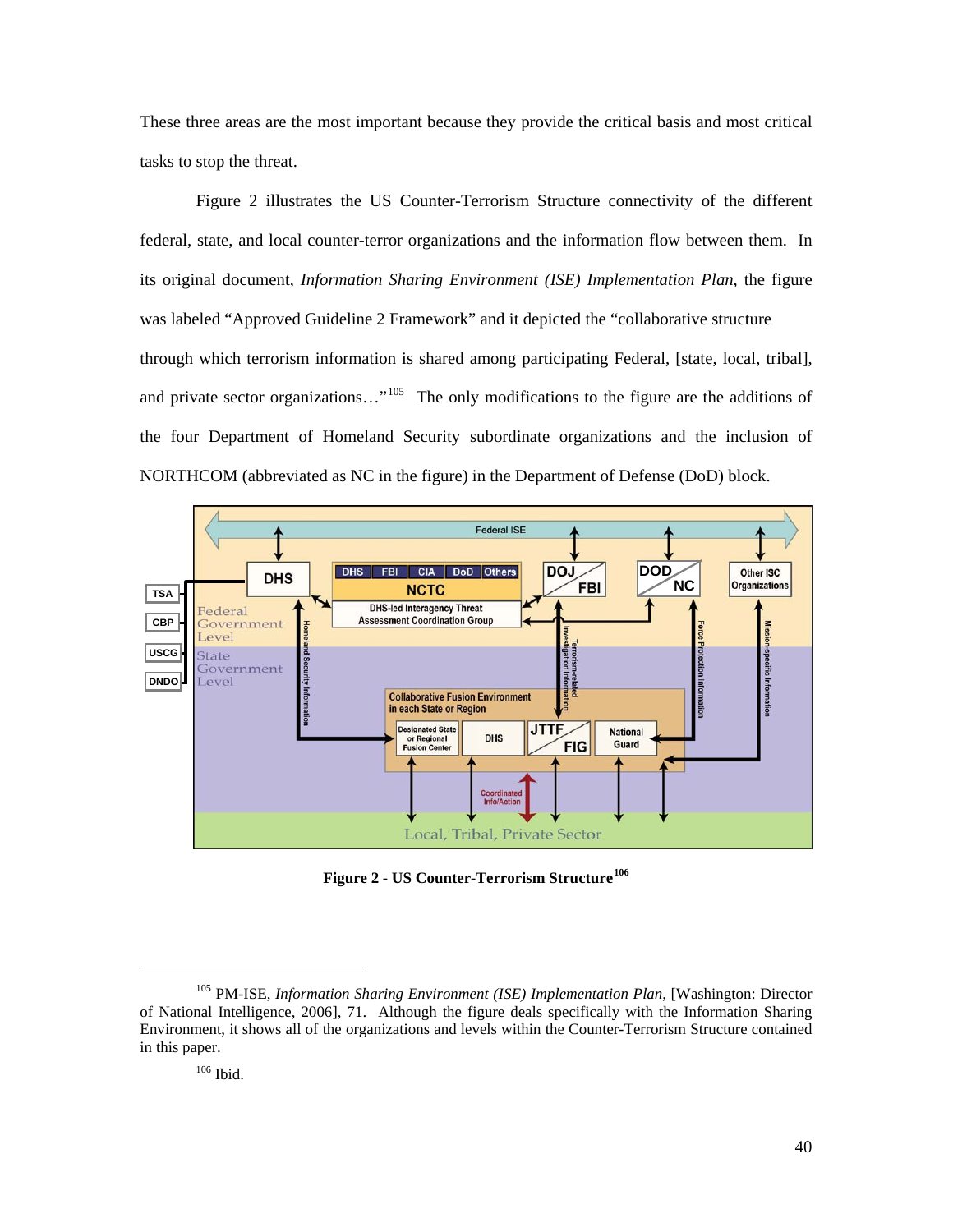These three areas are the most important because they provide the critical basis and most critical tasks to stop the threat.

Figure 2 illustrates the US Counter-Terrorism Structure connectivity of the different federal, state, and local counter-terror organizations and the information flow between them. In its original document, *Information Sharing Environment (ISE) Implementation Plan*, the figure was labeled "Approved Guideline 2 Framework" and it depicted the "collaborative structure through which terrorism information is shared among participating Federal, [state, local, tribal], and private sector organizations…"[105] The only modifications to the figure are the additions of the four Department of Homeland Security subordinate organizations and the inclusion of NORTHCOM (abbreviated as NC in the figure) in the Department of Defense (DoD) block.

**Figure 2 - US Counter-Terrorism Structure**[106]

---

[105] PM-ISE, *Information Sharing Environment (ISE) Implementation Plan*, [Washington: Director of National Intelligence, 2006], 71. Although the figure deals specifically with the Information Sharing Environment, it shows all of the organizations and levels within the Counter-Terrorism Structure contained in this paper.

[106] Ibid.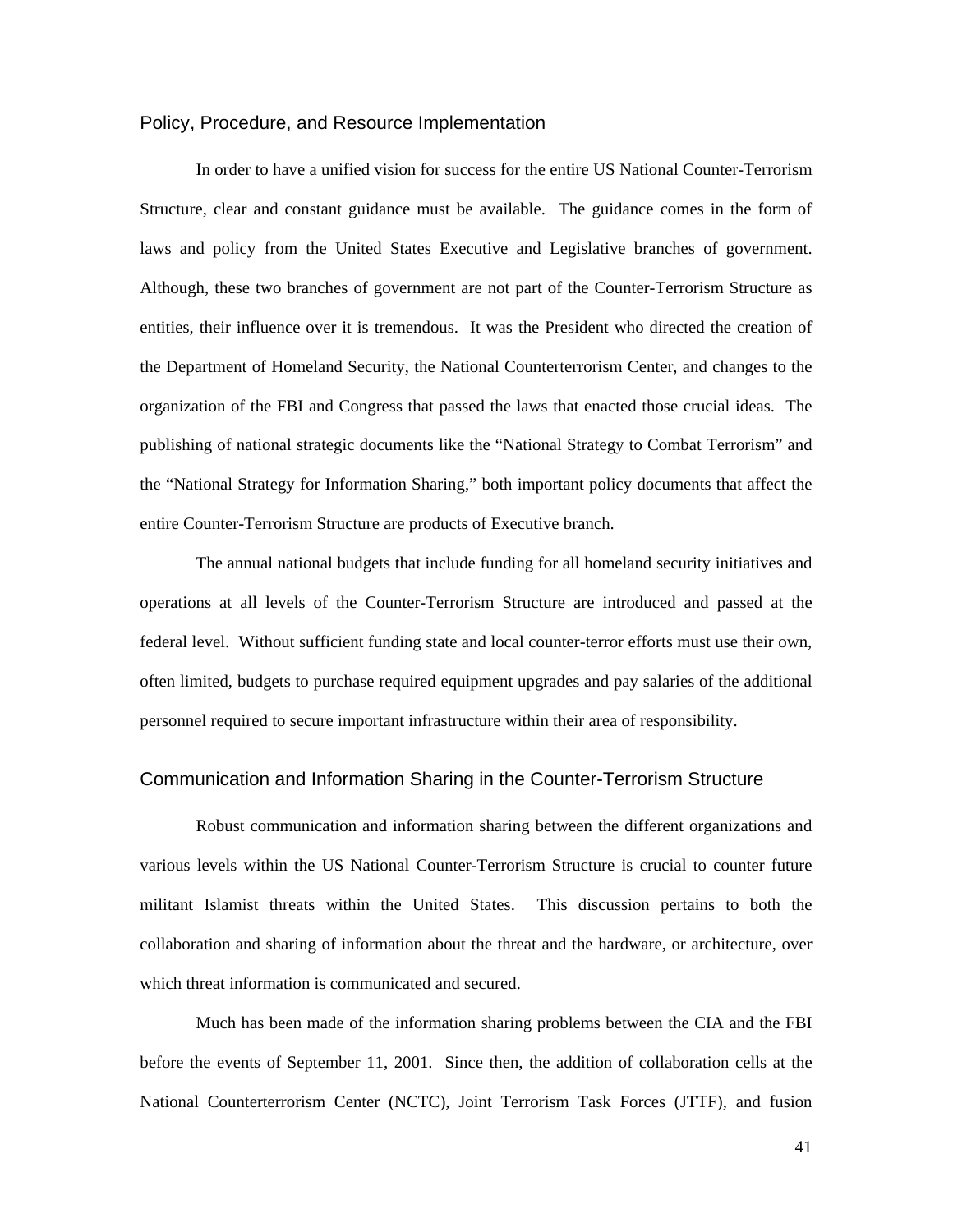## Policy, Procedure, and Resource Implementation

In order to have a unified vision for success for the entire US National Counter-Terrorism Structure, clear and constant guidance must be available. The guidance comes in the form of laws and policy from the United States Executive and Legislative branches of government. Although, these two branches of government are not part of the Counter-Terrorism Structure as entities, their influence over it is tremendous. It was the President who directed the creation of the Department of Homeland Security, the National Counterterrorism Center, and changes to the organization of the FBI and Congress that passed the laws that enacted those crucial ideas. The publishing of national strategic documents like the "National Strategy to Combat Terrorism" and the "National Strategy for Information Sharing," both important policy documents that affect the entire Counter-Terrorism Structure are products of Executive branch.

The annual national budgets that include funding for all homeland security initiatives and operations at all levels of the Counter-Terrorism Structure are introduced and passed at the federal level. Without sufficient funding state and local counter-terror efforts must use their own, often limited, budgets to purchase required equipment upgrades and pay salaries of the additional personnel required to secure important infrastructure within their area of responsibility.

## Communication and Information Sharing in the Counter-Terrorism Structure

Robust communication and information sharing between the different organizations and various levels within the US National Counter-Terrorism Structure is crucial to counter future militant Islamist threats within the United States. This discussion pertains to both the collaboration and sharing of information about the threat and the hardware, or architecture, over which threat information is communicated and secured.

Much has been made of the information sharing problems between the CIA and the FBI before the events of September 11, 2001. Since then, the addition of collaboration cells at the National Counterterrorism Center (NCTC), Joint Terrorism Task Forces (JTTF), and fusion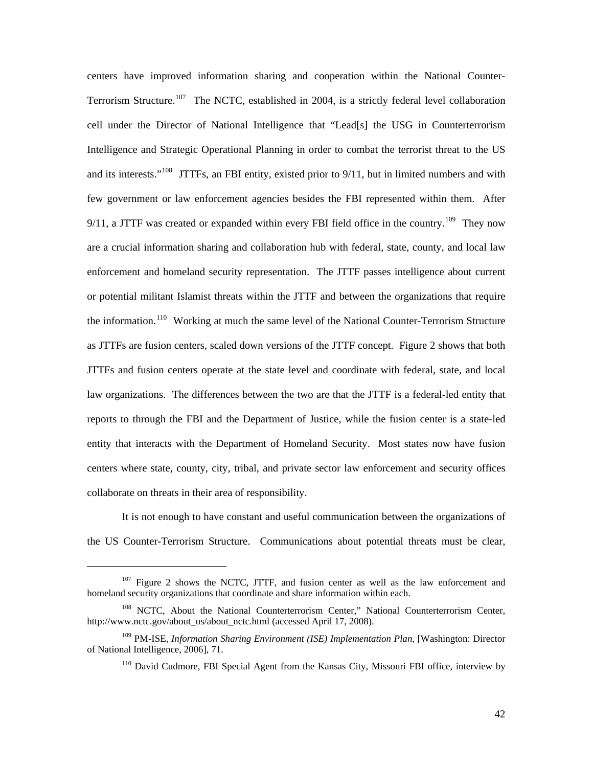centers have improved information sharing and cooperation within the National Counter-Terrorism Structure.[107] The NCTC, established in 2004, is a strictly federal level collaboration cell under the Director of National Intelligence that "Lead[s] the USG in Counterterrorism Intelligence and Strategic Operational Planning in order to combat the terrorist threat to the US and its interests."[108] JTTFs, an FBI entity, existed prior to 9/11, but in limited numbers and with few government or law enforcement agencies besides the FBI represented within them. After 9/11, a JTTF was created or expanded within every FBI field office in the country.[109] They now are a crucial information sharing and collaboration hub with federal, state, county, and local law enforcement and homeland security representation. The JTTF passes intelligence about current or potential militant Islamist threats within the JTTF and between the organizations that require the information.[110] Working at much the same level of the National Counter-Terrorism Structure as JTTFs are fusion centers, scaled down versions of the JTTF concept. Figure 2 shows that both JTTFs and fusion centers operate at the state level and coordinate with federal, state, and local law organizations. The differences between the two are that the JTTF is a federal-led entity that reports to through the FBI and the Department of Justice, while the fusion center is a state-led entity that interacts with the Department of Homeland Security. Most states now have fusion centers where state, county, city, tribal, and private sector law enforcement and security offices collaborate on threats in their area of responsibility.

It is not enough to have constant and useful communication between the organizations of the US Counter-Terrorism Structure. Communications about potential threats must be clear,

---

[107] Figure 2 shows the NCTC, JTTF, and fusion center as well as the law enforcement and homeland security organizations that coordinate and share information within each.

[108] NCTC, About the National Counterterrorism Center," National Counterterrorism Center, http://www.nctc.gov/about_us/about_nctc.html (accessed April 17, 2008).

[109] PM-ISE, *Information Sharing Environment (ISE) Implementation Plan*, [Washington: Director of National Intelligence, 2006], 71.

[110] David Cudmore, FBI Special Agent from the Kansas City, Missouri FBI office, interview by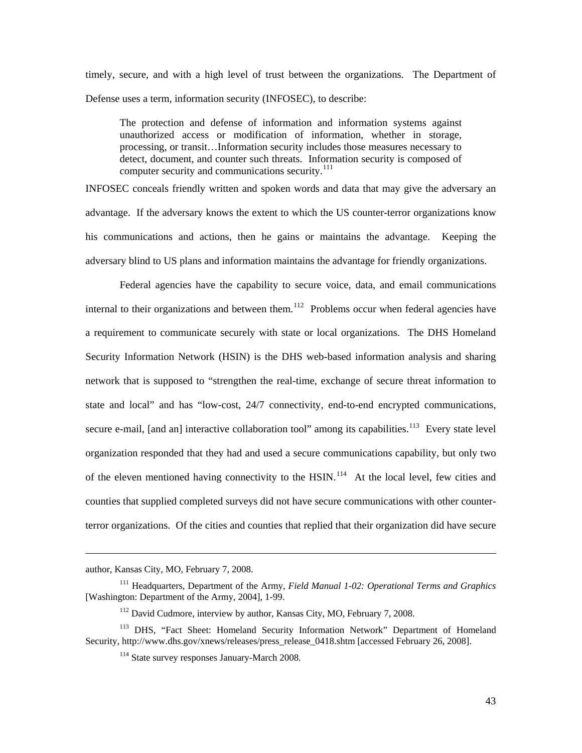timely, secure, and with a high level of trust between the organizations. The Department of Defense uses a term, information security (INFOSEC), to describe:

> The protection and defense of information and information systems against unauthorized access or modification of information, whether in storage, processing, or transit…Information security includes those measures necessary to detect, document, and counter such threats. Information security is composed of computer security and communications security.[111]

INFOSEC conceals friendly written and spoken words and data that may give the adversary an advantage. If the adversary knows the extent to which the US counter-terror organizations know his communications and actions, then he gains or maintains the advantage. Keeping the adversary blind to US plans and information maintains the advantage for friendly organizations.

Federal agencies have the capability to secure voice, data, and email communications internal to their organizations and between them.[112] Problems occur when federal agencies have a requirement to communicate securely with state or local organizations. The DHS Homeland Security Information Network (HSIN) is the DHS web-based information analysis and sharing network that is supposed to "strengthen the real-time, exchange of secure threat information to state and local" and has "low-cost, 24/7 connectivity, end-to-end encrypted communications, secure e-mail, [and an] interactive collaboration tool" among its capabilities.[113] Every state level organization responded that they had and used a secure communications capability, but only two of the eleven mentioned having connectivity to the HSIN.[114] At the local level, few cities and counties that supplied completed surveys did not have secure communications with other counter-terror organizations. Of the cities and counties that replied that their organization did have secure

---

author, Kansas City, MO, February 7, 2008.

[111] Headquarters, Department of the Army, *Field Manual 1-02: Operational Terms and Graphics* [Washington: Department of the Army, 2004], 1-99.

[112] David Cudmore, interview by author, Kansas City, MO, February 7, 2008.

[113] DHS, "Fact Sheet: Homeland Security Information Network" Department of Homeland Security, http://www.dhs.gov/xnews/releases/press_release_0418.shtm [accessed February 26, 2008].

[114] State survey responses January-March 2008.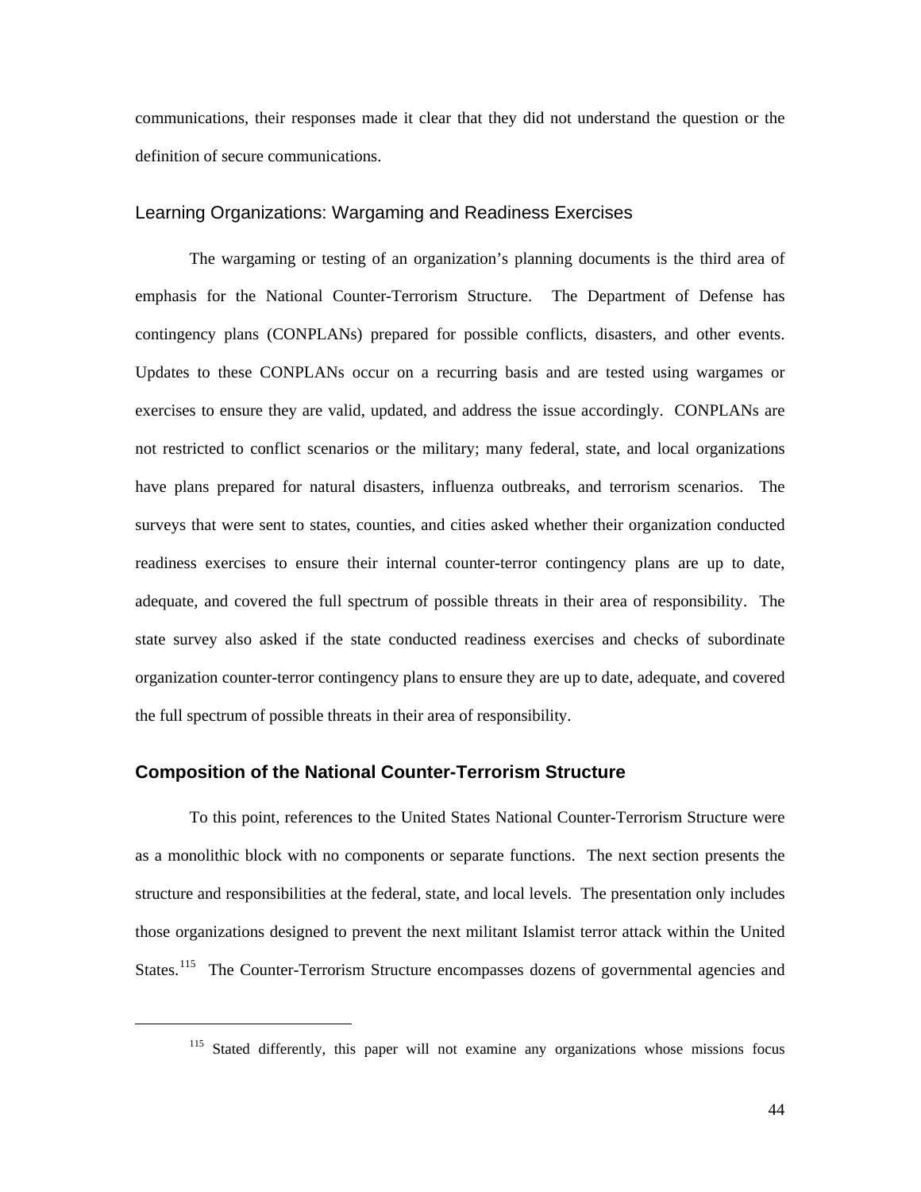communications, their responses made it clear that they did not understand the question or the definition of secure communications.

### Learning Organizations: Wargaming and Readiness Exercises

The wargaming or testing of an organization's planning documents is the third area of emphasis for the National Counter-Terrorism Structure. The Department of Defense has contingency plans (CONPLANs) prepared for possible conflicts, disasters, and other events. Updates to these CONPLANs occur on a recurring basis and are tested using wargames or exercises to ensure they are valid, updated, and address the issue accordingly. CONPLANs are not restricted to conflict scenarios or the military; many federal, state, and local organizations have plans prepared for natural disasters, influenza outbreaks, and terrorism scenarios. The surveys that were sent to states, counties, and cities asked whether their organization conducted readiness exercises to ensure their internal counter-terror contingency plans are up to date, adequate, and covered the full spectrum of possible threats in their area of responsibility. The state survey also asked if the state conducted readiness exercises and checks of subordinate organization counter-terror contingency plans to ensure they are up to date, adequate, and covered the full spectrum of possible threats in their area of responsibility.

## Composition of the National Counter-Terrorism Structure

To this point, references to the United States National Counter-Terrorism Structure were as a monolithic block with no components or separate functions. The next section presents the structure and responsibilities at the federal, state, and local levels. The presentation only includes those organizations designed to prevent the next militant Islamist terror attack within the United States.[115] The Counter-Terrorism Structure encompasses dozens of governmental agencies and

---

[115] Stated differently, this paper will not examine any organizations whose missions focus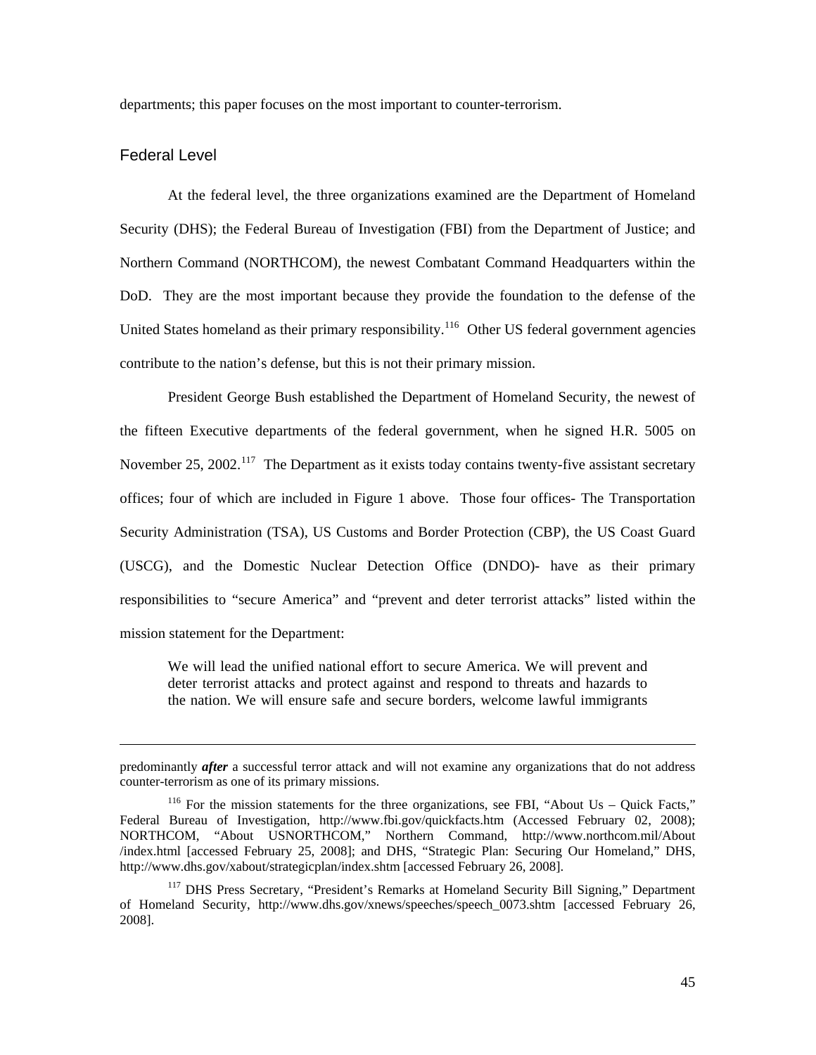departments; this paper focuses on the most important to counter-terrorism.

## Federal Level

At the federal level, the three organizations examined are the Department of Homeland Security (DHS); the Federal Bureau of Investigation (FBI) from the Department of Justice; and Northern Command (NORTHCOM), the newest Combatant Command Headquarters within the DoD. They are the most important because they provide the foundation to the defense of the United States homeland as their primary responsibility.[116] Other US federal government agencies contribute to the nation's defense, but this is not their primary mission.

President George Bush established the Department of Homeland Security, the newest of the fifteen Executive departments of the federal government, when he signed H.R. 5005 on November 25, 2002.[117] The Department as it exists today contains twenty-five assistant secretary offices; four of which are included in Figure 1 above. Those four offices- The Transportation Security Administration (TSA), US Customs and Border Protection (CBP), the US Coast Guard (USCG), and the Domestic Nuclear Detection Office (DNDO)- have as their primary responsibilities to "secure America" and "prevent and deter terrorist attacks" listed within the mission statement for the Department:

> We will lead the unified national effort to secure America. We will prevent and deter terrorist attacks and protect against and respond to threats and hazards to the nation. We will ensure safe and secure borders, welcome lawful immigrants

---

predominantly ***after*** a successful terror attack and will not examine any organizations that do not address counter-terrorism as one of its primary missions.

[116] For the mission statements for the three organizations, see FBI, "About Us – Quick Facts," Federal Bureau of Investigation, http://www.fbi.gov/quickfacts.htm (Accessed February 02, 2008); NORTHCOM, "About USNORTHCOM," Northern Command, http://www.northcom.mil/About /index.html [accessed February 25, 2008]; and DHS, "Strategic Plan: Securing Our Homeland," DHS, http://www.dhs.gov/xabout/strategicplan/index.shtm [accessed February 26, 2008].

[117] DHS Press Secretary, "President's Remarks at Homeland Security Bill Signing," Department of Homeland Security, http://www.dhs.gov/xnews/speeches/speech_0073.shtm [accessed February 26, 2008].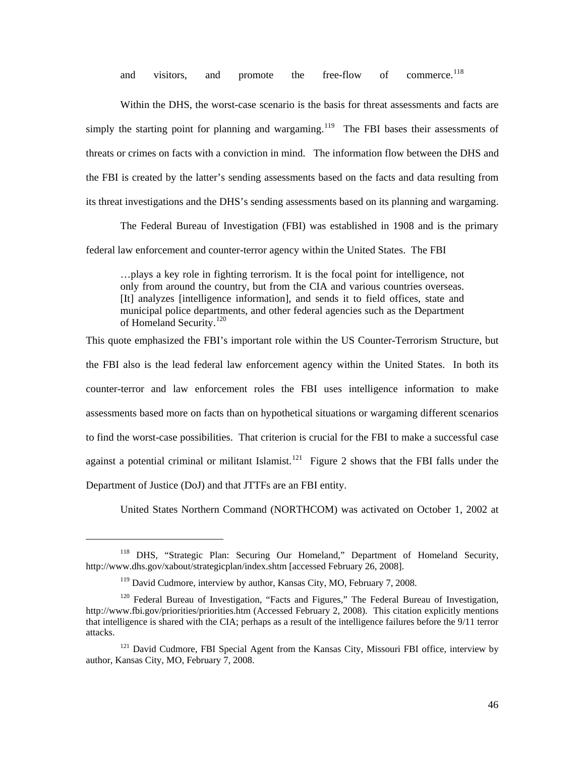and visitors, and promote the free-flow of commerce.[118]

Within the DHS, the worst-case scenario is the basis for threat assessments and facts are simply the starting point for planning and wargaming.[119] The FBI bases their assessments of threats or crimes on facts with a conviction in mind. The information flow between the DHS and the FBI is created by the latter's sending assessments based on the facts and data resulting from its threat investigations and the DHS's sending assessments based on its planning and wargaming.

The Federal Bureau of Investigation (FBI) was established in 1908 and is the primary federal law enforcement and counter-terror agency within the United States. The FBI

> …plays a key role in fighting terrorism. It is the focal point for intelligence, not only from around the country, but from the CIA and various countries overseas. [It] analyzes [intelligence information], and sends it to field offices, state and municipal police departments, and other federal agencies such as the Department of Homeland Security.[120]

This quote emphasized the FBI's important role within the US Counter-Terrorism Structure, but the FBI also is the lead federal law enforcement agency within the United States. In both its counter-terror and law enforcement roles the FBI uses intelligence information to make assessments based more on facts than on hypothetical situations or wargaming different scenarios to find the worst-case possibilities. That criterion is crucial for the FBI to make a successful case against a potential criminal or militant Islamist.[121] Figure 2 shows that the FBI falls under the Department of Justice (DoJ) and that JTTFs are an FBI entity.

United States Northern Command (NORTHCOM) was activated on October 1, 2002 at

---

[118] DHS, "Strategic Plan: Securing Our Homeland," Department of Homeland Security, http://www.dhs.gov/xabout/strategicplan/index.shtm [accessed February 26, 2008].

[119] David Cudmore, interview by author, Kansas City, MO, February 7, 2008.

[120] Federal Bureau of Investigation, "Facts and Figures," The Federal Bureau of Investigation, http://www.fbi.gov/priorities/priorities.htm (Accessed February 2, 2008). This citation explicitly mentions that intelligence is shared with the CIA; perhaps as a result of the intelligence failures before the 9/11 terror attacks.

[121] David Cudmore, FBI Special Agent from the Kansas City, Missouri FBI office, interview by author, Kansas City, MO, February 7, 2008.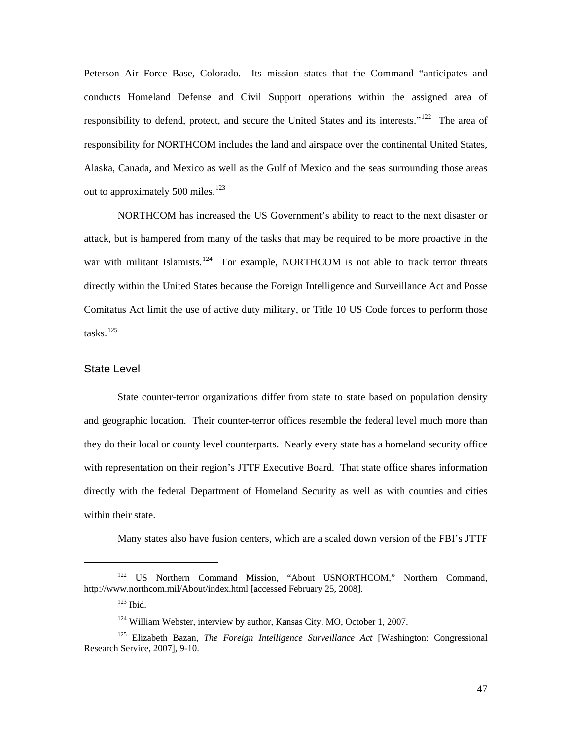Peterson Air Force Base, Colorado. Its mission states that the Command "anticipates and conducts Homeland Defense and Civil Support operations within the assigned area of responsibility to defend, protect, and secure the United States and its interests."[122] The area of responsibility for NORTHCOM includes the land and airspace over the continental United States, Alaska, Canada, and Mexico as well as the Gulf of Mexico and the seas surrounding those areas out to approximately 500 miles.[123]

NORTHCOM has increased the US Government's ability to react to the next disaster or attack, but is hampered from many of the tasks that may be required to be more proactive in the war with militant Islamists.[124] For example, NORTHCOM is not able to track terror threats directly within the United States because the Foreign Intelligence and Surveillance Act and Posse Comitatus Act limit the use of active duty military, or Title 10 US Code forces to perform those tasks.[125]

## State Level

State counter-terror organizations differ from state to state based on population density and geographic location. Their counter-terror offices resemble the federal level much more than they do their local or county level counterparts. Nearly every state has a homeland security office with representation on their region's JTTF Executive Board. That state office shares information directly with the federal Department of Homeland Security as well as with counties and cities within their state.

Many states also have fusion centers, which are a scaled down version of the FBI's JTTF

---

[122] US Northern Command Mission, "About USNORTHCOM," Northern Command, http://www.northcom.mil/About/index.html [accessed February 25, 2008].

[123] Ibid.

[124] William Webster, interview by author, Kansas City, MO, October 1, 2007.

[125] Elizabeth Bazan, *The Foreign Intelligence Surveillance Act* [Washington: Congressional Research Service, 2007], 9-10.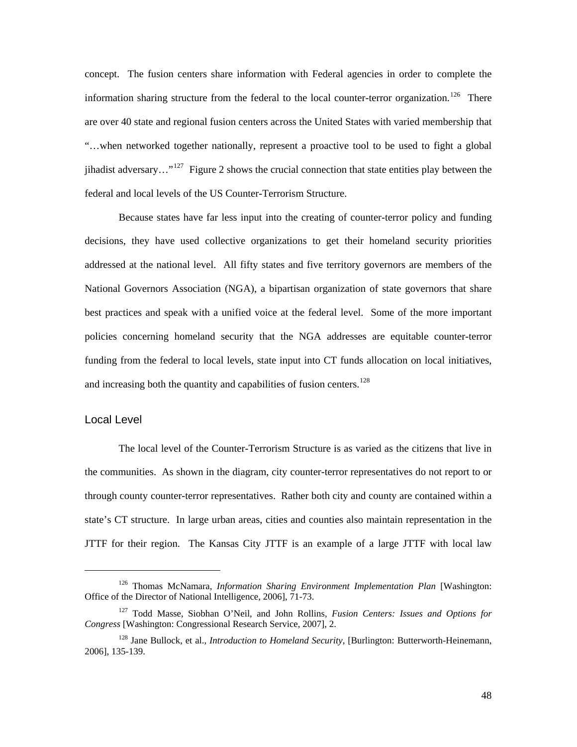concept. The fusion centers share information with Federal agencies in order to complete the information sharing structure from the federal to the local counter-terror organization.[126] There are over 40 state and regional fusion centers across the United States with varied membership that "…when networked together nationally, represent a proactive tool to be used to fight a global jihadist adversary…"[127] Figure 2 shows the crucial connection that state entities play between the federal and local levels of the US Counter-Terrorism Structure.

Because states have far less input into the creating of counter-terror policy and funding decisions, they have used collective organizations to get their homeland security priorities addressed at the national level. All fifty states and five territory governors are members of the National Governors Association (NGA), a bipartisan organization of state governors that share best practices and speak with a unified voice at the federal level. Some of the more important policies concerning homeland security that the NGA addresses are equitable counter-terror funding from the federal to local levels, state input into CT funds allocation on local initiatives, and increasing both the quantity and capabilities of fusion centers.[128]

## Local Level

The local level of the Counter-Terrorism Structure is as varied as the citizens that live in the communities. As shown in the diagram, city counter-terror representatives do not report to or through county counter-terror representatives. Rather both city and county are contained within a state's CT structure. In large urban areas, cities and counties also maintain representation in the JTTF for their region. The Kansas City JTTF is an example of a large JTTF with local law

---

[126] Thomas McNamara, *Information Sharing Environment Implementation Plan* [Washington: Office of the Director of National Intelligence, 2006], 71-73.

[127] Todd Masse, Siobhan O'Neil, and John Rollins, *Fusion Centers: Issues and Options for Congress* [Washington: Congressional Research Service, 2007], 2.

[128] Jane Bullock, et al., *Introduction to Homeland Security*, [Burlington: Butterworth-Heinemann, 2006], 135-139.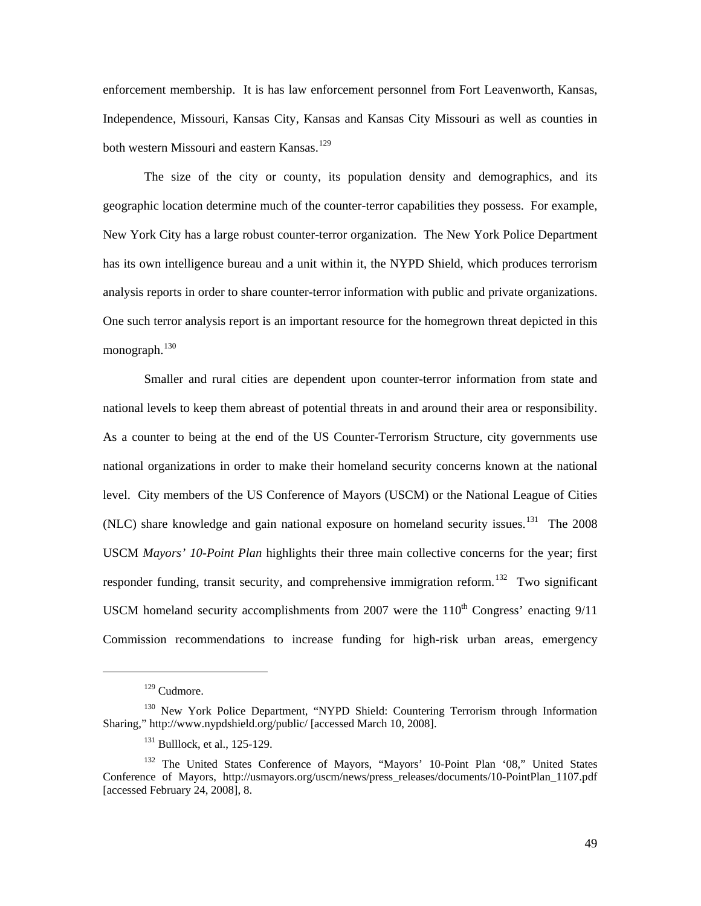enforcement membership. It is has law enforcement personnel from Fort Leavenworth, Kansas, Independence, Missouri, Kansas City, Kansas and Kansas City Missouri as well as counties in both western Missouri and eastern Kansas.[129]

The size of the city or county, its population density and demographics, and its geographic location determine much of the counter-terror capabilities they possess. For example, New York City has a large robust counter-terror organization. The New York Police Department has its own intelligence bureau and a unit within it, the NYPD Shield, which produces terrorism analysis reports in order to share counter-terror information with public and private organizations. One such terror analysis report is an important resource for the homegrown threat depicted in this monograph.[130]

Smaller and rural cities are dependent upon counter-terror information from state and national levels to keep them abreast of potential threats in and around their area or responsibility. As a counter to being at the end of the US Counter-Terrorism Structure, city governments use national organizations in order to make their homeland security concerns known at the national level. City members of the US Conference of Mayors (USCM) or the National League of Cities (NLC) share knowledge and gain national exposure on homeland security issues.[131] The 2008 USCM *Mayors' 10-Point Plan* highlights their three main collective concerns for the year; first responder funding, transit security, and comprehensive immigration reform.[132] Two significant USCM homeland security accomplishments from 2007 were the 110th Congress' enacting 9/11 Commission recommendations to increase funding for high-risk urban areas, emergency

---

[129] Cudmore.

[130] New York Police Department, "NYPD Shield: Countering Terrorism through Information Sharing," http://www.nypdshield.org/public/ [accessed March 10, 2008].

[131] Bulllock, et al., 125-129.

[132] The United States Conference of Mayors, "Mayors' 10-Point Plan '08," United States Conference of Mayors, http://usmayors.org/uscm/news/press_releases/documents/10-PointPlan_1107.pdf [accessed February 24, 2008], 8.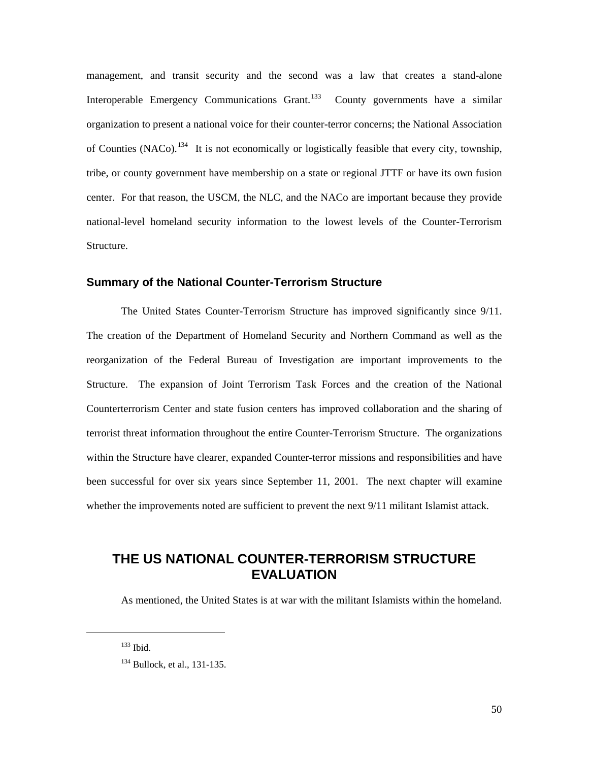management, and transit security and the second was a law that creates a stand-alone Interoperable Emergency Communications Grant.[133] County governments have a similar organization to present a national voice for their counter-terror concerns; the National Association of Counties (NACo).[134] It is not economically or logistically feasible that every city, township, tribe, or county government have membership on a state or regional JTTF or have its own fusion center. For that reason, the USCM, the NLC, and the NACo are important because they provide national-level homeland security information to the lowest levels of the Counter-Terrorism Structure.

### Summary of the National Counter-Terrorism Structure

The United States Counter-Terrorism Structure has improved significantly since 9/11. The creation of the Department of Homeland Security and Northern Command as well as the reorganization of the Federal Bureau of Investigation are important improvements to the Structure. The expansion of Joint Terrorism Task Forces and the creation of the National Counterterrorism Center and state fusion centers has improved collaboration and the sharing of terrorist threat information throughout the entire Counter-Terrorism Structure. The organizations within the Structure have clearer, expanded Counter-terror missions and responsibilities and have been successful for over six years since September 11, 2001. The next chapter will examine whether the improvements noted are sufficient to prevent the next 9/11 militant Islamist attack.

## THE US NATIONAL COUNTER-TERRORISM STRUCTURE EVALUATION

As mentioned, the United States is at war with the militant Islamists within the homeland.

---

[133] Ibid.

[134] Bullock, et al., 131-135.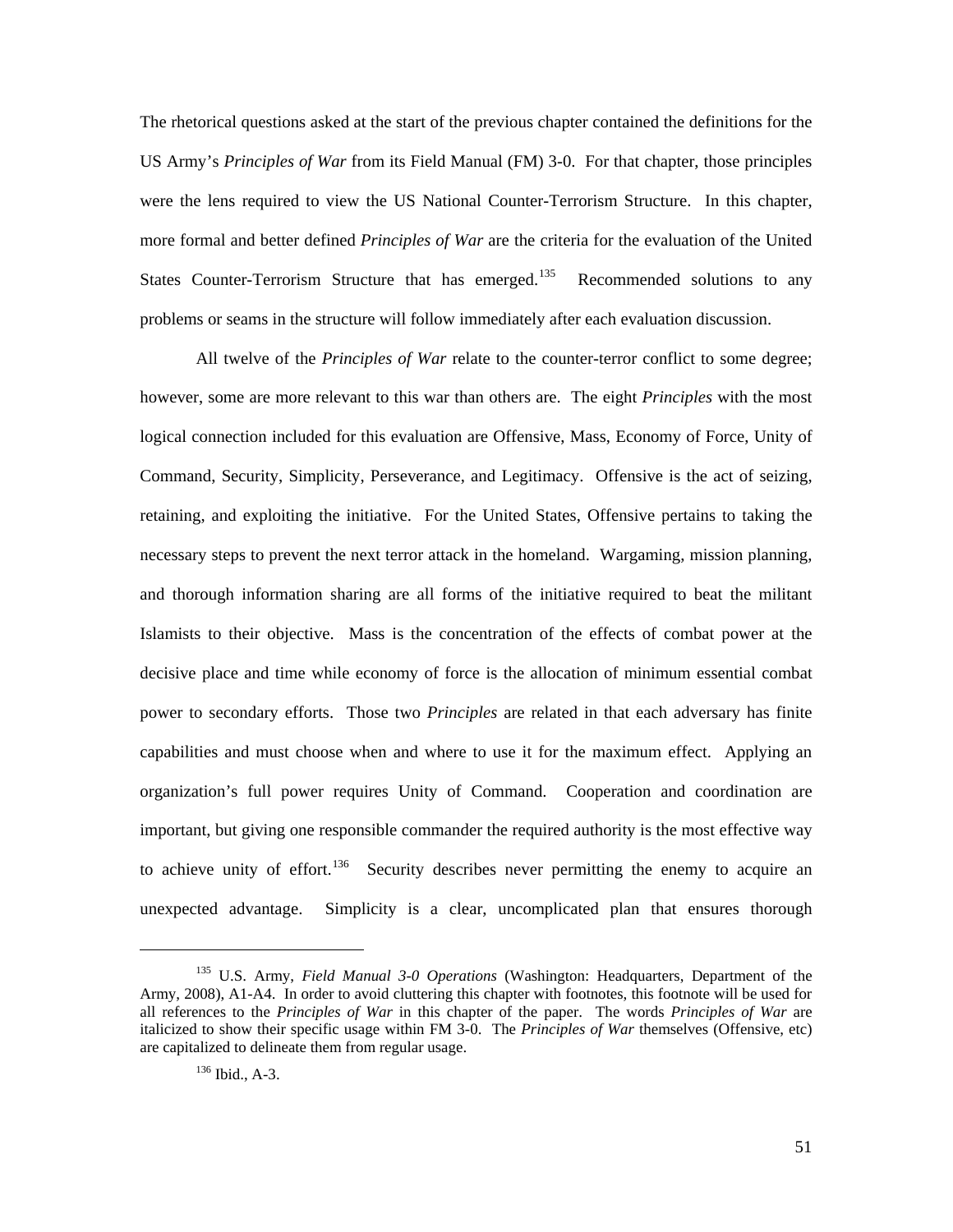The rhetorical questions asked at the start of the previous chapter contained the definitions for the US Army's *Principles of War* from its Field Manual (FM) 3-0. For that chapter, those principles were the lens required to view the US National Counter-Terrorism Structure. In this chapter, more formal and better defined *Principles of War* are the criteria for the evaluation of the United States Counter-Terrorism Structure that has emerged.[135] Recommended solutions to any problems or seams in the structure will follow immediately after each evaluation discussion.

All twelve of the *Principles of War* relate to the counter-terror conflict to some degree; however, some are more relevant to this war than others are. The eight *Principles* with the most logical connection included for this evaluation are Offensive, Mass, Economy of Force, Unity of Command, Security, Simplicity, Perseverance, and Legitimacy. Offensive is the act of seizing, retaining, and exploiting the initiative. For the United States, Offensive pertains to taking the necessary steps to prevent the next terror attack in the homeland. Wargaming, mission planning, and thorough information sharing are all forms of the initiative required to beat the militant Islamists to their objective. Mass is the concentration of the effects of combat power at the decisive place and time while economy of force is the allocation of minimum essential combat power to secondary efforts. Those two *Principles* are related in that each adversary has finite capabilities and must choose when and where to use it for the maximum effect. Applying an organization's full power requires Unity of Command. Cooperation and coordination are important, but giving one responsible commander the required authority is the most effective way to achieve unity of effort.[136] Security describes never permitting the enemy to acquire an unexpected advantage. Simplicity is a clear, uncomplicated plan that ensures thorough

---

[135] U.S. Army, *Field Manual 3-0 Operations* (Washington: Headquarters, Department of the Army, 2008), A1-A4. In order to avoid cluttering this chapter with footnotes, this footnote will be used for all references to the *Principles of War* in this chapter of the paper. The words *Principles of War* are italicized to show their specific usage within FM 3-0. The *Principles of War* themselves (Offensive, etc) are capitalized to delineate them from regular usage.

[136] Ibid., A-3.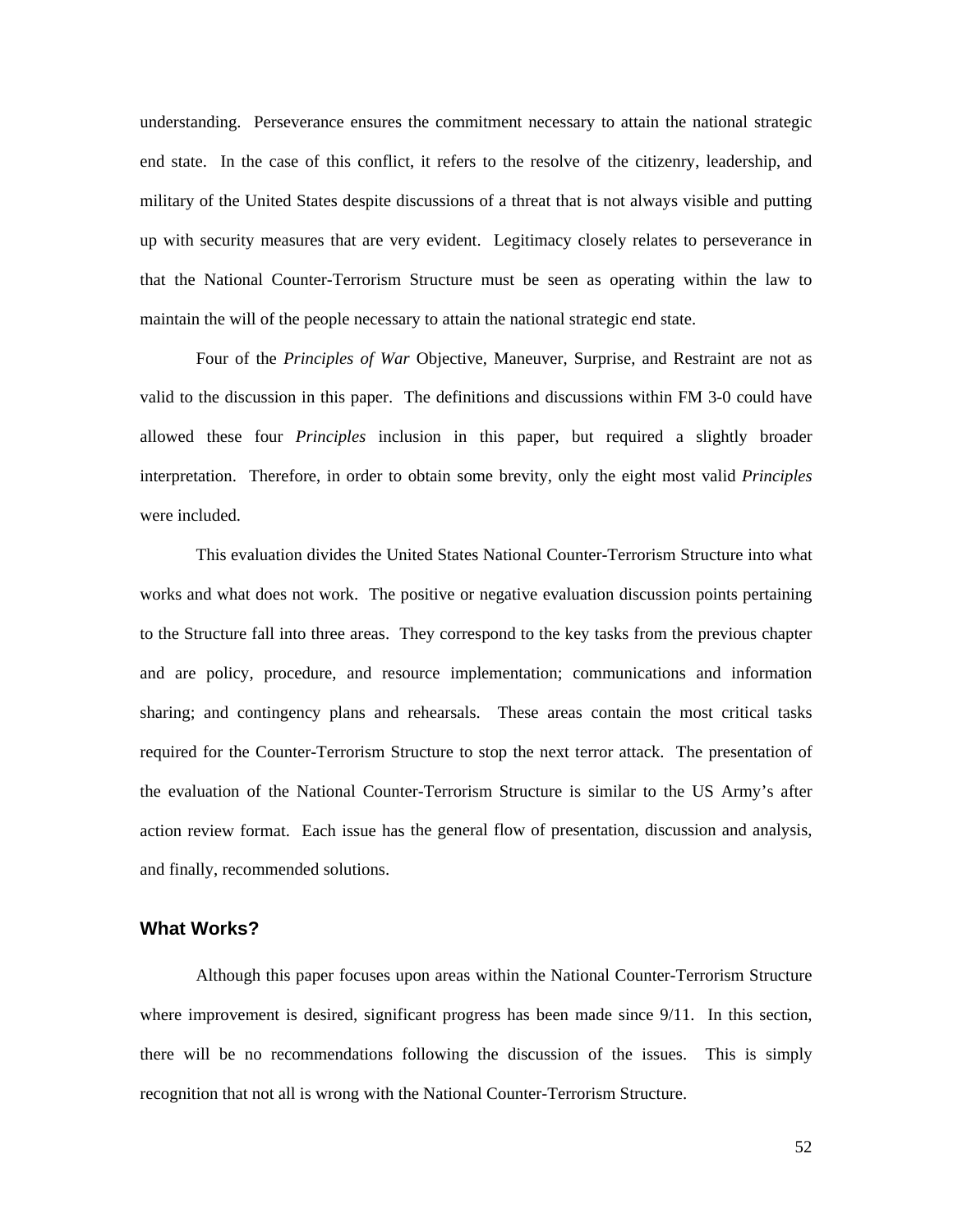understanding. Perseverance ensures the commitment necessary to attain the national strategic end state. In the case of this conflict, it refers to the resolve of the citizenry, leadership, and military of the United States despite discussions of a threat that is not always visible and putting up with security measures that are very evident. Legitimacy closely relates to perseverance in that the National Counter-Terrorism Structure must be seen as operating within the law to maintain the will of the people necessary to attain the national strategic end state.

Four of the *Principles of War* Objective, Maneuver, Surprise, and Restraint are not as valid to the discussion in this paper. The definitions and discussions within FM 3-0 could have allowed these four *Principles* inclusion in this paper, but required a slightly broader interpretation. Therefore, in order to obtain some brevity, only the eight most valid *Principles* were included.

This evaluation divides the United States National Counter-Terrorism Structure into what works and what does not work. The positive or negative evaluation discussion points pertaining to the Structure fall into three areas. They correspond to the key tasks from the previous chapter and are policy, procedure, and resource implementation; communications and information sharing; and contingency plans and rehearsals. These areas contain the most critical tasks required for the Counter-Terrorism Structure to stop the next terror attack. The presentation of the evaluation of the National Counter-Terrorism Structure is similar to the US Army's after action review format. Each issue has the general flow of presentation, discussion and analysis, and finally, recommended solutions.

## What Works?

Although this paper focuses upon areas within the National Counter-Terrorism Structure where improvement is desired, significant progress has been made since 9/11. In this section, there will be no recommendations following the discussion of the issues. This is simply recognition that not all is wrong with the National Counter-Terrorism Structure.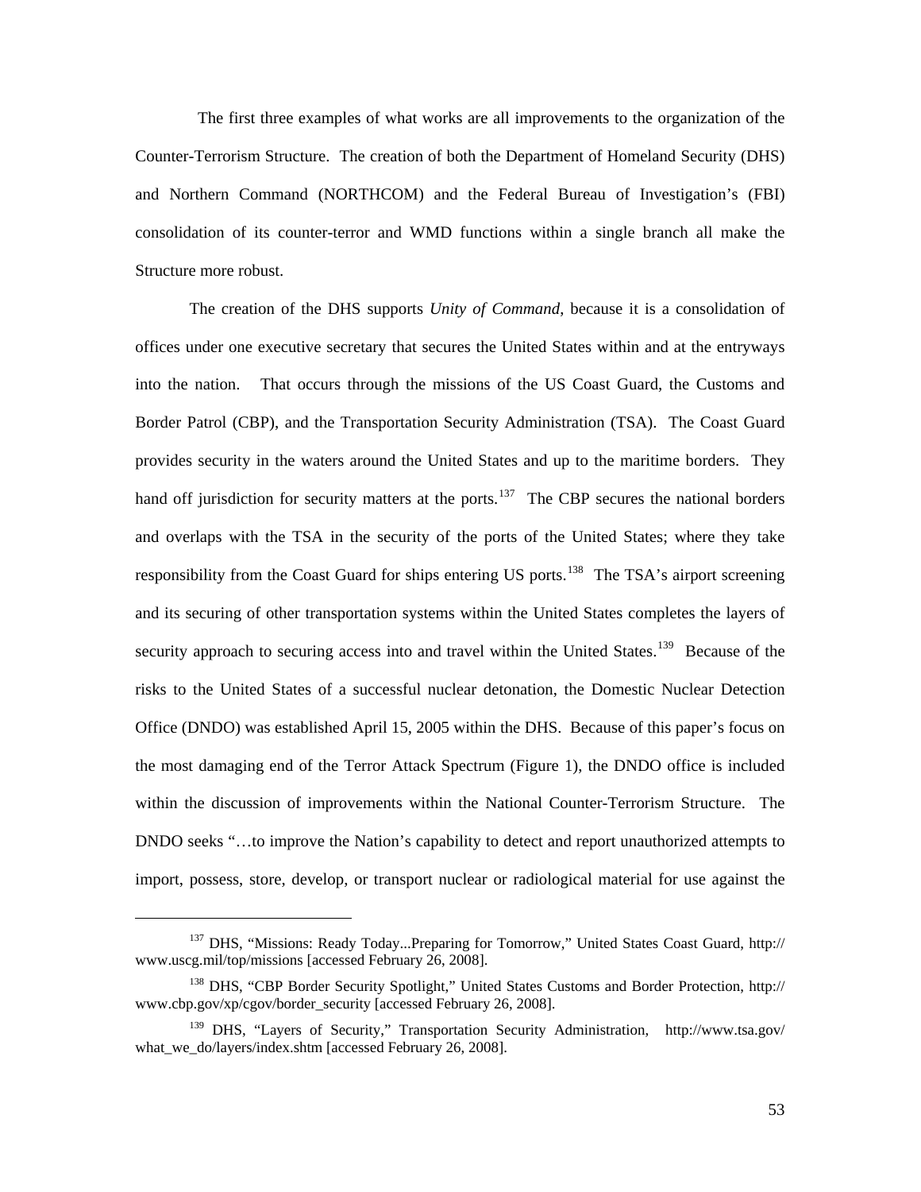The first three examples of what works are all improvements to the organization of the Counter-Terrorism Structure. The creation of both the Department of Homeland Security (DHS) and Northern Command (NORTHCOM) and the Federal Bureau of Investigation's (FBI) consolidation of its counter-terror and WMD functions within a single branch all make the Structure more robust.

The creation of the DHS supports *Unity of Command*, because it is a consolidation of offices under one executive secretary that secures the United States within and at the entryways into the nation. That occurs through the missions of the US Coast Guard, the Customs and Border Patrol (CBP), and the Transportation Security Administration (TSA). The Coast Guard provides security in the waters around the United States and up to the maritime borders. They hand off jurisdiction for security matters at the ports.[137] The CBP secures the national borders and overlaps with the TSA in the security of the ports of the United States; where they take responsibility from the Coast Guard for ships entering US ports.[138] The TSA's airport screening and its securing of other transportation systems within the United States completes the layers of security approach to securing access into and travel within the United States.[139] Because of the risks to the United States of a successful nuclear detonation, the Domestic Nuclear Detection Office (DNDO) was established April 15, 2005 within the DHS. Because of this paper's focus on the most damaging end of the Terror Attack Spectrum (Figure 1), the DNDO office is included within the discussion of improvements within the National Counter-Terrorism Structure. The DNDO seeks "…to improve the Nation's capability to detect and report unauthorized attempts to import, possess, store, develop, or transport nuclear or radiological material for use against the

---

[137] DHS, "Missions: Ready Today...Preparing for Tomorrow," United States Coast Guard, http://www.uscg.mil/top/missions [accessed February 26, 2008].

[138] DHS, "CBP Border Security Spotlight," United States Customs and Border Protection, http://www.cbp.gov/xp/cgov/border_security [accessed February 26, 2008].

[139] DHS, "Layers of Security," Transportation Security Administration, http://www.tsa.gov/what_we_do/layers/index.shtm [accessed February 26, 2008].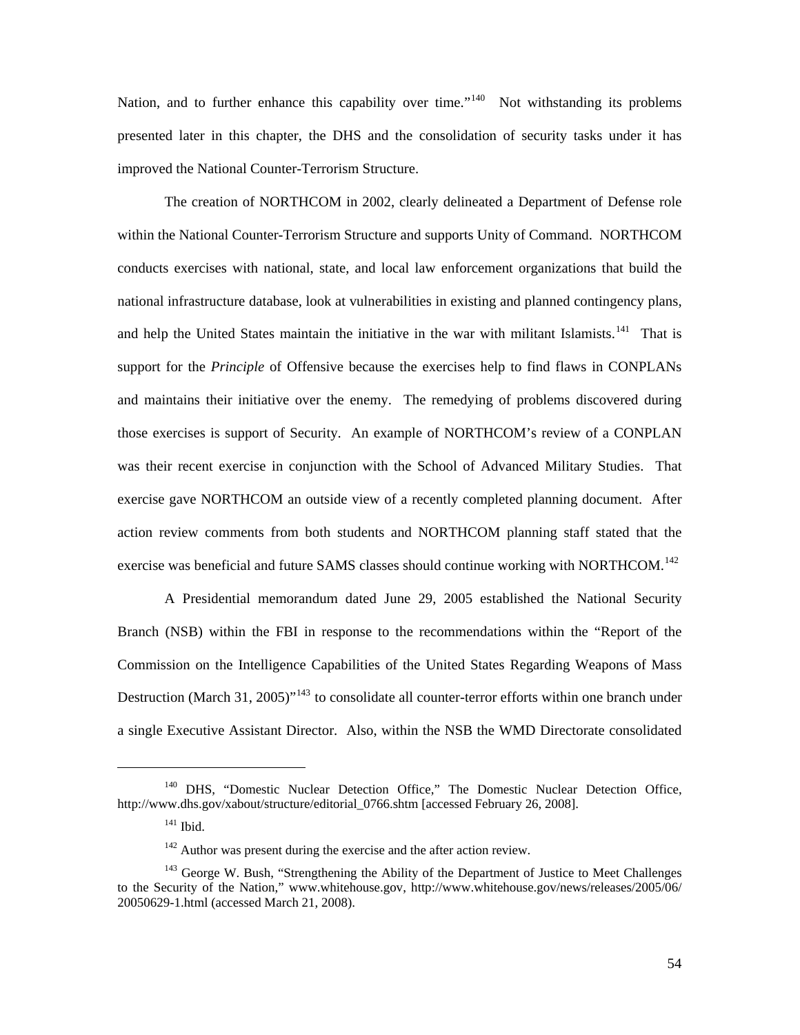Nation, and to further enhance this capability over time."[140] Not withstanding its problems presented later in this chapter, the DHS and the consolidation of security tasks under it has improved the National Counter-Terrorism Structure.

The creation of NORTHCOM in 2002, clearly delineated a Department of Defense role within the National Counter-Terrorism Structure and supports Unity of Command. NORTHCOM conducts exercises with national, state, and local law enforcement organizations that build the national infrastructure database, look at vulnerabilities in existing and planned contingency plans, and help the United States maintain the initiative in the war with militant Islamists.[141] That is support for the *Principle* of Offensive because the exercises help to find flaws in CONPLANs and maintains their initiative over the enemy. The remedying of problems discovered during those exercises is support of Security. An example of NORTHCOM's review of a CONPLAN was their recent exercise in conjunction with the School of Advanced Military Studies. That exercise gave NORTHCOM an outside view of a recently completed planning document. After action review comments from both students and NORTHCOM planning staff stated that the exercise was beneficial and future SAMS classes should continue working with NORTHCOM.[142]

A Presidential memorandum dated June 29, 2005 established the National Security Branch (NSB) within the FBI in response to the recommendations within the "Report of the Commission on the Intelligence Capabilities of the United States Regarding Weapons of Mass Destruction (March 31, 2005)"[143] to consolidate all counter-terror efforts within one branch under a single Executive Assistant Director. Also, within the NSB the WMD Directorate consolidated

---

[140] DHS, "Domestic Nuclear Detection Office," The Domestic Nuclear Detection Office, http://www.dhs.gov/xabout/structure/editorial_0766.shtm [accessed February 26, 2008].

[141] Ibid.

[142] Author was present during the exercise and the after action review.

[143] George W. Bush, "Strengthening the Ability of the Department of Justice to Meet Challenges to the Security of the Nation," www.whitehouse.gov, http://www.whitehouse.gov/news/releases/2005/06/20050629-1.html (accessed March 21, 2008).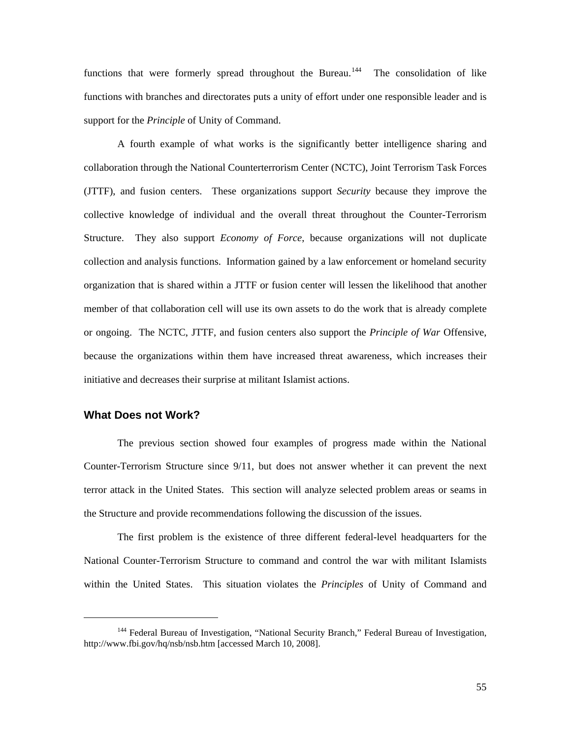functions that were formerly spread throughout the Bureau.[144] The consolidation of like functions with branches and directorates puts a unity of effort under one responsible leader and is support for the *Principle* of Unity of Command.

A fourth example of what works is the significantly better intelligence sharing and collaboration through the National Counterterrorism Center (NCTC), Joint Terrorism Task Forces (JTTF), and fusion centers. These organizations support *Security* because they improve the collective knowledge of individual and the overall threat throughout the Counter-Terrorism Structure. They also support *Economy of Force*, because organizations will not duplicate collection and analysis functions. Information gained by a law enforcement or homeland security organization that is shared within a JTTF or fusion center will lessen the likelihood that another member of that collaboration cell will use its own assets to do the work that is already complete or ongoing. The NCTC, JTTF, and fusion centers also support the *Principle of War* Offensive, because the organizations within them have increased threat awareness, which increases their initiative and decreases their surprise at militant Islamist actions.

## What Does not Work?

The previous section showed four examples of progress made within the National Counter-Terrorism Structure since 9/11, but does not answer whether it can prevent the next terror attack in the United States. This section will analyze selected problem areas or seams in the Structure and provide recommendations following the discussion of the issues.

The first problem is the existence of three different federal-level headquarters for the National Counter-Terrorism Structure to command and control the war with militant Islamists within the United States. This situation violates the *Principles* of Unity of Command and

---

[144] Federal Bureau of Investigation, "National Security Branch," Federal Bureau of Investigation, http://www.fbi.gov/hq/nsb/nsb.htm [accessed March 10, 2008].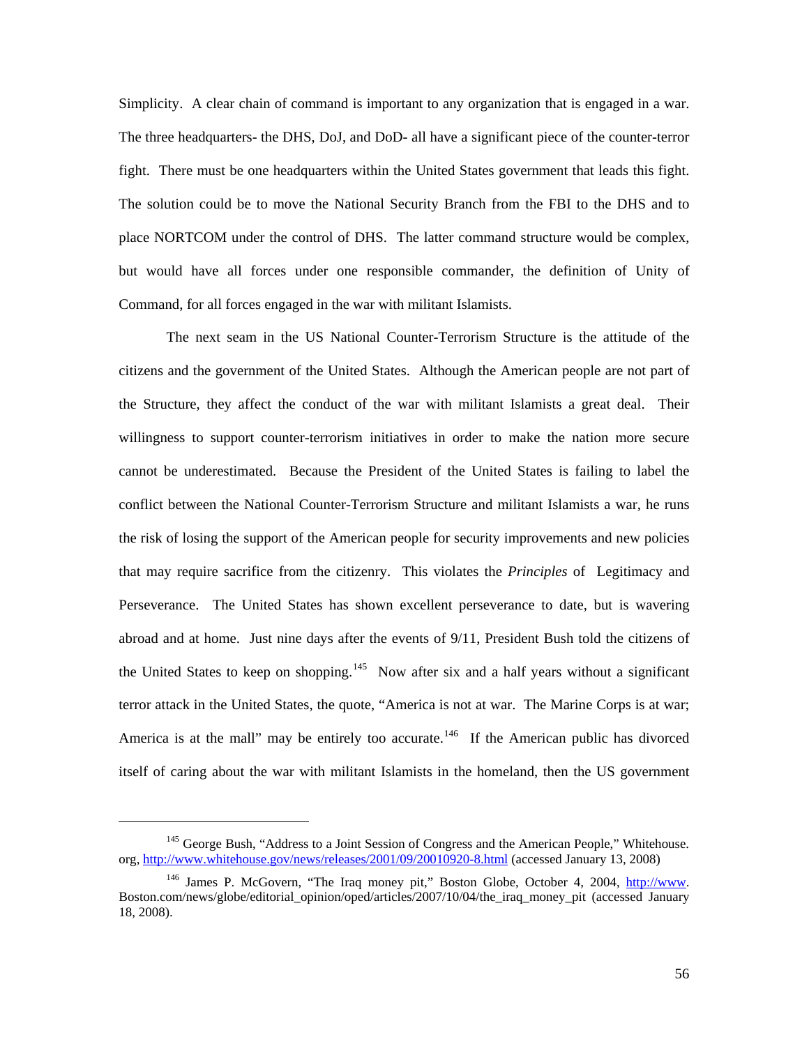Simplicity. A clear chain of command is important to any organization that is engaged in a war. The three headquarters- the DHS, DoJ, and DoD- all have a significant piece of the counter-terror fight. There must be one headquarters within the United States government that leads this fight. The solution could be to move the National Security Branch from the FBI to the DHS and to place NORTCOM under the control of DHS. The latter command structure would be complex, but would have all forces under one responsible commander, the definition of Unity of Command, for all forces engaged in the war with militant Islamists.

The next seam in the US National Counter-Terrorism Structure is the attitude of the citizens and the government of the United States. Although the American people are not part of the Structure, they affect the conduct of the war with militant Islamists a great deal. Their willingness to support counter-terrorism initiatives in order to make the nation more secure cannot be underestimated. Because the President of the United States is failing to label the conflict between the National Counter-Terrorism Structure and militant Islamists a war, he runs the risk of losing the support of the American people for security improvements and new policies that may require sacrifice from the citizenry. This violates the *Principles* of Legitimacy and Perseverance. The United States has shown excellent perseverance to date, but is wavering abroad and at home. Just nine days after the events of 9/11, President Bush told the citizens of the United States to keep on shopping.[145] Now after six and a half years without a significant terror attack in the United States, the quote, "America is not at war. The Marine Corps is at war; America is at the mall" may be entirely too accurate.[146] If the American public has divorced itself of caring about the war with militant Islamists in the homeland, then the US government

---

[145] George Bush, "Address to a Joint Session of Congress and the American People," Whitehouse. org, http://www.whitehouse.gov/news/releases/2001/09/20010920-8.html (accessed January 13, 2008)

[146] James P. McGovern, "The Iraq money pit," Boston Globe, October 4, 2004, http://www. Boston.com/news/globe/editorial_opinion/oped/articles/2007/10/04/the_iraq_money_pit (accessed January 18, 2008).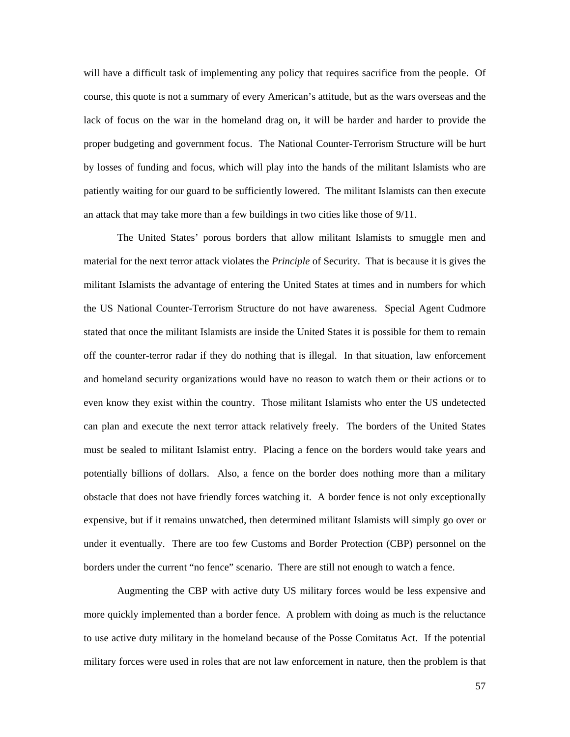will have a difficult task of implementing any policy that requires sacrifice from the people. Of course, this quote is not a summary of every American's attitude, but as the wars overseas and the lack of focus on the war in the homeland drag on, it will be harder and harder to provide the proper budgeting and government focus. The National Counter-Terrorism Structure will be hurt by losses of funding and focus, which will play into the hands of the militant Islamists who are patiently waiting for our guard to be sufficiently lowered. The militant Islamists can then execute an attack that may take more than a few buildings in two cities like those of 9/11.

The United States' porous borders that allow militant Islamists to smuggle men and material for the next terror attack violates the *Principle* of Security. That is because it is gives the militant Islamists the advantage of entering the United States at times and in numbers for which the US National Counter-Terrorism Structure do not have awareness. Special Agent Cudmore stated that once the militant Islamists are inside the United States it is possible for them to remain off the counter-terror radar if they do nothing that is illegal. In that situation, law enforcement and homeland security organizations would have no reason to watch them or their actions or to even know they exist within the country. Those militant Islamists who enter the US undetected can plan and execute the next terror attack relatively freely. The borders of the United States must be sealed to militant Islamist entry. Placing a fence on the borders would take years and potentially billions of dollars. Also, a fence on the border does nothing more than a military obstacle that does not have friendly forces watching it. A border fence is not only exceptionally expensive, but if it remains unwatched, then determined militant Islamists will simply go over or under it eventually. There are too few Customs and Border Protection (CBP) personnel on the borders under the current "no fence" scenario. There are still not enough to watch a fence.

Augmenting the CBP with active duty US military forces would be less expensive and more quickly implemented than a border fence. A problem with doing as much is the reluctance to use active duty military in the homeland because of the Posse Comitatus Act. If the potential military forces were used in roles that are not law enforcement in nature, then the problem is that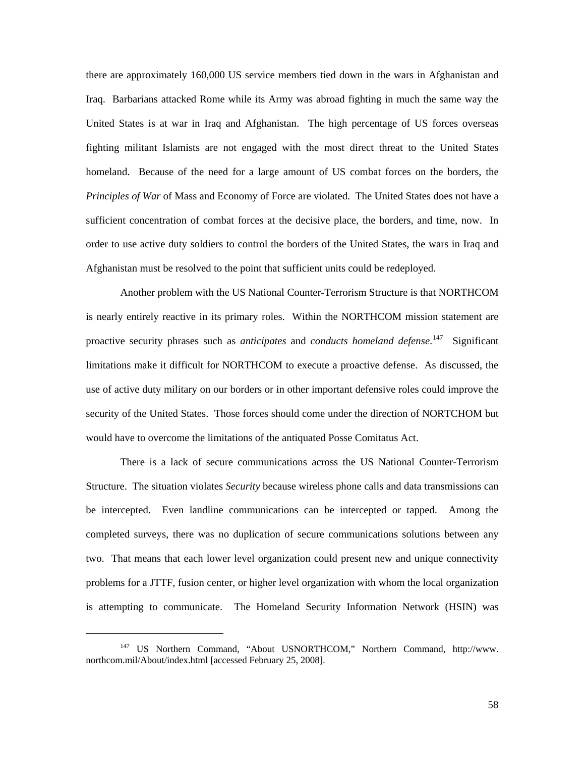there are approximately 160,000 US service members tied down in the wars in Afghanistan and Iraq. Barbarians attacked Rome while its Army was abroad fighting in much the same way the United States is at war in Iraq and Afghanistan. The high percentage of US forces overseas fighting militant Islamists are not engaged with the most direct threat to the United States homeland. Because of the need for a large amount of US combat forces on the borders, the *Principles of War* of Mass and Economy of Force are violated. The United States does not have a sufficient concentration of combat forces at the decisive place, the borders, and time, now. In order to use active duty soldiers to control the borders of the United States, the wars in Iraq and Afghanistan must be resolved to the point that sufficient units could be redeployed.

Another problem with the US National Counter-Terrorism Structure is that NORTHCOM is nearly entirely reactive in its primary roles. Within the NORTHCOM mission statement are proactive security phrases such as *anticipates* and *conducts homeland defense*.[147] Significant limitations make it difficult for NORTHCOM to execute a proactive defense. As discussed, the use of active duty military on our borders or in other important defensive roles could improve the security of the United States. Those forces should come under the direction of NORTCHOM but would have to overcome the limitations of the antiquated Posse Comitatus Act.

There is a lack of secure communications across the US National Counter-Terrorism Structure. The situation violates *Security* because wireless phone calls and data transmissions can be intercepted. Even landline communications can be intercepted or tapped. Among the completed surveys, there was no duplication of secure communications solutions between any two. That means that each lower level organization could present new and unique connectivity problems for a JTTF, fusion center, or higher level organization with whom the local organization is attempting to communicate. The Homeland Security Information Network (HSIN) was

---

[147] US Northern Command, "About USNORTHCOM," Northern Command, http://www.northcom.mil/About/index.html [accessed February 25, 2008].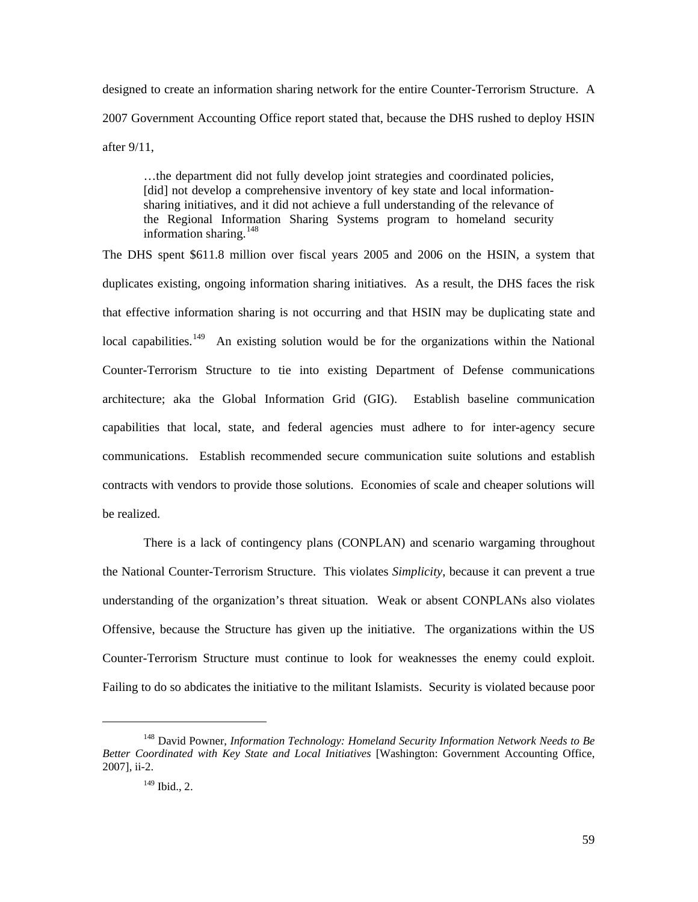designed to create an information sharing network for the entire Counter-Terrorism Structure. A 2007 Government Accounting Office report stated that, because the DHS rushed to deploy HSIN after 9/11,

> …the department did not fully develop joint strategies and coordinated policies, [did] not develop a comprehensive inventory of key state and local information-sharing initiatives, and it did not achieve a full understanding of the relevance of the Regional Information Sharing Systems program to homeland security information sharing.[148]

The DHS spent $611.8 million over fiscal years 2005 and 2006 on the HSIN, a system that duplicates existing, ongoing information sharing initiatives. As a result, the DHS faces the risk that effective information sharing is not occurring and that HSIN may be duplicating state and local capabilities.[149] An existing solution would be for the organizations within the National Counter-Terrorism Structure to tie into existing Department of Defense communications architecture; aka the Global Information Grid (GIG). Establish baseline communication capabilities that local, state, and federal agencies must adhere to for inter-agency secure communications. Establish recommended secure communication suite solutions and establish contracts with vendors to provide those solutions. Economies of scale and cheaper solutions will be realized.

There is a lack of contingency plans (CONPLAN) and scenario wargaming throughout the National Counter-Terrorism Structure. This violates *Simplicity*, because it can prevent a true understanding of the organization's threat situation. Weak or absent CONPLANs also violates Offensive, because the Structure has given up the initiative. The organizations within the US Counter-Terrorism Structure must continue to look for weaknesses the enemy could exploit. Failing to do so abdicates the initiative to the militant Islamists. Security is violated because poor

---

[148] David Powner, *Information Technology: Homeland Security Information Network Needs to Be Better Coordinated with Key State and Local Initiatives* [Washington: Government Accounting Office, 2007], ii-2.

[149] Ibid., 2.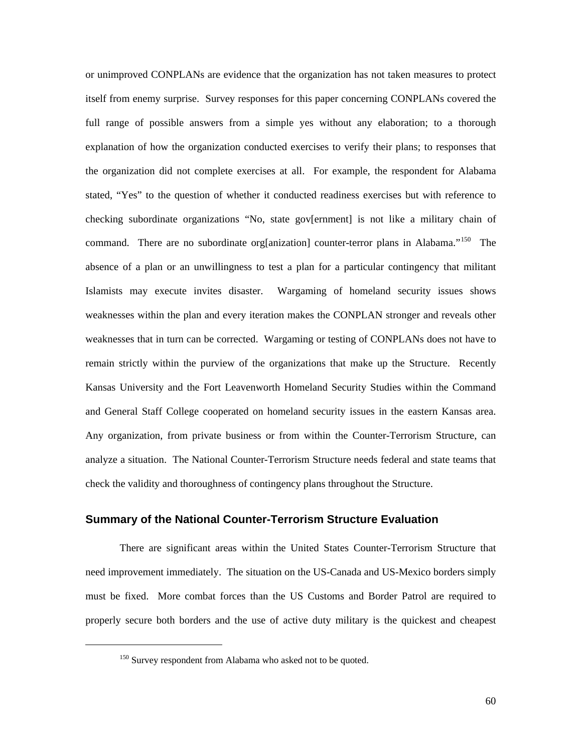or unimproved CONPLANs are evidence that the organization has not taken measures to protect itself from enemy surprise. Survey responses for this paper concerning CONPLANs covered the full range of possible answers from a simple yes without any elaboration; to a thorough explanation of how the organization conducted exercises to verify their plans; to responses that the organization did not complete exercises at all. For example, the respondent for Alabama stated, "Yes" to the question of whether it conducted readiness exercises but with reference to checking subordinate organizations "No, state gov[ernment] is not like a military chain of command. There are no subordinate org[anization] counter-terror plans in Alabama."[150] The absence of a plan or an unwillingness to test a plan for a particular contingency that militant Islamists may execute invites disaster. Wargaming of homeland security issues shows weaknesses within the plan and every iteration makes the CONPLAN stronger and reveals other weaknesses that in turn can be corrected. Wargaming or testing of CONPLANs does not have to remain strictly within the purview of the organizations that make up the Structure. Recently Kansas University and the Fort Leavenworth Homeland Security Studies within the Command and General Staff College cooperated on homeland security issues in the eastern Kansas area. Any organization, from private business or from within the Counter-Terrorism Structure, can analyze a situation. The National Counter-Terrorism Structure needs federal and state teams that check the validity and thoroughness of contingency plans throughout the Structure.

## Summary of the National Counter-Terrorism Structure Evaluation

There are significant areas within the United States Counter-Terrorism Structure that need improvement immediately. The situation on the US-Canada and US-Mexico borders simply must be fixed. More combat forces than the US Customs and Border Patrol are required to properly secure both borders and the use of active duty military is the quickest and cheapest

[150] Survey respondent from Alabama who asked not to be quoted.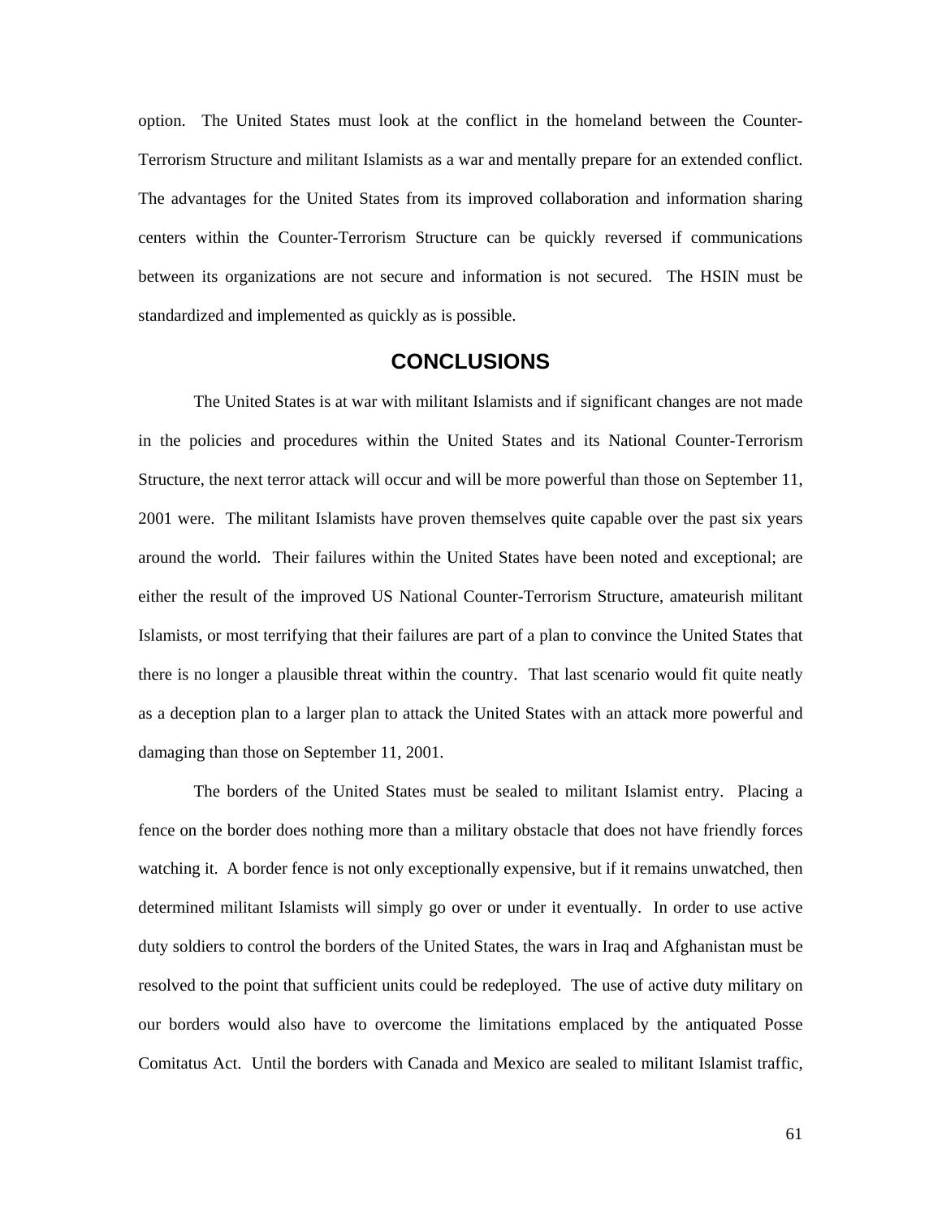option. The United States must look at the conflict in the homeland between the Counter-Terrorism Structure and militant Islamists as a war and mentally prepare for an extended conflict. The advantages for the United States from its improved collaboration and information sharing centers within the Counter-Terrorism Structure can be quickly reversed if communications between its organizations are not secure and information is not secured. The HSIN must be standardized and implemented as quickly as is possible.

## CONCLUSIONS

The United States is at war with militant Islamists and if significant changes are not made in the policies and procedures within the United States and its National Counter-Terrorism Structure, the next terror attack will occur and will be more powerful than those on September 11, 2001 were. The militant Islamists have proven themselves quite capable over the past six years around the world. Their failures within the United States have been noted and exceptional; are either the result of the improved US National Counter-Terrorism Structure, amateurish militant Islamists, or most terrifying that their failures are part of a plan to convince the United States that there is no longer a plausible threat within the country. That last scenario would fit quite neatly as a deception plan to a larger plan to attack the United States with an attack more powerful and damaging than those on September 11, 2001.

The borders of the United States must be sealed to militant Islamist entry. Placing a fence on the border does nothing more than a military obstacle that does not have friendly forces watching it. A border fence is not only exceptionally expensive, but if it remains unwatched, then determined militant Islamists will simply go over or under it eventually. In order to use active duty soldiers to control the borders of the United States, the wars in Iraq and Afghanistan must be resolved to the point that sufficient units could be redeployed. The use of active duty military on our borders would also have to overcome the limitations emplaced by the antiquated Posse Comitatus Act. Until the borders with Canada and Mexico are sealed to militant Islamist traffic,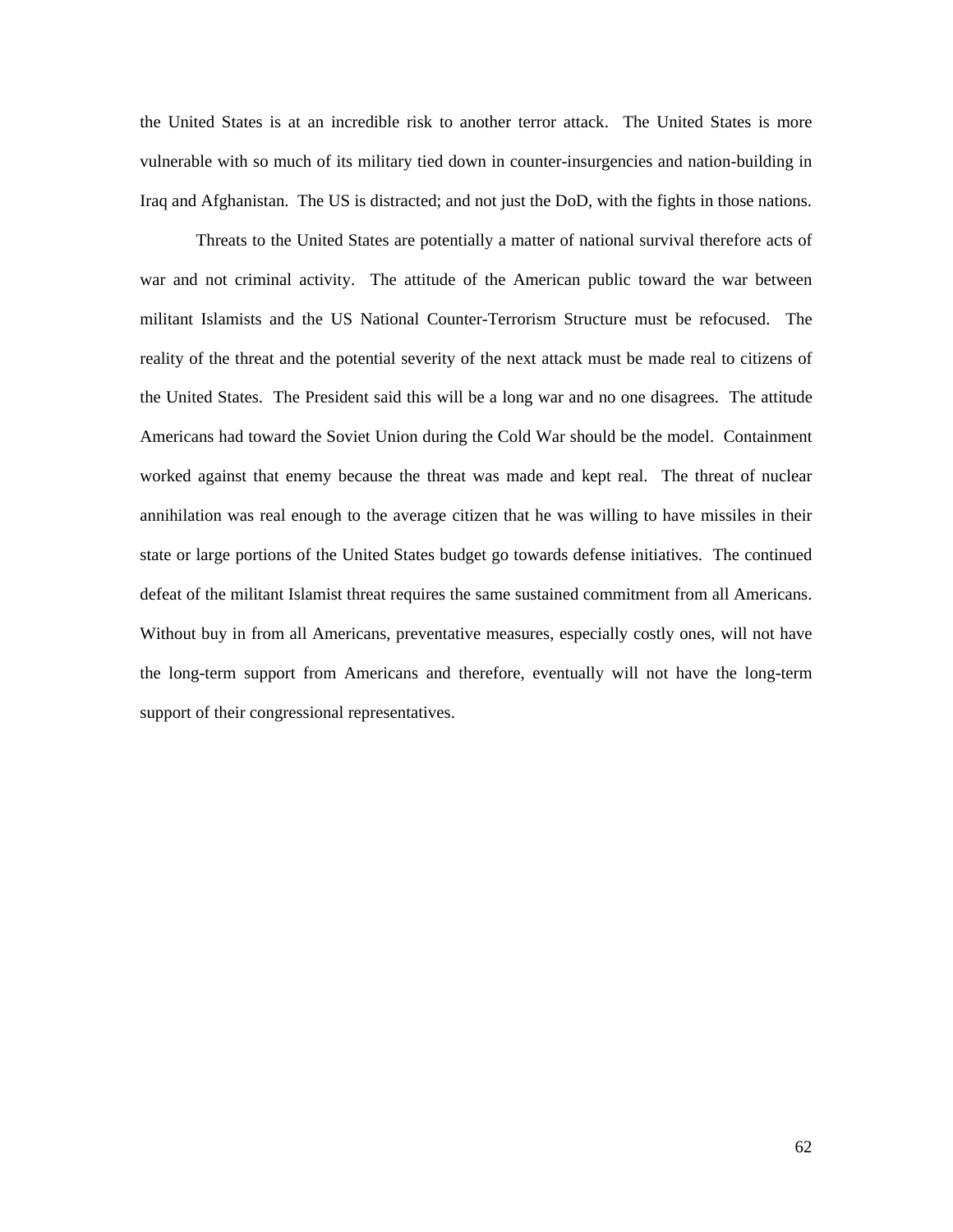the United States is at an incredible risk to another terror attack. The United States is more vulnerable with so much of its military tied down in counter-insurgencies and nation-building in Iraq and Afghanistan. The US is distracted; and not just the DoD, with the fights in those nations.

Threats to the United States are potentially a matter of national survival therefore acts of war and not criminal activity. The attitude of the American public toward the war between militant Islamists and the US National Counter-Terrorism Structure must be refocused. The reality of the threat and the potential severity of the next attack must be made real to citizens of the United States. The President said this will be a long war and no one disagrees. The attitude Americans had toward the Soviet Union during the Cold War should be the model. Containment worked against that enemy because the threat was made and kept real. The threat of nuclear annihilation was real enough to the average citizen that he was willing to have missiles in their state or large portions of the United States budget go towards defense initiatives. The continued defeat of the militant Islamist threat requires the same sustained commitment from all Americans. Without buy in from all Americans, preventative measures, especially costly ones, will not have the long-term support from Americans and therefore, eventually will not have the long-term support of their congressional representatives.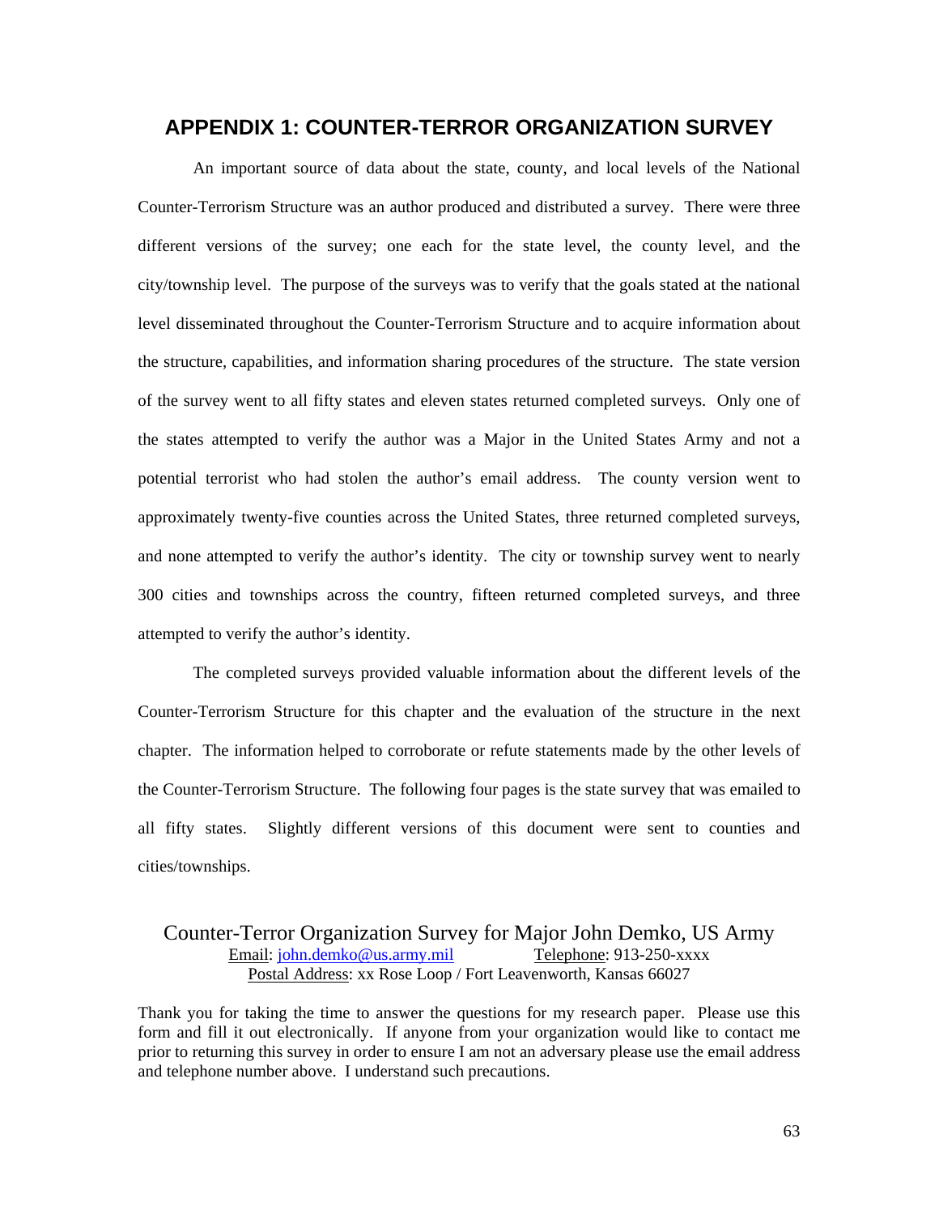## APPENDIX 1: COUNTER-TERROR ORGANIZATION SURVEY

An important source of data about the state, county, and local levels of the National Counter-Terrorism Structure was an author produced and distributed a survey. There were three different versions of the survey; one each for the state level, the county level, and the city/township level. The purpose of the surveys was to verify that the goals stated at the national level disseminated throughout the Counter-Terrorism Structure and to acquire information about the structure, capabilities, and information sharing procedures of the structure. The state version of the survey went to all fifty states and eleven states returned completed surveys. Only one of the states attempted to verify the author was a Major in the United States Army and not a potential terrorist who had stolen the author's email address. The county version went to approximately twenty-five counties across the United States, three returned completed surveys, and none attempted to verify the author's identity. The city or township survey went to nearly 300 cities and townships across the country, fifteen returned completed surveys, and three attempted to verify the author's identity.

The completed surveys provided valuable information about the different levels of the Counter-Terrorism Structure for this chapter and the evaluation of the structure in the next chapter. The information helped to corroborate or refute statements made by the other levels of the Counter-Terrorism Structure. The following four pages is the state survey that was emailed to all fifty states. Slightly different versions of this document were sent to counties and cities/townships.

### Counter-Terror Organization Survey for Major John Demko, US Army

Email: john.demko@us.army.mil  Telephone: 913-250-xxxx
Postal Address: xx Rose Loop / Fort Leavenworth, Kansas 66027

Thank you for taking the time to answer the questions for my research paper. Please use this form and fill it out electronically. If anyone from your organization would like to contact me prior to returning this survey in order to ensure I am not an adversary please use the email address and telephone number above. I understand such precautions.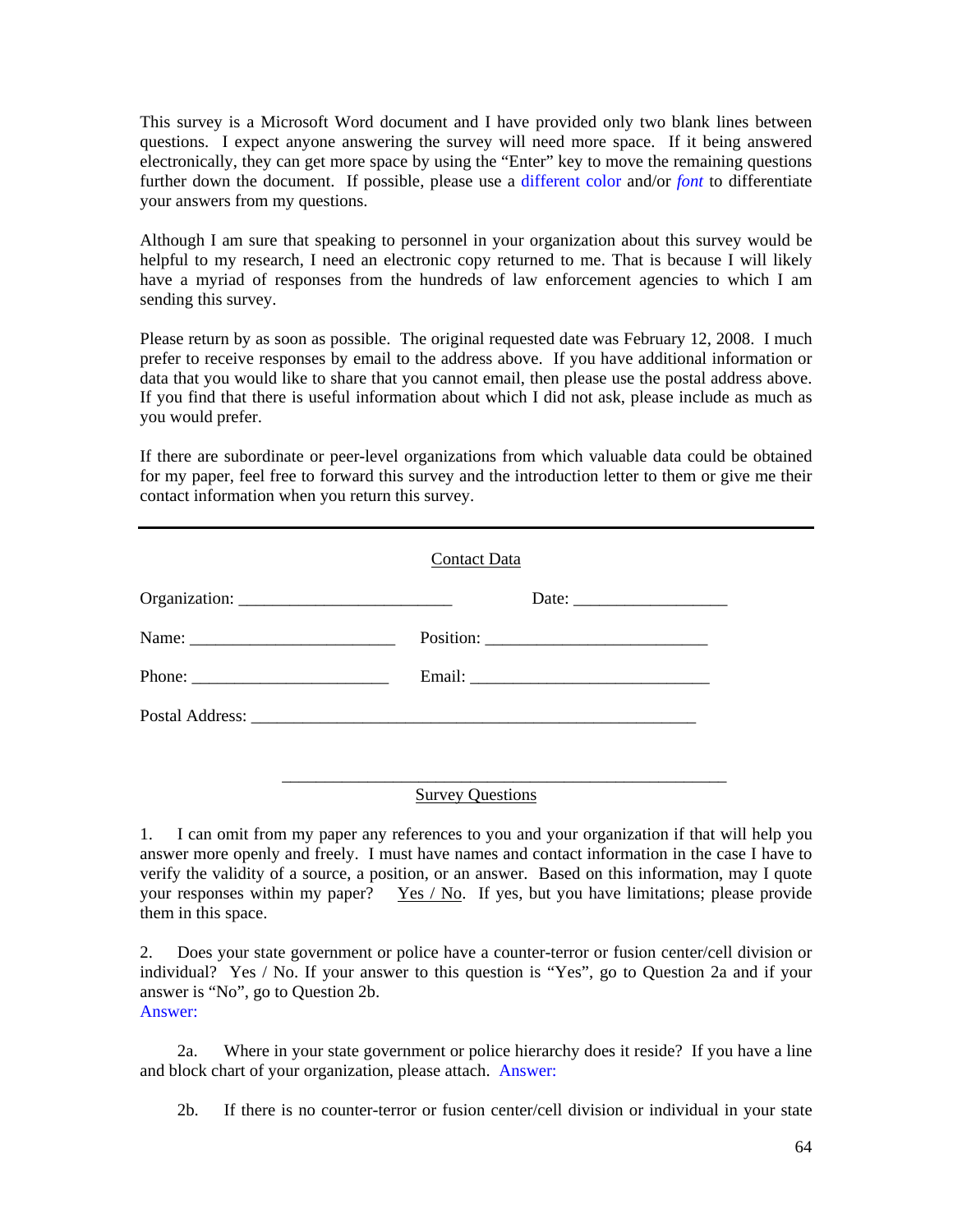This survey is a Microsoft Word document and I have provided only two blank lines between questions. I expect anyone answering the survey will need more space. If it being answered electronically, they can get more space by using the "Enter" key to move the remaining questions further down the document. If possible, please use a different color and/or *font* to differentiate your answers from my questions.

Although I am sure that speaking to personnel in your organization about this survey would be helpful to my research, I need an electronic copy returned to me. That is because I will likely have a myriad of responses from the hundreds of law enforcement agencies to which I am sending this survey.

Please return by as soon as possible. The original requested date was February 12, 2008. I much prefer to receive responses by email to the address above. If you have additional information or data that you would like to share that you cannot email, then please use the postal address above. If you find that there is useful information about which I did not ask, please include as much as you would prefer.

If there are subordinate or peer-level organizations from which valuable data could be obtained for my paper, feel free to forward this survey and the introduction letter to them or give me their contact information when you return this survey.

---

Contact Data

Organization: ________________________ Date: _________________

Name: ______________________ Position: _________________________

Phone: ______________________ Email: ___________________________

Postal Address: __________________________________________________

---

Survey Questions

1. I can omit from my paper any references to you and your organization if that will help you answer more openly and freely. I must have names and contact information in the case I have to verify the validity of a source, a position, or an answer. Based on this information, may I quote your responses within my paper? Yes / No. If yes, but you have limitations; please provide them in this space.

2. Does your state government or police have a counter-terror or fusion center/cell division or individual? Yes / No. If your answer to this question is "Yes", go to Question 2a and if your answer is "No", go to Question 2b.
Answer:

2a. Where in your state government or police hierarchy does it reside? If you have a line and block chart of your organization, please attach. Answer:

2b. If there is no counter-terror or fusion center/cell division or individual in your state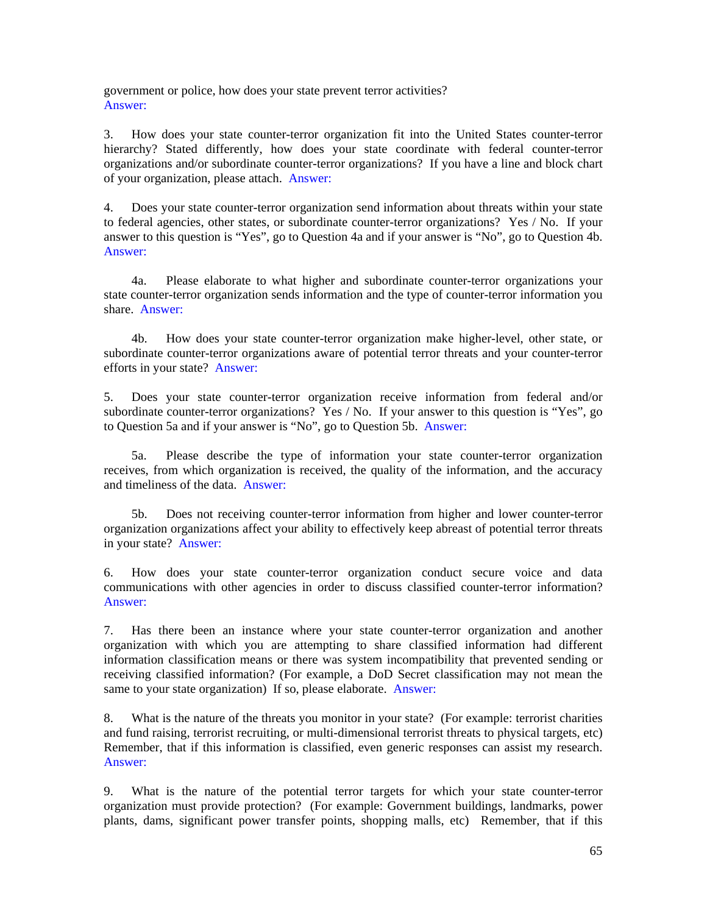government or police, how does your state prevent terror activities?
Answer:

3. How does your state counter-terror organization fit into the United States counter-terror hierarchy? Stated differently, how does your state coordinate with federal counter-terror organizations and/or subordinate counter-terror organizations? If you have a line and block chart of your organization, please attach. Answer:

4. Does your state counter-terror organization send information about threats within your state to federal agencies, other states, or subordinate counter-terror organizations? Yes / No. If your answer to this question is "Yes", go to Question 4a and if your answer is "No", go to Question 4b.
Answer:

4a. Please elaborate to what higher and subordinate counter-terror organizations your state counter-terror organization sends information and the type of counter-terror information you share. Answer:

4b. How does your state counter-terror organization make higher-level, other state, or subordinate counter-terror organizations aware of potential terror threats and your counter-terror efforts in your state? Answer:

5. Does your state counter-terror organization receive information from federal and/or subordinate counter-terror organizations? Yes / No. If your answer to this question is "Yes", go to Question 5a and if your answer is "No", go to Question 5b. Answer:

5a. Please describe the type of information your state counter-terror organization receives, from which organization is received, the quality of the information, and the accuracy and timeliness of the data. Answer:

5b. Does not receiving counter-terror information from higher and lower counter-terror organization organizations affect your ability to effectively keep abreast of potential terror threats in your state? Answer:

6. How does your state counter-terror organization conduct secure voice and data communications with other agencies in order to discuss classified counter-terror information?
Answer:

7. Has there been an instance where your state counter-terror organization and another organization with which you are attempting to share classified information had different information classification means or there was system incompatibility that prevented sending or receiving classified information? (For example, a DoD Secret classification may not mean the same to your state organization) If so, please elaborate. Answer:

8. What is the nature of the threats you monitor in your state? (For example: terrorist charities and fund raising, terrorist recruiting, or multi-dimensional terrorist threats to physical targets, etc) Remember, that if this information is classified, even generic responses can assist my research.
Answer:

9. What is the nature of the potential terror targets for which your state counter-terror organization must provide protection? (For example: Government buildings, landmarks, power plants, dams, significant power transfer points, shopping malls, etc) Remember, that if this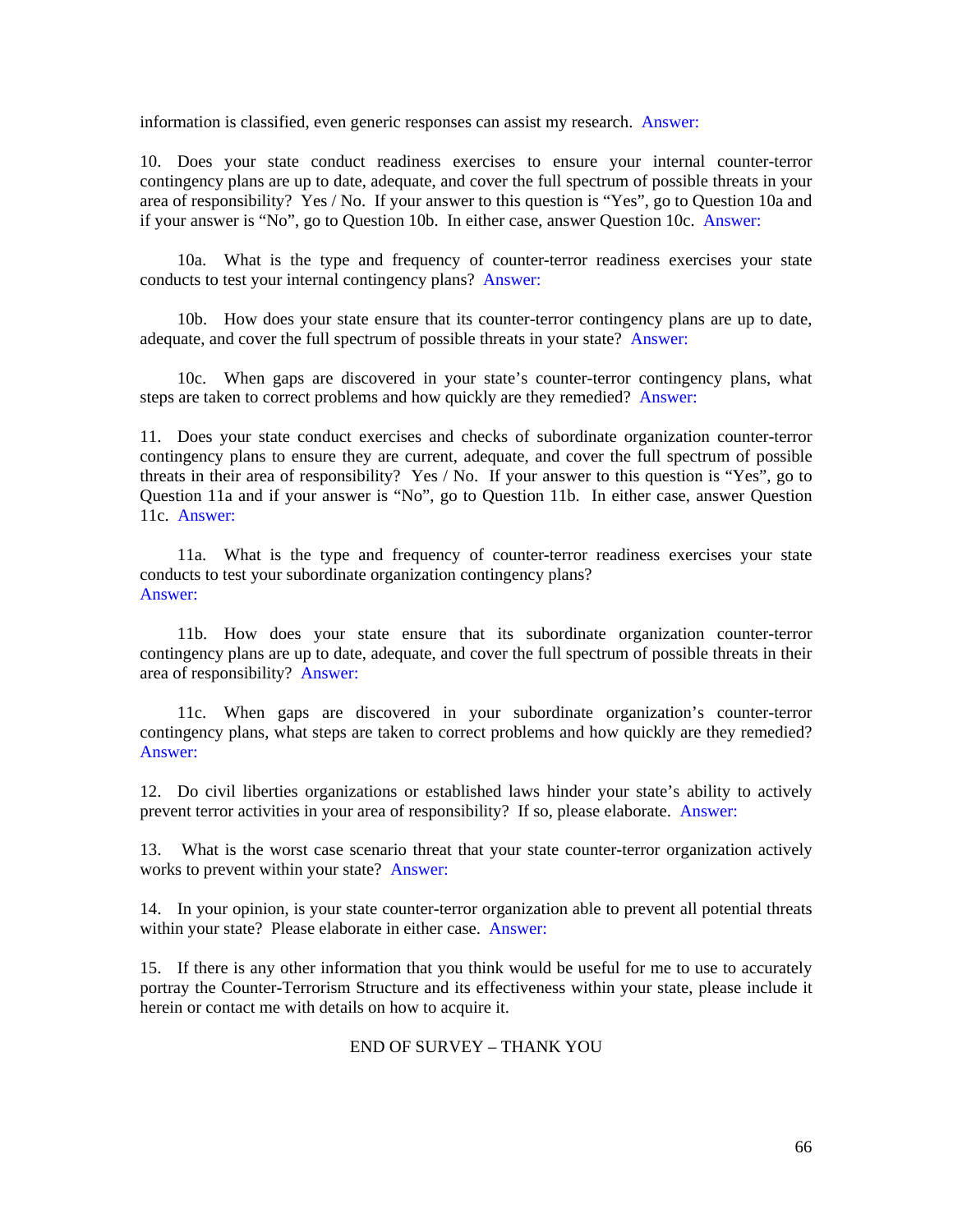information is classified, even generic responses can assist my research. Answer:

10. Does your state conduct readiness exercises to ensure your internal counter-terror contingency plans are up to date, adequate, and cover the full spectrum of possible threats in your area of responsibility? Yes / No. If your answer to this question is "Yes", go to Question 10a and if your answer is "No", go to Question 10b. In either case, answer Question 10c. Answer:

10a. What is the type and frequency of counter-terror readiness exercises your state conducts to test your internal contingency plans? Answer:

10b. How does your state ensure that its counter-terror contingency plans are up to date, adequate, and cover the full spectrum of possible threats in your state? Answer:

10c. When gaps are discovered in your state's counter-terror contingency plans, what steps are taken to correct problems and how quickly are they remedied? Answer:

11. Does your state conduct exercises and checks of subordinate organization counter-terror contingency plans to ensure they are current, adequate, and cover the full spectrum of possible threats in their area of responsibility? Yes / No. If your answer to this question is "Yes", go to Question 11a and if your answer is "No", go to Question 11b. In either case, answer Question 11c. Answer:

11a. What is the type and frequency of counter-terror readiness exercises your state conducts to test your subordinate organization contingency plans?
Answer:

11b. How does your state ensure that its subordinate organization counter-terror contingency plans are up to date, adequate, and cover the full spectrum of possible threats in their area of responsibility? Answer:

11c. When gaps are discovered in your subordinate organization's counter-terror contingency plans, what steps are taken to correct problems and how quickly are they remedied?
Answer:

12. Do civil liberties organizations or established laws hinder your state's ability to actively prevent terror activities in your area of responsibility? If so, please elaborate. Answer:

13. What is the worst case scenario threat that your state counter-terror organization actively works to prevent within your state? Answer:

14. In your opinion, is your state counter-terror organization able to prevent all potential threats within your state? Please elaborate in either case. Answer:

15. If there is any other information that you think would be useful for me to use to accurately portray the Counter-Terrorism Structure and its effectiveness within your state, please include it herein or contact me with details on how to acquire it.

END OF SURVEY – THANK YOU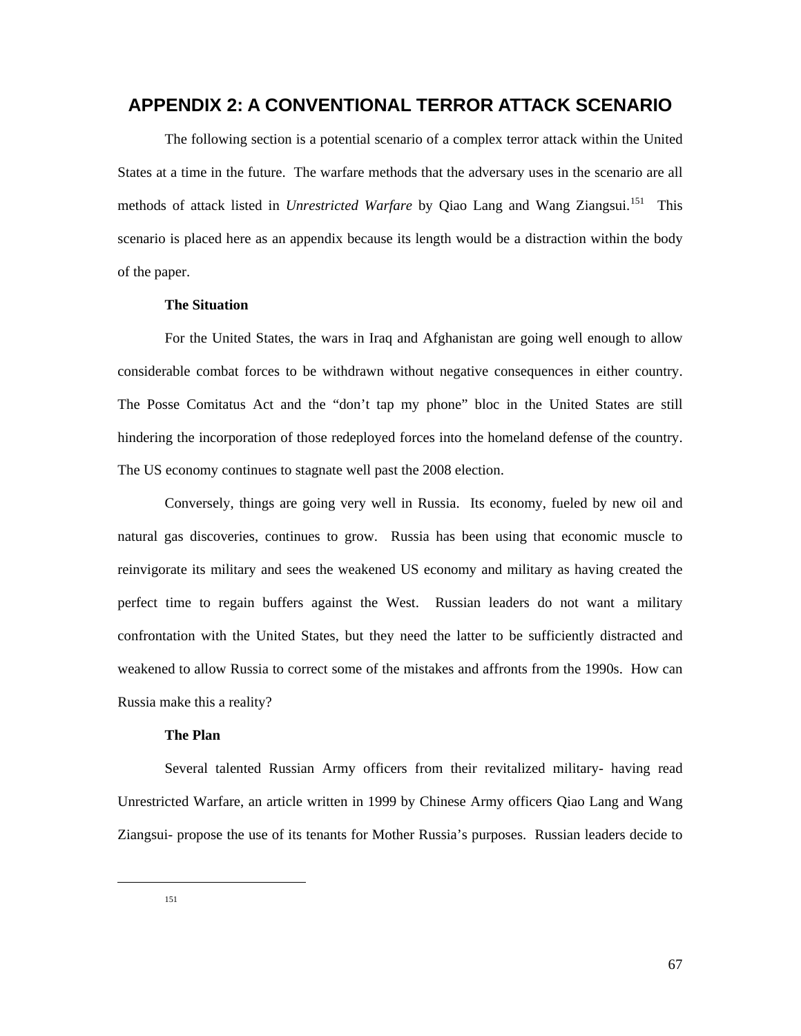# APPENDIX 2: A CONVENTIONAL TERROR ATTACK SCENARIO

The following section is a potential scenario of a complex terror attack within the United States at a time in the future. The warfare methods that the adversary uses in the scenario are all methods of attack listed in *Unrestricted Warfare* by Qiao Lang and Wang Ziangsui.[151] This scenario is placed here as an appendix because its length would be a distraction within the body of the paper.

**The Situation**

For the United States, the wars in Iraq and Afghanistan are going well enough to allow considerable combat forces to be withdrawn without negative consequences in either country. The Posse Comitatus Act and the "don't tap my phone" bloc in the United States are still hindering the incorporation of those redeployed forces into the homeland defense of the country. The US economy continues to stagnate well past the 2008 election.

Conversely, things are going very well in Russia. Its economy, fueled by new oil and natural gas discoveries, continues to grow. Russia has been using that economic muscle to reinvigorate its military and sees the weakened US economy and military as having created the perfect time to regain buffers against the West. Russian leaders do not want a military confrontation with the United States, but they need the latter to be sufficiently distracted and weakened to allow Russia to correct some of the mistakes and affronts from the 1990s. How can Russia make this a reality?

**The Plan**

Several talented Russian Army officers from their revitalized military- having read Unrestricted Warfare, an article written in 1999 by Chinese Army officers Qiao Lang and Wang Ziangsui- propose the use of its tenants for Mother Russia's purposes. Russian leaders decide to

---

151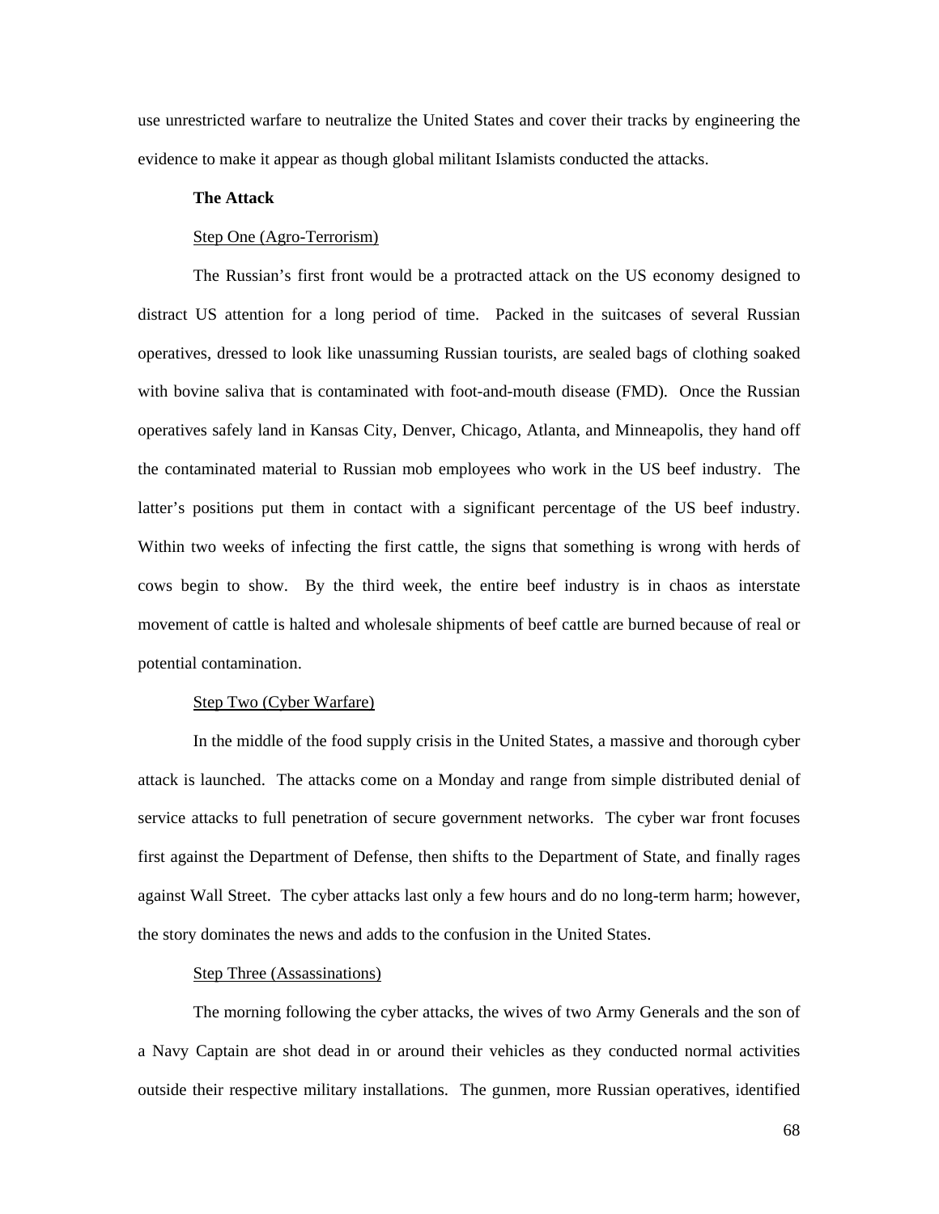use unrestricted warfare to neutralize the United States and cover their tracks by engineering the evidence to make it appear as though global militant Islamists conducted the attacks.

**The Attack**

Step One (Agro-Terrorism)

The Russian's first front would be a protracted attack on the US economy designed to distract US attention for a long period of time. Packed in the suitcases of several Russian operatives, dressed to look like unassuming Russian tourists, are sealed bags of clothing soaked with bovine saliva that is contaminated with foot-and-mouth disease (FMD). Once the Russian operatives safely land in Kansas City, Denver, Chicago, Atlanta, and Minneapolis, they hand off the contaminated material to Russian mob employees who work in the US beef industry. The latter's positions put them in contact with a significant percentage of the US beef industry. Within two weeks of infecting the first cattle, the signs that something is wrong with herds of cows begin to show. By the third week, the entire beef industry is in chaos as interstate movement of cattle is halted and wholesale shipments of beef cattle are burned because of real or potential contamination.

Step Two (Cyber Warfare)

In the middle of the food supply crisis in the United States, a massive and thorough cyber attack is launched. The attacks come on a Monday and range from simple distributed denial of service attacks to full penetration of secure government networks. The cyber war front focuses first against the Department of Defense, then shifts to the Department of State, and finally rages against Wall Street. The cyber attacks last only a few hours and do no long-term harm; however, the story dominates the news and adds to the confusion in the United States.

Step Three (Assassinations)

The morning following the cyber attacks, the wives of two Army Generals and the son of a Navy Captain are shot dead in or around their vehicles as they conducted normal activities outside their respective military installations. The gunmen, more Russian operatives, identified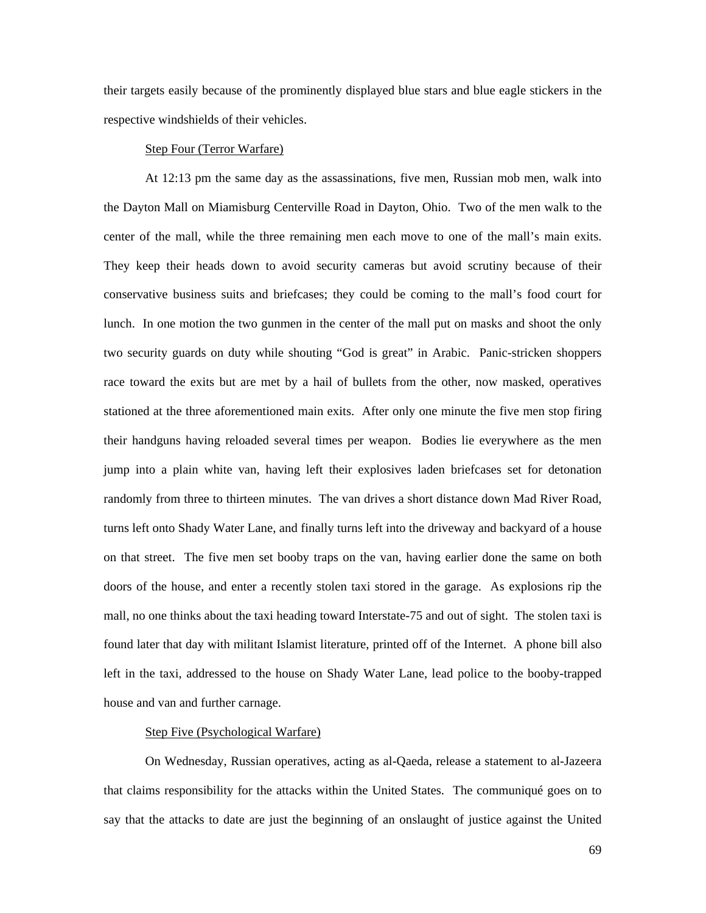their targets easily because of the prominently displayed blue stars and blue eagle stickers in the respective windshields of their vehicles.

<u>Step Four (Terror Warfare)</u>

At 12:13 pm the same day as the assassinations, five men, Russian mob men, walk into the Dayton Mall on Miamisburg Centerville Road in Dayton, Ohio. Two of the men walk to the center of the mall, while the three remaining men each move to one of the mall's main exits. They keep their heads down to avoid security cameras but avoid scrutiny because of their conservative business suits and briefcases; they could be coming to the mall's food court for lunch. In one motion the two gunmen in the center of the mall put on masks and shoot the only two security guards on duty while shouting "God is great" in Arabic. Panic-stricken shoppers race toward the exits but are met by a hail of bullets from the other, now masked, operatives stationed at the three aforementioned main exits. After only one minute the five men stop firing their handguns having reloaded several times per weapon. Bodies lie everywhere as the men jump into a plain white van, having left their explosives laden briefcases set for detonation randomly from three to thirteen minutes. The van drives a short distance down Mad River Road, turns left onto Shady Water Lane, and finally turns left into the driveway and backyard of a house on that street. The five men set booby traps on the van, having earlier done the same on both doors of the house, and enter a recently stolen taxi stored in the garage. As explosions rip the mall, no one thinks about the taxi heading toward Interstate-75 and out of sight. The stolen taxi is found later that day with militant Islamist literature, printed off of the Internet. A phone bill also left in the taxi, addressed to the house on Shady Water Lane, lead police to the booby-trapped house and van and further carnage.

<u>Step Five (Psychological Warfare)</u>

On Wednesday, Russian operatives, acting as al-Qaeda, release a statement to al-Jazeera that claims responsibility for the attacks within the United States. The communiqué goes on to say that the attacks to date are just the beginning of an onslaught of justice against the United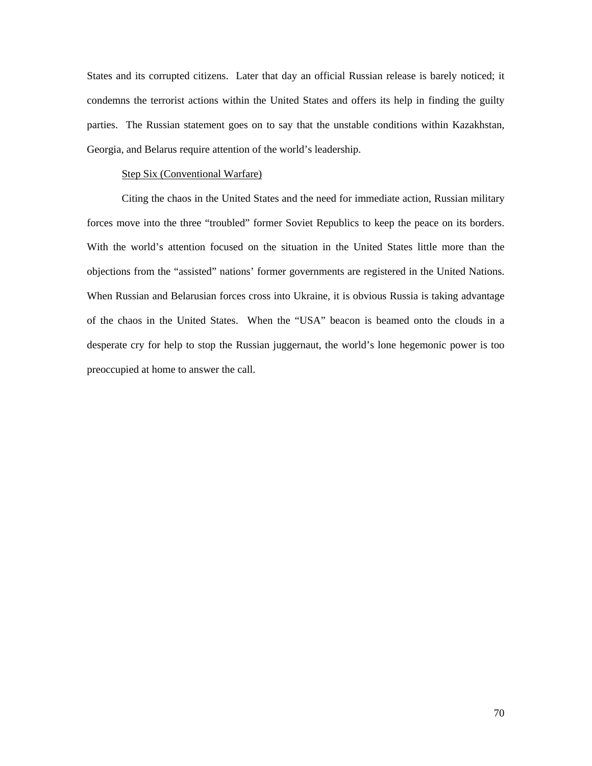States and its corrupted citizens. Later that day an official Russian release is barely noticed; it condemns the terrorist actions within the United States and offers its help in finding the guilty parties. The Russian statement goes on to say that the unstable conditions within Kazakhstan, Georgia, and Belarus require attention of the world's leadership.

Step Six (Conventional Warfare)

Citing the chaos in the United States and the need for immediate action, Russian military forces move into the three "troubled" former Soviet Republics to keep the peace on its borders. With the world's attention focused on the situation in the United States little more than the objections from the "assisted" nations' former governments are registered in the United Nations. When Russian and Belarusian forces cross into Ukraine, it is obvious Russia is taking advantage of the chaos in the United States. When the "USA" beacon is beamed onto the clouds in a desperate cry for help to stop the Russian juggernaut, the world's lone hegemonic power is too preoccupied at home to answer the call.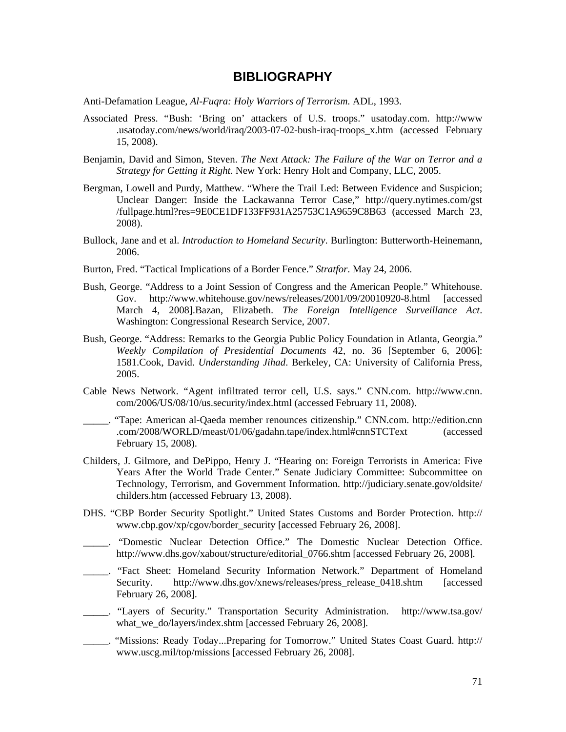# BIBLIOGRAPHY

Anti-Defamation League, *Al-Fuqra: Holy Warriors of Terrorism*. ADL, 1993.

Associated Press. "Bush: 'Bring on' attackers of U.S. troops." usatoday.com. http://www.usatoday.com/news/world/iraq/2003-07-02-bush-iraq-troops_x.htm (accessed February 15, 2008).

Benjamin, David and Simon, Steven. *The Next Attack: The Failure of the War on Terror and a Strategy for Getting it Right*. New York: Henry Holt and Company, LLC, 2005.

Bergman, Lowell and Purdy, Matthew. "Where the Trail Led: Between Evidence and Suspicion; Unclear Danger: Inside the Lackawanna Terror Case," http://query.nytimes.com/gst/fullpage.html?res=9E0CE1DF133FF931A25753C1A9659C8B63 (accessed March 23, 2008).

Bullock, Jane and et al. *Introduction to Homeland Security*. Burlington: Butterworth-Heinemann, 2006.

Burton, Fred. "Tactical Implications of a Border Fence." *Stratfor*. May 24, 2006.

Bush, George. "Address to a Joint Session of Congress and the American People." Whitehouse. Gov. http://www.whitehouse.gov/news/releases/2001/09/20010920-8.html [accessed March 4, 2008].Bazan, Elizabeth. *The Foreign Intelligence Surveillance Act*. Washington: Congressional Research Service, 2007.

Bush, George. "Address: Remarks to the Georgia Public Policy Foundation in Atlanta, Georgia." *Weekly Compilation of Presidential Documents* 42, no. 36 [September 6, 2006]: 1581.Cook, David. *Understanding Jihad*. Berkeley, CA: University of California Press, 2005.

Cable News Network. "Agent infiltrated terror cell, U.S. says." CNN.com. http://www.cnn.com/2006/US/08/10/us.security/index.html (accessed February 11, 2008).

_____. "Tape: American al-Qaeda member renounces citizenship." CNN.com. http://edition.cnn.com/2008/WORLD/meast/01/06/gadahn.tape/index.html#cnnSTCText (accessed February 15, 2008).

Childers, J. Gilmore, and DePippo, Henry J. "Hearing on: Foreign Terrorists in America: Five Years After the World Trade Center." Senate Judiciary Committee: Subcommittee on Technology, Terrorism, and Government Information. http://judiciary.senate.gov/oldsite/childers.htm (accessed February 13, 2008).

DHS. "CBP Border Security Spotlight." United States Customs and Border Protection. http://www.cbp.gov/xp/cgov/border_security [accessed February 26, 2008].

_____. "Domestic Nuclear Detection Office." The Domestic Nuclear Detection Office. http://www.dhs.gov/xabout/structure/editorial_0766.shtm [accessed February 26, 2008].

_____. "Fact Sheet: Homeland Security Information Network." Department of Homeland Security. http://www.dhs.gov/xnews/releases/press_release_0418.shtm [accessed February 26, 2008].

_____. "Layers of Security." Transportation Security Administration. http://www.tsa.gov/what_we_do/layers/index.shtm [accessed February 26, 2008].

_____. "Missions: Ready Today...Preparing for Tomorrow." United States Coast Guard. http://www.uscg.mil/top/missions [accessed February 26, 2008].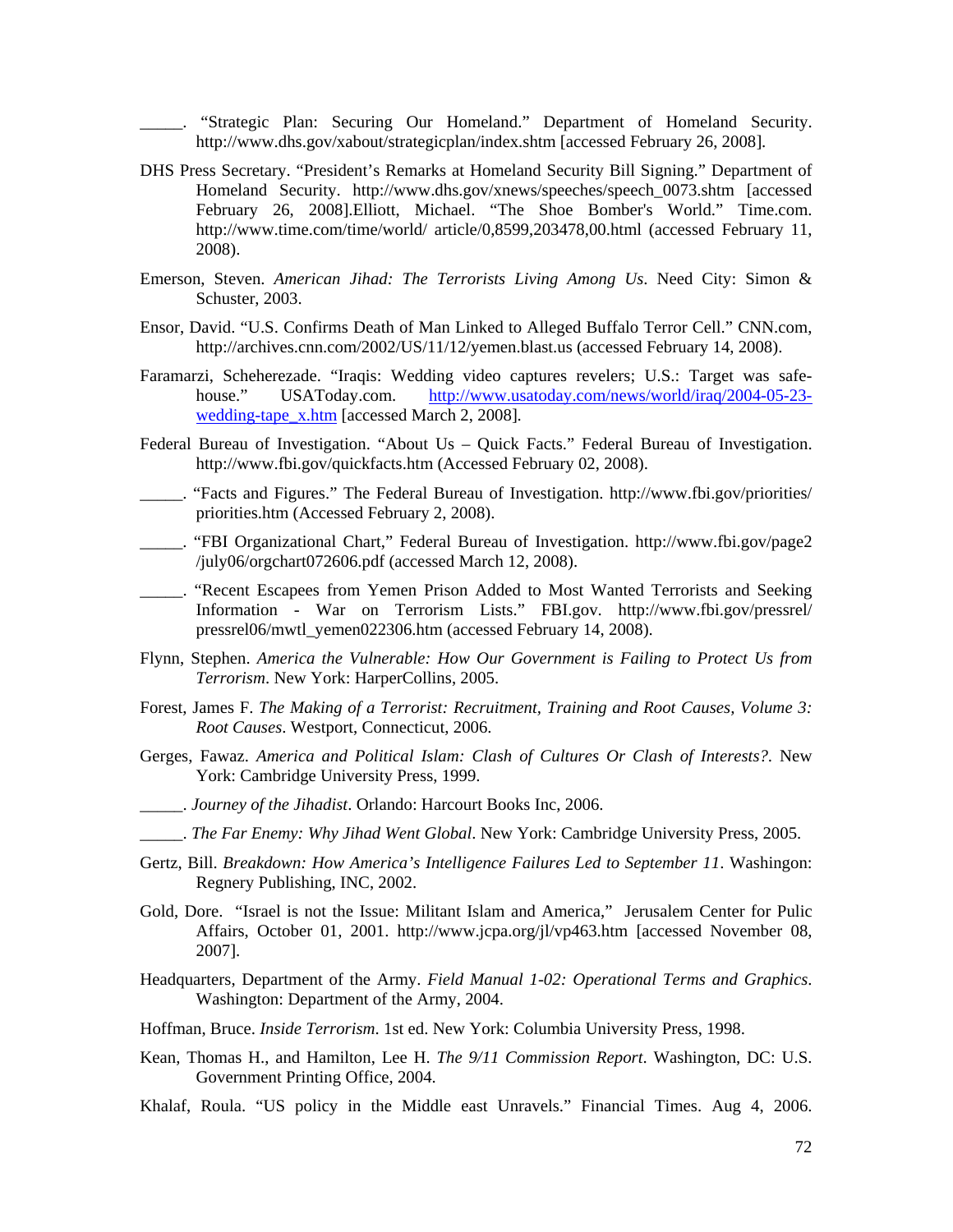_____. "Strategic Plan: Securing Our Homeland." Department of Homeland Security. http://www.dhs.gov/xabout/strategicplan/index.shtm [accessed February 26, 2008].

DHS Press Secretary. "President's Remarks at Homeland Security Bill Signing." Department of Homeland Security. http://www.dhs.gov/xnews/speeches/speech_0073.shtm [accessed February 26, 2008].Elliott, Michael. "The Shoe Bomber's World." Time.com. http://www.time.com/time/world/ article/0,8599,203478,00.html (accessed February 11, 2008).

Emerson, Steven. *American Jihad: The Terrorists Living Among Us*. Need City: Simon & Schuster, 2003.

Ensor, David. "U.S. Confirms Death of Man Linked to Alleged Buffalo Terror Cell." CNN.com, http://archives.cnn.com/2002/US/11/12/yemen.blast.us (accessed February 14, 2008).

Faramarzi, Scheherezade. "Iraqis: Wedding video captures revelers; U.S.: Target was safe-house." USAToday.com. http://www.usatoday.com/news/world/iraq/2004-05-23-wedding-tape_x.htm [accessed March 2, 2008].

Federal Bureau of Investigation. "About Us – Quick Facts." Federal Bureau of Investigation. http://www.fbi.gov/quickfacts.htm (Accessed February 02, 2008).

_____. "Facts and Figures." The Federal Bureau of Investigation. http://www.fbi.gov/priorities/ priorities.htm (Accessed February 2, 2008).

_____. "FBI Organizational Chart," Federal Bureau of Investigation. http://www.fbi.gov/page2 /july06/orgchart072606.pdf (accessed March 12, 2008).

_____. "Recent Escapees from Yemen Prison Added to Most Wanted Terrorists and Seeking Information - War on Terrorism Lists." FBI.gov. http://www.fbi.gov/pressrel/ pressrel06/mwtl_yemen022306.htm (accessed February 14, 2008).

Flynn, Stephen. *America the Vulnerable: How Our Government is Failing to Protect Us from Terrorism*. New York: HarperCollins, 2005.

Forest, James F. *The Making of a Terrorist: Recruitment, Training and Root Causes, Volume 3: Root Causes*. Westport, Connecticut, 2006.

Gerges, Fawaz. *America and Political Islam: Clash of Cultures Or Clash of Interests?*. New York: Cambridge University Press, 1999.

_____. *Journey of the Jihadist*. Orlando: Harcourt Books Inc, 2006.

_____. *The Far Enemy: Why Jihad Went Global*. New York: Cambridge University Press, 2005.

Gertz, Bill. *Breakdown: How America's Intelligence Failures Led to September 11*. Washingon: Regnery Publishing, INC, 2002.

Gold, Dore. "Israel is not the Issue: Militant Islam and America," Jerusalem Center for Pulic Affairs, October 01, 2001. http://www.jcpa.org/jl/vp463.htm [accessed November 08, 2007].

Headquarters, Department of the Army. *Field Manual 1-02: Operational Terms and Graphics*. Washington: Department of the Army, 2004.

Hoffman, Bruce. *Inside Terrorism*. 1st ed. New York: Columbia University Press, 1998.

Kean, Thomas H., and Hamilton, Lee H. *The 9/11 Commission Report*. Washington, DC: U.S. Government Printing Office, 2004.

Khalaf, Roula. "US policy in the Middle east Unravels." Financial Times. Aug 4, 2006.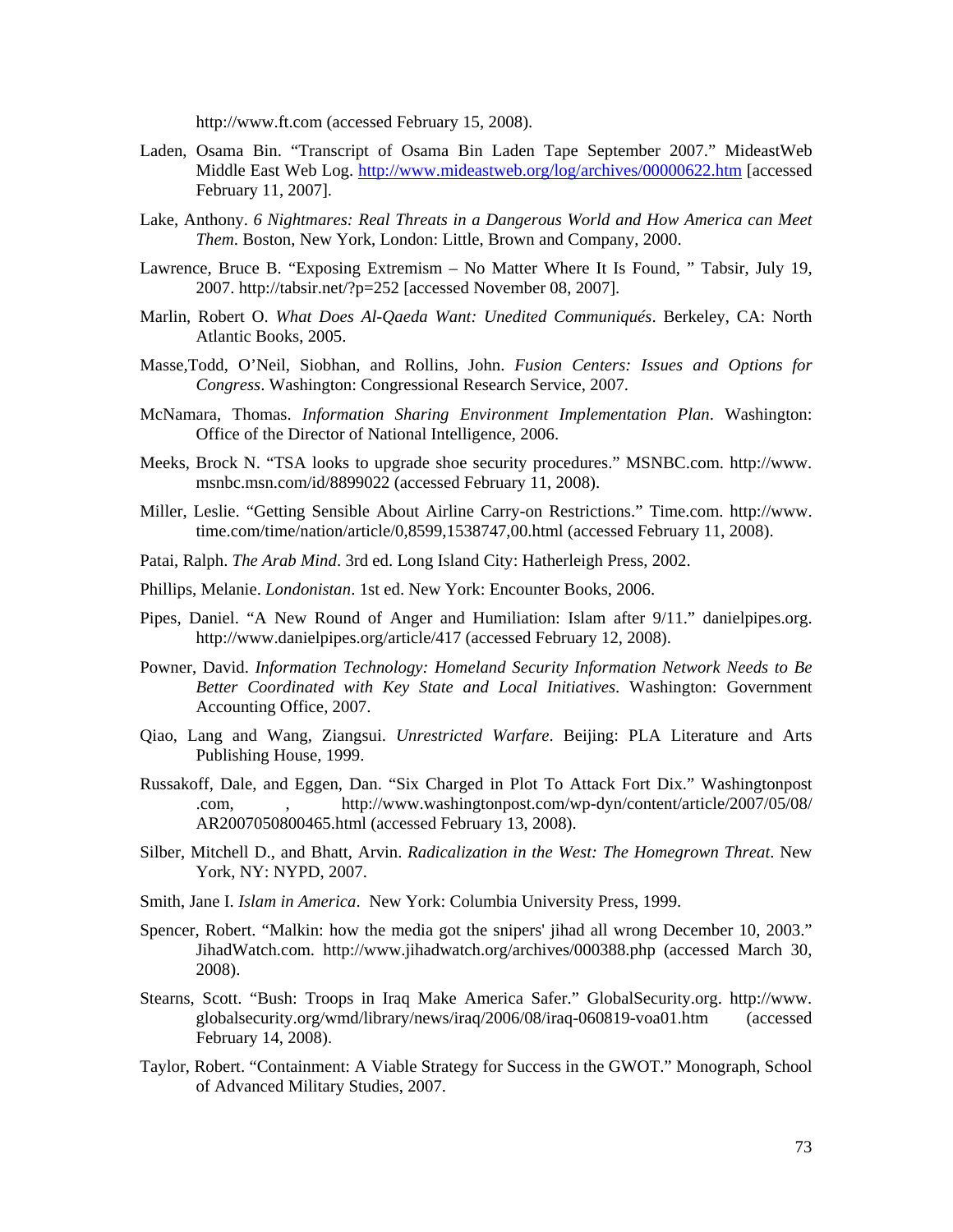http://www.ft.com (accessed February 15, 2008).

Laden, Osama Bin. "Transcript of Osama Bin Laden Tape September 2007." MideastWeb Middle East Web Log. http://www.mideastweb.org/log/archives/00000622.htm [accessed February 11, 2007].

Lake, Anthony. *6 Nightmares: Real Threats in a Dangerous World and How America can Meet Them*. Boston, New York, London: Little, Brown and Company, 2000.

Lawrence, Bruce B. "Exposing Extremism – No Matter Where It Is Found, " Tabsir, July 19, 2007. http://tabsir.net/?p=252 [accessed November 08, 2007].

Marlin, Robert O. *What Does Al-Qaeda Want: Unedited Communiqués*. Berkeley, CA: North Atlantic Books, 2005.

Masse,Todd, O'Neil, Siobhan, and Rollins, John. *Fusion Centers: Issues and Options for Congress*. Washington: Congressional Research Service, 2007.

McNamara, Thomas. *Information Sharing Environment Implementation Plan*. Washington: Office of the Director of National Intelligence, 2006.

Meeks, Brock N. "TSA looks to upgrade shoe security procedures." MSNBC.com. http://www.msnbc.msn.com/id/8899022 (accessed February 11, 2008).

Miller, Leslie. "Getting Sensible About Airline Carry-on Restrictions." Time.com. http://www.time.com/time/nation/article/0,8599,1538747,00.html (accessed February 11, 2008).

Patai, Ralph. *The Arab Mind*. 3rd ed. Long Island City: Hatherleigh Press, 2002.

Phillips, Melanie. *Londonistan*. 1st ed. New York: Encounter Books, 2006.

Pipes, Daniel. "A New Round of Anger and Humiliation: Islam after 9/11." danielpipes.org. http://www.danielpipes.org/article/417 (accessed February 12, 2008).

Powner, David. *Information Technology: Homeland Security Information Network Needs to Be Better Coordinated with Key State and Local Initiatives*. Washington: Government Accounting Office, 2007.

Qiao, Lang and Wang, Ziangsui. *Unrestricted Warfare*. Beijing: PLA Literature and Arts Publishing House, 1999.

Russakoff, Dale, and Eggen, Dan. "Six Charged in Plot To Attack Fort Dix." Washingtonpost .com, , http://www.washingtonpost.com/wp-dyn/content/article/2007/05/08/AR2007050800465.html (accessed February 13, 2008).

Silber, Mitchell D., and Bhatt, Arvin. *Radicalization in the West: The Homegrown Threat*. New York, NY: NYPD, 2007.

Smith, Jane I. *Islam in America*. New York: Columbia University Press, 1999.

Spencer, Robert. "Malkin: how the media got the snipers' jihad all wrong December 10, 2003." JihadWatch.com. http://www.jihadwatch.org/archives/000388.php (accessed March 30, 2008).

Stearns, Scott. "Bush: Troops in Iraq Make America Safer." GlobalSecurity.org. http://www.globalsecurity.org/wmd/library/news/iraq/2006/08/iraq-060819-voa01.htm (accessed February 14, 2008).

Taylor, Robert. "Containment: A Viable Strategy for Success in the GWOT." Monograph, School of Advanced Military Studies, 2007.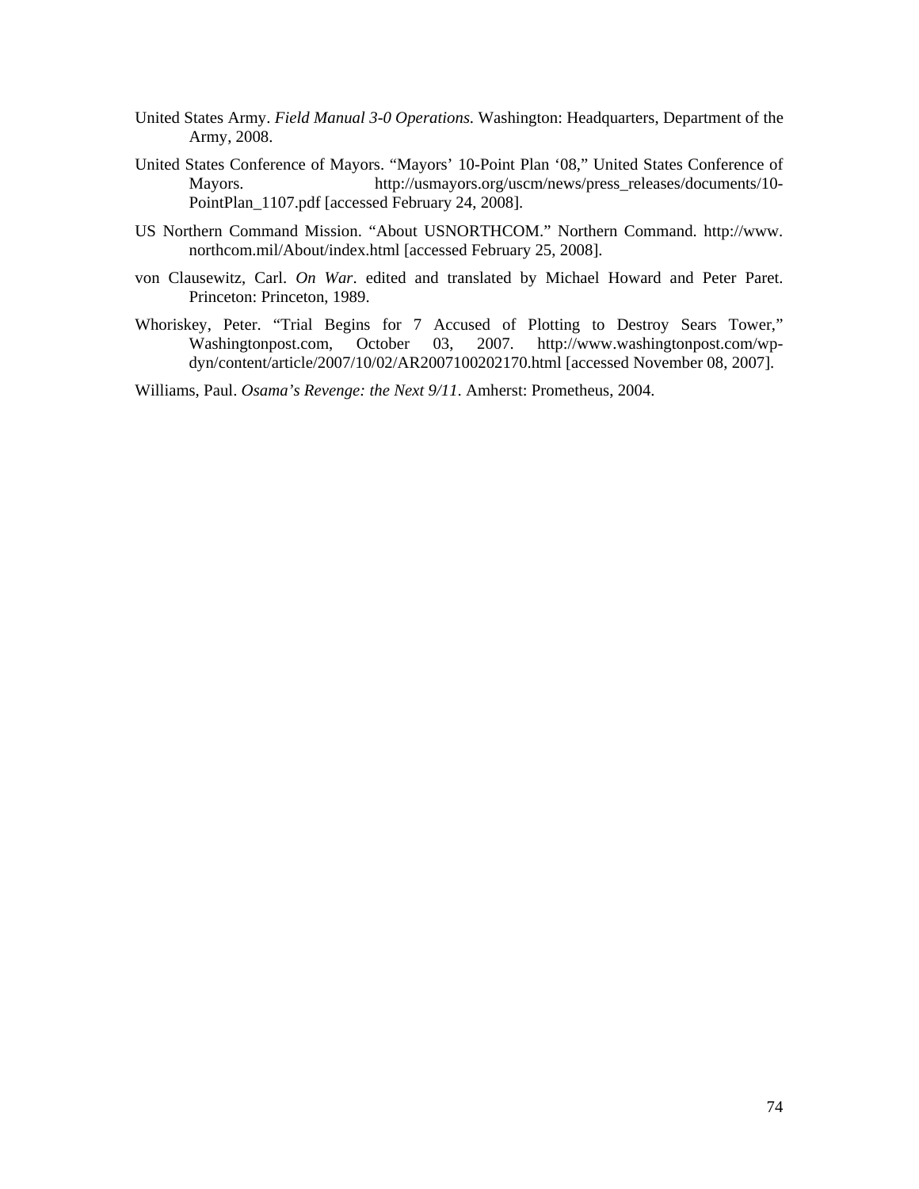United States Army. *Field Manual 3-0 Operations.* Washington: Headquarters, Department of the Army, 2008.

United States Conference of Mayors. "Mayors' 10-Point Plan '08," United States Conference of Mayors. http://usmayors.org/uscm/news/press_releases/documents/10-PointPlan_1107.pdf [accessed February 24, 2008].

US Northern Command Mission. "About USNORTHCOM." Northern Command. http://www.northcom.mil/About/index.html [accessed February 25, 2008].

von Clausewitz, Carl. *On War*. edited and translated by Michael Howard and Peter Paret. Princeton: Princeton, 1989.

Whoriskey, Peter. "Trial Begins for 7 Accused of Plotting to Destroy Sears Tower," Washingtonpost.com, October 03, 2007. http://www.washingtonpost.com/wp-dyn/content/article/2007/10/02/AR2007100202170.html [accessed November 08, 2007].

Williams, Paul. *Osama's Revenge: the Next 9/11*. Amherst: Prometheus, 2004.